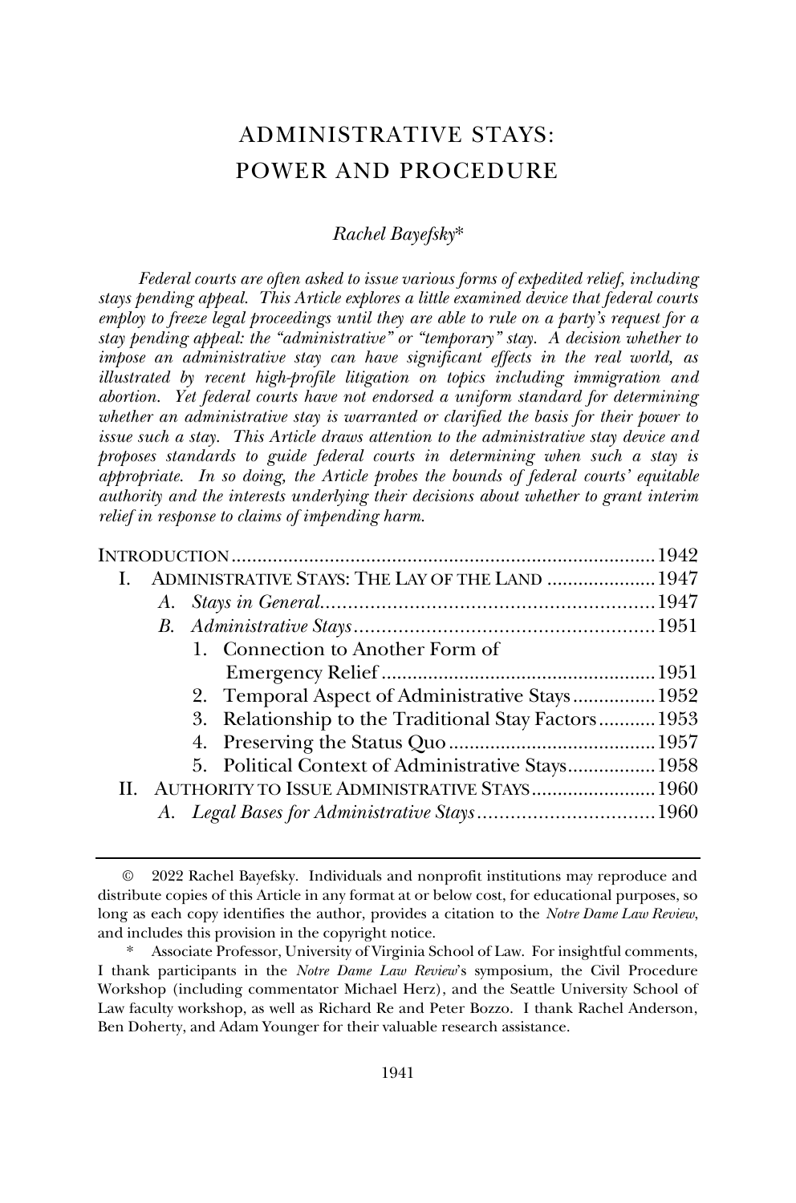# ADMINISTRATIVE STAYS: POWER AND PROCEDURE

*Rachel Bayefsky\**

*Federal courts are often asked to issue various forms of expedited relief, including stays pending appeal. This Article explores a little examined device that federal courts employ to freeze legal proceedings until they are able to rule on a party's request for a stay pending appeal: the "administrative" or "temporary" stay. A decision whether to impose an administrative stay can have significant effects in the real world, as illustrated by recent high-profile litigation on topics including immigration and abortion. Yet federal courts have not endorsed a uniform standard for determining whether an administrative stay is warranted or clarified the basis for their power to issue such a stay. This Article draws attention to the administrative stay device and proposes standards to guide federal courts in determining when such a stay is appropriate. In so doing, the Article probes the bounds of federal courts' equitable authority and the interests underlying their decisions about whether to grant interim relief in response to claims of impending harm.*

| | |
|---|---|
| INTRODUCTION | 1942 |
| I. ADMINISTRATIVE STAYS: THE LAY OF THE LAND | 1947 |
| *A. Stays in General* | 1947 |
| *B. Administrative Stays* | 1951 |
| 1. Connection to Another Form of Emergency Relief | 1951 |
| 2. Temporal Aspect of Administrative Stays | 1952 |
| 3. Relationship to the Traditional Stay Factors | 1953 |
| 4. Preserving the Status Quo | 1957 |
| 5. Political Context of Administrative Stays | 1958 |
| II. AUTHORITY TO ISSUE ADMINISTRATIVE STAYS | 1960 |
| *A. Legal Bases for Administrative Stays* | 1960 |

© 2022 Rachel Bayefsky. Individuals and nonprofit institutions may reproduce and distribute copies of this Article in any format at or below cost, for educational purposes, so long as each copy identifies the author, provides a citation to the *Notre Dame Law Review*, and includes this provision in the copyright notice.

\* Associate Professor, University of Virginia School of Law. For insightful comments, I thank participants in the *Notre Dame Law Review*'s symposium, the Civil Procedure Workshop (including commentator Michael Herz), and the Seattle University School of Law faculty workshop, as well as Richard Re and Peter Bozzo. I thank Rachel Anderson, Ben Doherty, and Adam Younger for their valuable research assistance.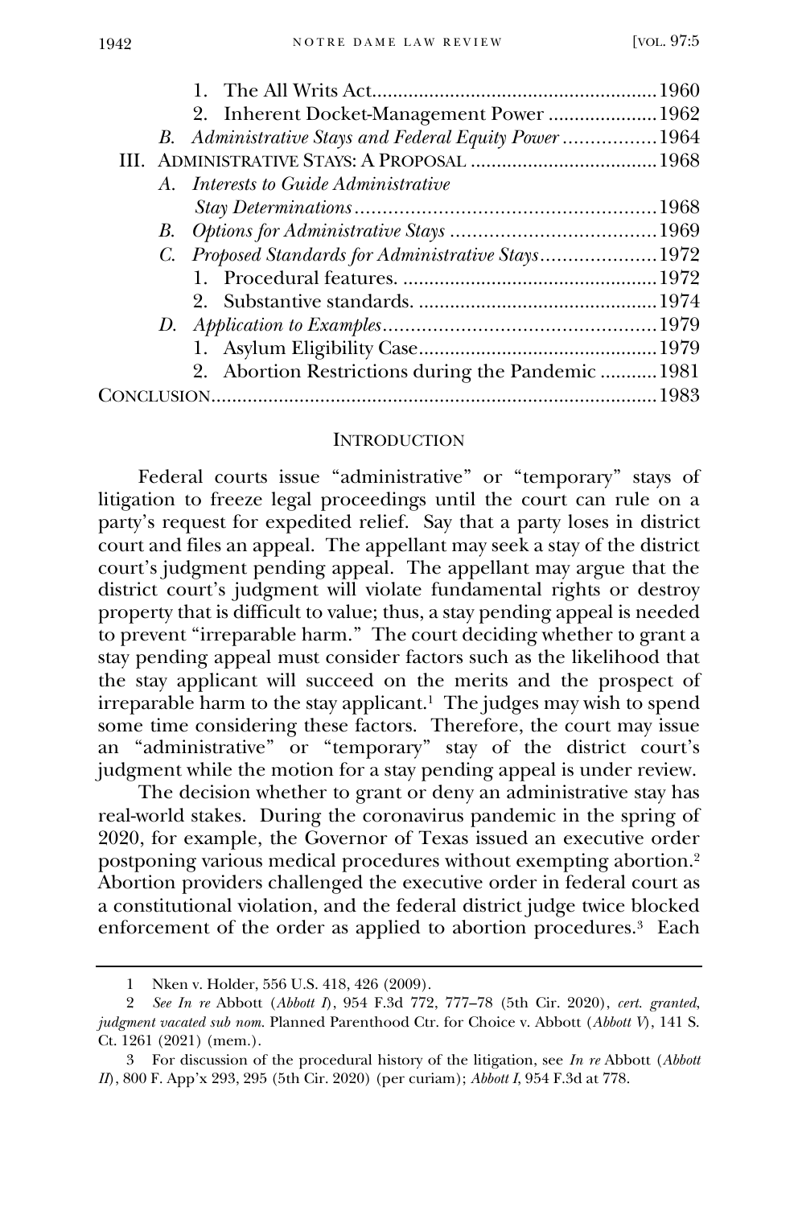1. The All Writs Act......................................................1960
2. Inherent Docket-Management Power .....................1962

*B. Administrative Stays and Federal Equity Power* .................1964

III. ADMINISTRATIVE STAYS: A PROPOSAL ....................................1968

*A. Interests to Guide Administrative Stay Determinations*......................................................1968

*B. Options for Administrative Stays* .....................................1969

*C. Proposed Standards for Administrative Stays*.....................1972

1. Procedural features. .................................................1972
2. Substantive standards. ..............................................1974

*D. Application to Examples*.................................................1979

1. Asylum Eligibility Case.............................................1979
2. Abortion Restrictions during the Pandemic ...........1981

CONCLUSION.....................................................................................1983

## INTRODUCTION

Federal courts issue "administrative" or "temporary" stays of litigation to freeze legal proceedings until the court can rule on a party's request for expedited relief. Say that a party loses in district court and files an appeal. The appellant may seek a stay of the district court's judgment pending appeal. The appellant may argue that the district court's judgment will violate fundamental rights or destroy property that is difficult to value; thus, a stay pending appeal is needed to prevent "irreparable harm." The court deciding whether to grant a stay pending appeal must consider factors such as the likelihood that the stay applicant will succeed on the merits and the prospect of irreparable harm to the stay applicant.[1] The judges may wish to spend some time considering these factors. Therefore, the court may issue an "administrative" or "temporary" stay of the district court's judgment while the motion for a stay pending appeal is under review.

The decision whether to grant or deny an administrative stay has real-world stakes. During the coronavirus pandemic in the spring of 2020, for example, the Governor of Texas issued an executive order postponing various medical procedures without exempting abortion.[2] Abortion providers challenged the executive order in federal court as a constitutional violation, and the federal district judge twice blocked enforcement of the order as applied to abortion procedures.[3] Each

---

1 Nken v. Holder, 556 U.S. 418, 426 (2009).

2 *See In re* Abbott (*Abbott I*), 954 F.3d 772, 777–78 (5th Cir. 2020), *cert. granted*, *judgment vacated sub nom.* Planned Parenthood Ctr. for Choice v. Abbott (*Abbott V*), 141 S. Ct. 1261 (2021) (mem.).

3 For discussion of the procedural history of the litigation, see *In re* Abbott (*Abbott II*), 800 F. App'x 293, 295 (5th Cir. 2020) (per curiam); *Abbott I*, 954 F.3d at 778.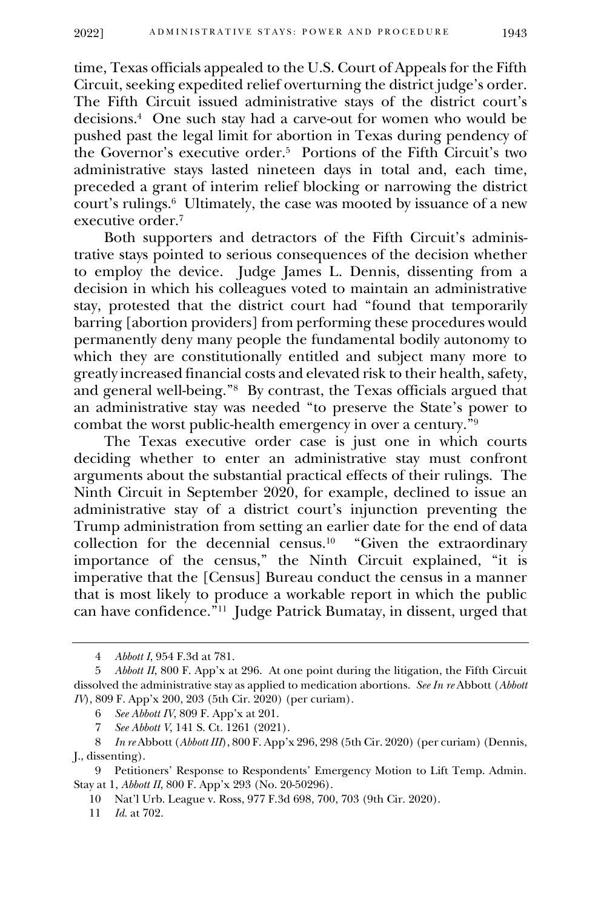time, Texas officials appealed to the U.S. Court of Appeals for the Fifth Circuit, seeking expedited relief overturning the district judge's order. The Fifth Circuit issued administrative stays of the district court's decisions.[4] One such stay had a carve-out for women who would be pushed past the legal limit for abortion in Texas during pendency of the Governor's executive order.[5] Portions of the Fifth Circuit's two administrative stays lasted nineteen days in total and, each time, preceded a grant of interim relief blocking or narrowing the district court's rulings.[6] Ultimately, the case was mooted by issuance of a new executive order.[7]

Both supporters and detractors of the Fifth Circuit's administrative stays pointed to serious consequences of the decision whether to employ the device. Judge James L. Dennis, dissenting from a decision in which his colleagues voted to maintain an administrative stay, protested that the district court had "found that temporarily barring [abortion providers] from performing these procedures would permanently deny many people the fundamental bodily autonomy to which they are constitutionally entitled and subject many more to greatly increased financial costs and elevated risk to their health, safety, and general well-being."[8] By contrast, the Texas officials argued that an administrative stay was needed "to preserve the State's power to combat the worst public-health emergency in over a century."[9]

The Texas executive order case is just one in which courts deciding whether to enter an administrative stay must confront arguments about the substantial practical effects of their rulings. The Ninth Circuit in September 2020, for example, declined to issue an administrative stay of a district court's injunction preventing the Trump administration from setting an earlier date for the end of data collection for the decennial census.[10] "Given the extraordinary importance of the census," the Ninth Circuit explained, "it is imperative that the [Census] Bureau conduct the census in a manner that is most likely to produce a workable report in which the public can have confidence."[11] Judge Patrick Bumatay, in dissent, urged that

---

4 *Abbott I*, 954 F.3d at 781.

5 *Abbott II*, 800 F. App'x at 296. At one point during the litigation, the Fifth Circuit dissolved the administrative stay as applied to medication abortions. *See In re* Abbott (*Abbott IV*), 809 F. App'x 200, 203 (5th Cir. 2020) (per curiam).

6 *See Abbott IV*, 809 F. App'x at 201.

7 *See Abbott V*, 141 S. Ct. 1261 (2021).

8 *In re* Abbott (*Abbott III*), 800 F. App'x 296, 298 (5th Cir. 2020) (per curiam) (Dennis, J., dissenting).

9 Petitioners' Response to Respondents' Emergency Motion to Lift Temp. Admin. Stay at 1, *Abbott II*, 800 F. App'x 293 (No. 20-50296).

10 Nat'l Urb. League v. Ross, 977 F.3d 698, 700, 703 (9th Cir. 2020).

11 *Id.* at 702.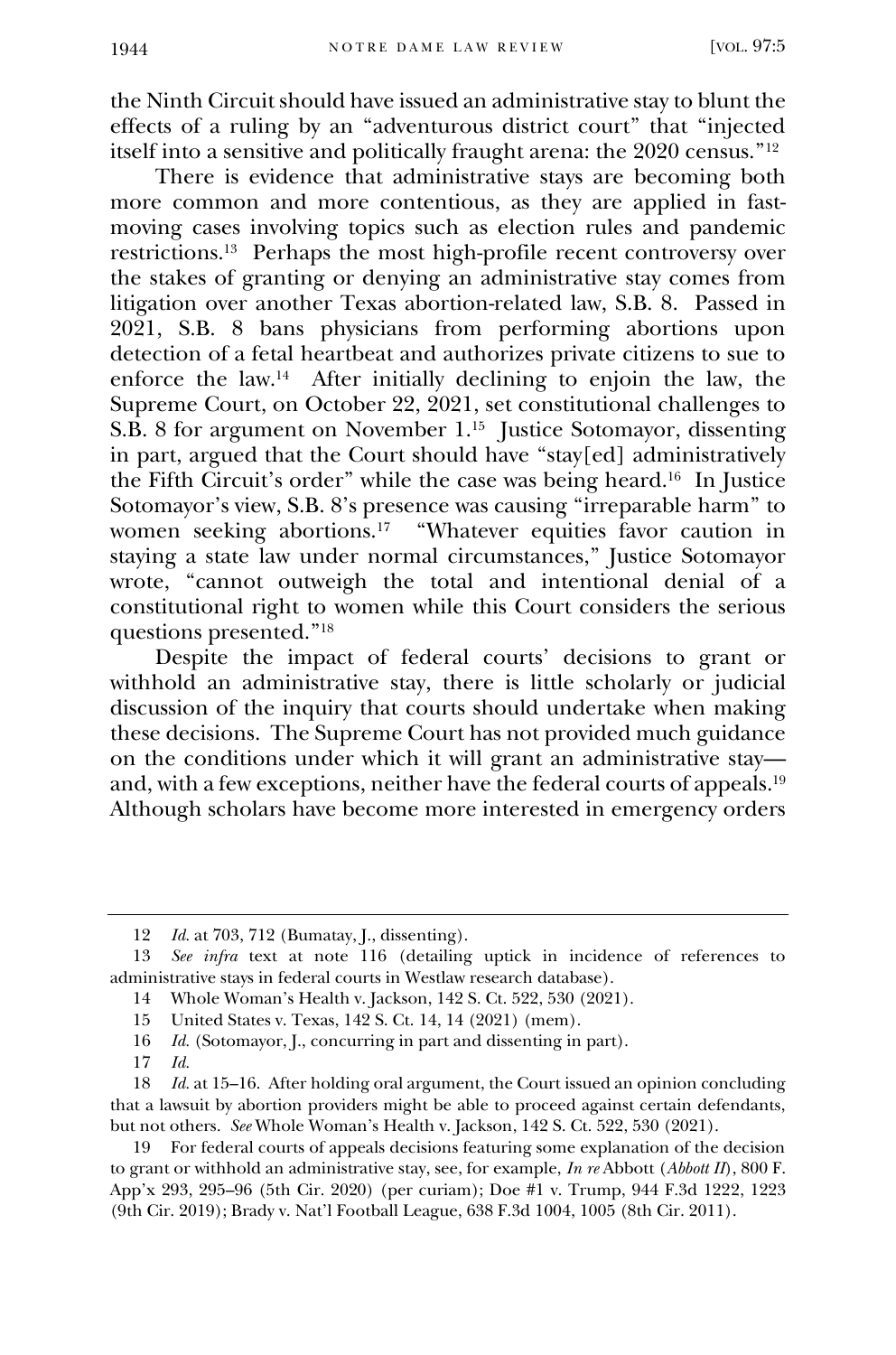the Ninth Circuit should have issued an administrative stay to blunt the effects of a ruling by an "adventurous district court" that "injected itself into a sensitive and politically fraught arena: the 2020 census."[12]

There is evidence that administrative stays are becoming both more common and more contentious, as they are applied in fast-moving cases involving topics such as election rules and pandemic restrictions.[13] Perhaps the most high-profile recent controversy over the stakes of granting or denying an administrative stay comes from litigation over another Texas abortion-related law, S.B. 8. Passed in 2021, S.B. 8 bans physicians from performing abortions upon detection of a fetal heartbeat and authorizes private citizens to sue to enforce the law.[14] After initially declining to enjoin the law, the Supreme Court, on October 22, 2021, set constitutional challenges to S.B. 8 for argument on November 1.[15] Justice Sotomayor, dissenting in part, argued that the Court should have "stay[ed] administratively the Fifth Circuit's order" while the case was being heard.[16] In Justice Sotomayor's view, S.B. 8's presence was causing "irreparable harm" to women seeking abortions.[17] "Whatever equities favor caution in staying a state law under normal circumstances," Justice Sotomayor wrote, "cannot outweigh the total and intentional denial of a constitutional right to women while this Court considers the serious questions presented."[18]

Despite the impact of federal courts' decisions to grant or withhold an administrative stay, there is little scholarly or judicial discussion of the inquiry that courts should undertake when making these decisions. The Supreme Court has not provided much guidance on the conditions under which it will grant an administrative stay—and, with a few exceptions, neither have the federal courts of appeals.[19] Although scholars have become more interested in emergency orders

---

12 *Id.* at 703, 712 (Bumatay, J., dissenting).

13 *See infra* text at note 116 (detailing uptick in incidence of references to administrative stays in federal courts in Westlaw research database).

14 Whole Woman's Health v. Jackson, 142 S. Ct. 522, 530 (2021).

15 United States v. Texas, 142 S. Ct. 14, 14 (2021) (mem).

16 *Id.* (Sotomayor, J., concurring in part and dissenting in part).

17 *Id.*

18 *Id.* at 15–16. After holding oral argument, the Court issued an opinion concluding that a lawsuit by abortion providers might be able to proceed against certain defendants, but not others. *See* Whole Woman's Health v. Jackson, 142 S. Ct. 522, 530 (2021).

19 For federal courts of appeals decisions featuring some explanation of the decision to grant or withhold an administrative stay, see, for example, *In re* Abbott (*Abbott II*), 800 F. App'x 293, 295–96 (5th Cir. 2020) (per curiam); Doe #1 v. Trump, 944 F.3d 1222, 1223 (9th Cir. 2019); Brady v. Nat'l Football League, 638 F.3d 1004, 1005 (8th Cir. 2011).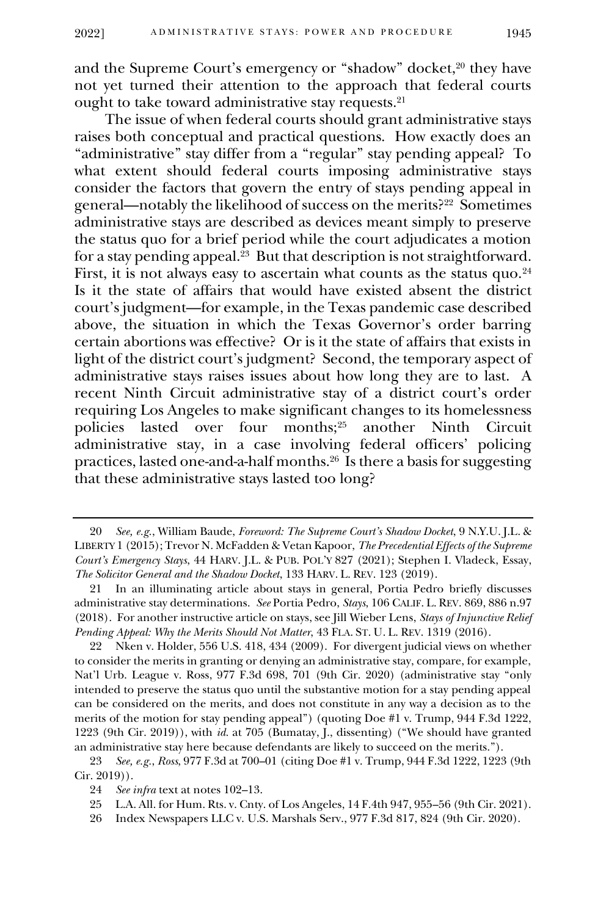and the Supreme Court's emergency or "shadow" docket,[20] they have not yet turned their attention to the approach that federal courts ought to take toward administrative stay requests.[21]

The issue of when federal courts should grant administrative stays raises both conceptual and practical questions. How exactly does an "administrative" stay differ from a "regular" stay pending appeal? To what extent should federal courts imposing administrative stays consider the factors that govern the entry of stays pending appeal in general—notably the likelihood of success on the merits?[22] Sometimes administrative stays are described as devices meant simply to preserve the status quo for a brief period while the court adjudicates a motion for a stay pending appeal.[23] But that description is not straightforward. First, it is not always easy to ascertain what counts as the status quo.[24] Is it the state of affairs that would have existed absent the district court's judgment—for example, in the Texas pandemic case described above, the situation in which the Texas Governor's order barring certain abortions was effective? Or is it the state of affairs that exists in light of the district court's judgment? Second, the temporary aspect of administrative stays raises issues about how long they are to last. A recent Ninth Circuit administrative stay of a district court's order requiring Los Angeles to make significant changes to its homelessness policies lasted over four months;[25] another Ninth Circuit administrative stay, in a case involving federal officers' policing practices, lasted one-and-a-half months.[26] Is there a basis for suggesting that these administrative stays lasted too long?

---

20 *See, e.g.*, William Baude, *Foreword: The Supreme Court's Shadow Docket*, 9 N.Y.U. J.L. & LIBERTY 1 (2015); Trevor N. McFadden & Vetan Kapoor, *The Precedential Effects of the Supreme Court's Emergency Stays*, 44 HARV. J.L. & PUB. POL'Y 827 (2021); Stephen I. Vladeck, Essay, *The Solicitor General and the Shadow Docket*, 133 HARV. L. REV. 123 (2019).

21 In an illuminating article about stays in general, Portia Pedro briefly discusses administrative stay determinations. *See* Portia Pedro, *Stays*, 106 CALIF. L. REV. 869, 886 n.97 (2018). For another instructive article on stays, see Jill Wieber Lens, *Stays of Injunctive Relief Pending Appeal: Why the Merits Should Not Matter*, 43 FLA. ST. U. L. REV. 1319 (2016).

22 Nken v. Holder, 556 U.S. 418, 434 (2009). For divergent judicial views on whether to consider the merits in granting or denying an administrative stay, compare, for example, Nat'l Urb. League v. Ross, 977 F.3d 698, 701 (9th Cir. 2020) (administrative stay "only intended to preserve the status quo until the substantive motion for a stay pending appeal can be considered on the merits, and does not constitute in any way a decision as to the merits of the motion for stay pending appeal") (quoting Doe #1 v. Trump, 944 F.3d 1222, 1223 (9th Cir. 2019)), with *id.* at 705 (Bumatay, J., dissenting) ("We should have granted an administrative stay here because defendants are likely to succeed on the merits.").

23 *See, e.g.*, *Ross*, 977 F.3d at 700–01 (citing Doe #1 v. Trump, 944 F.3d 1222, 1223 (9th Cir. 2019)).

24 *See infra* text at notes 102–13.

25 L.A. All. for Hum. Rts. v. Cnty. of Los Angeles, 14 F.4th 947, 955–56 (9th Cir. 2021).

26 Index Newspapers LLC v. U.S. Marshals Serv., 977 F.3d 817, 824 (9th Cir. 2020).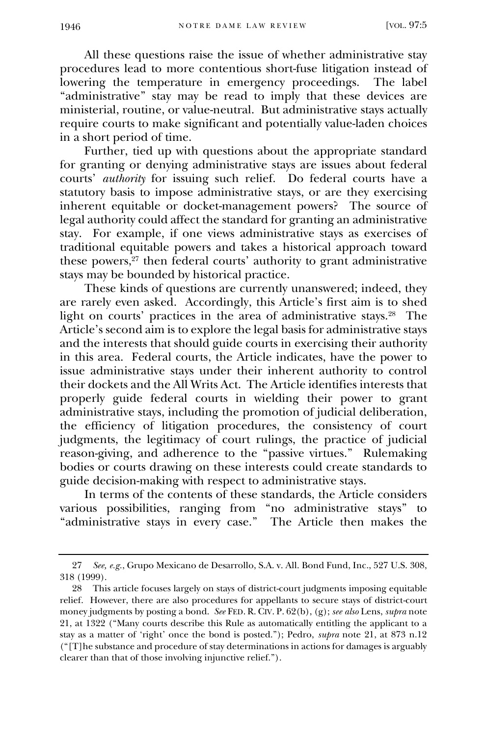All these questions raise the issue of whether administrative stay procedures lead to more contentious short-fuse litigation instead of lowering the temperature in emergency proceedings. The label "administrative" stay may be read to imply that these devices are ministerial, routine, or value-neutral. But administrative stays actually require courts to make significant and potentially value-laden choices in a short period of time.

Further, tied up with questions about the appropriate standard for granting or denying administrative stays are issues about federal courts' *authority* for issuing such relief. Do federal courts have a statutory basis to impose administrative stays, or are they exercising inherent equitable or docket-management powers? The source of legal authority could affect the standard for granting an administrative stay. For example, if one views administrative stays as exercises of traditional equitable powers and takes a historical approach toward these powers,[27] then federal courts' authority to grant administrative stays may be bounded by historical practice.

These kinds of questions are currently unanswered; indeed, they are rarely even asked. Accordingly, this Article's first aim is to shed light on courts' practices in the area of administrative stays.[28] The Article's second aim is to explore the legal basis for administrative stays and the interests that should guide courts in exercising their authority in this area. Federal courts, the Article indicates, have the power to issue administrative stays under their inherent authority to control their dockets and the All Writs Act. The Article identifies interests that properly guide federal courts in wielding their power to grant administrative stays, including the promotion of judicial deliberation, the efficiency of litigation procedures, the consistency of court judgments, the legitimacy of court rulings, the practice of judicial reason-giving, and adherence to the "passive virtues." Rulemaking bodies or courts drawing on these interests could create standards to guide decision-making with respect to administrative stays.

In terms of the contents of these standards, the Article considers various possibilities, ranging from "no administrative stays" to "administrative stays in every case." The Article then makes the

---

27 *See, e.g.*, Grupo Mexicano de Desarrollo, S.A. v. All. Bond Fund, Inc., 527 U.S. 308, 318 (1999).

28 This article focuses largely on stays of district-court judgments imposing equitable relief. However, there are also procedures for appellants to secure stays of district-court money judgments by posting a bond. *See* FED. R. CIV. P. 62(b), (g); *see also* Lens, *supra* note 21, at 1322 ("Many courts describe this Rule as automatically entitling the applicant to a stay as a matter of 'right' once the bond is posted."); Pedro, *supra* note 21, at 873 n.12 ("[T]he substance and procedure of stay determinations in actions for damages is arguably clearer than that of those involving injunctive relief.").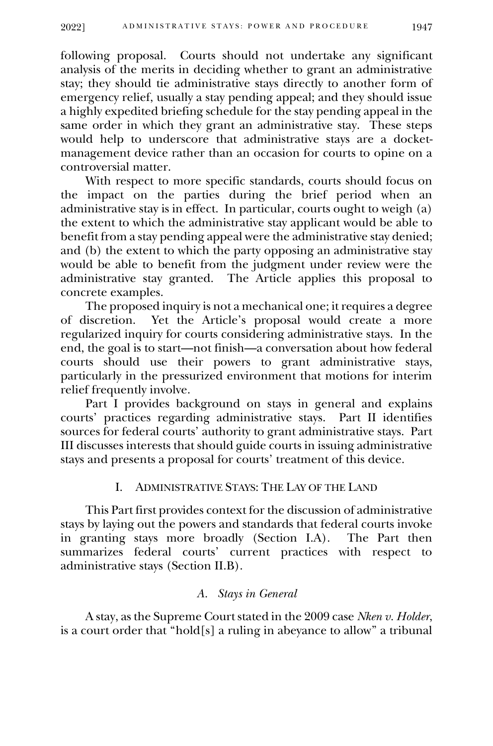following proposal. Courts should not undertake any significant analysis of the merits in deciding whether to grant an administrative stay; they should tie administrative stays directly to another form of emergency relief, usually a stay pending appeal; and they should issue a highly expedited briefing schedule for the stay pending appeal in the same order in which they grant an administrative stay. These steps would help to underscore that administrative stays are a docket-management device rather than an occasion for courts to opine on a controversial matter.

With respect to more specific standards, courts should focus on the impact on the parties during the brief period when an administrative stay is in effect. In particular, courts ought to weigh (a) the extent to which the administrative stay applicant would be able to benefit from a stay pending appeal were the administrative stay denied; and (b) the extent to which the party opposing an administrative stay would be able to benefit from the judgment under review were the administrative stay granted. The Article applies this proposal to concrete examples.

The proposed inquiry is not a mechanical one; it requires a degree of discretion. Yet the Article's proposal would create a more regularized inquiry for courts considering administrative stays. In the end, the goal is to start—not finish—a conversation about how federal courts should use their powers to grant administrative stays, particularly in the pressurized environment that motions for interim relief frequently involve.

Part I provides background on stays in general and explains courts' practices regarding administrative stays. Part II identifies sources for federal courts' authority to grant administrative stays. Part III discusses interests that should guide courts in issuing administrative stays and presents a proposal for courts' treatment of this device.

## I. ADMINISTRATIVE STAYS: THE LAY OF THE LAND

This Part first provides context for the discussion of administrative stays by laying out the powers and standards that federal courts invoke in granting stays more broadly (Section I.A). The Part then summarizes federal courts' current practices with respect to administrative stays (Section II.B).

### *A. Stays in General*

A stay, as the Supreme Court stated in the 2009 case *Nken v. Holder*, is a court order that "hold[s] a ruling in abeyance to allow" a tribunal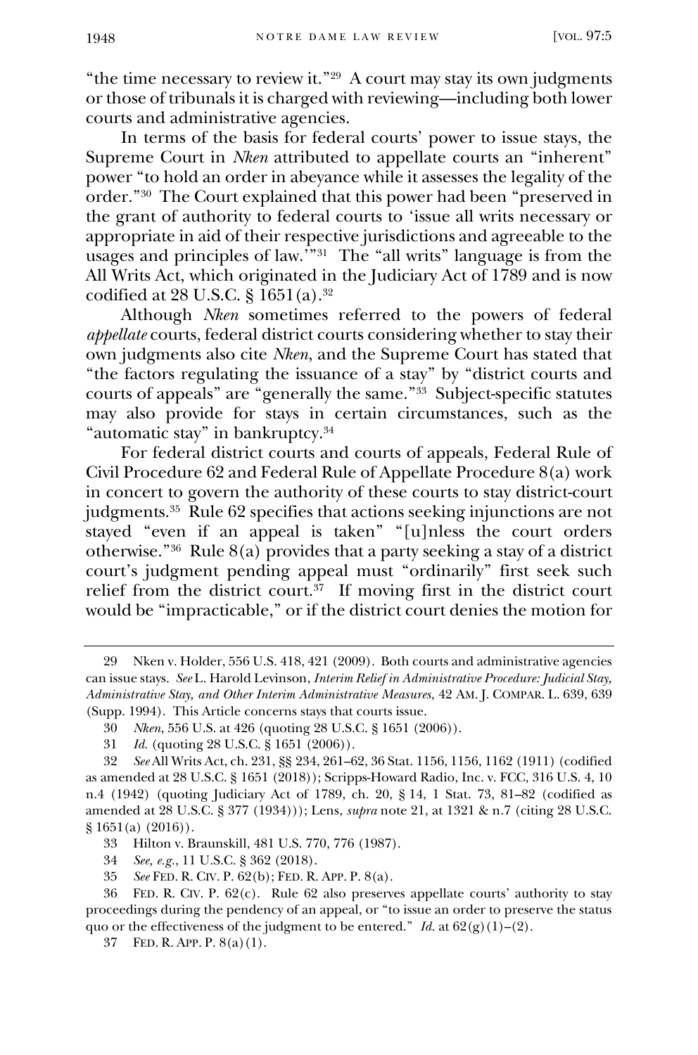"the time necessary to review it."[29] A court may stay its own judgments or those of tribunals it is charged with reviewing—including both lower courts and administrative agencies.

In terms of the basis for federal courts' power to issue stays, the Supreme Court in *Nken* attributed to appellate courts an "inherent" power "to hold an order in abeyance while it assesses the legality of the order."[30] The Court explained that this power had been "preserved in the grant of authority to federal courts to 'issue all writs necessary or appropriate in aid of their respective jurisdictions and agreeable to the usages and principles of law.'"[31] The "all writs" language is from the All Writs Act, which originated in the Judiciary Act of 1789 and is now codified at 28 U.S.C. § 1651(a).[32]

Although *Nken* sometimes referred to the powers of federal *appellate* courts, federal district courts considering whether to stay their own judgments also cite *Nken*, and the Supreme Court has stated that "the factors regulating the issuance of a stay" by "district courts and courts of appeals" are "generally the same."[33] Subject-specific statutes may also provide for stays in certain circumstances, such as the "automatic stay" in bankruptcy.[34]

For federal district courts and courts of appeals, Federal Rule of Civil Procedure 62 and Federal Rule of Appellate Procedure 8(a) work in concert to govern the authority of these courts to stay district-court judgments.[35] Rule 62 specifies that actions seeking injunctions are not stayed "even if an appeal is taken" "[u]nless the court orders otherwise."[36] Rule 8(a) provides that a party seeking a stay of a district court's judgment pending appeal must "ordinarily" first seek such relief from the district court.[37] If moving first in the district court would be "impracticable," or if the district court denies the motion for

---

29 Nken v. Holder, 556 U.S. 418, 421 (2009). Both courts and administrative agencies can issue stays. *See* L. Harold Levinson, *Interim Relief in Administrative Procedure: Judicial Stay, Administrative Stay, and Other Interim Administrative Measures*, 42 AM. J. COMPAR. L. 639, 639 (Supp. 1994). This Article concerns stays that courts issue.

30 *Nken*, 556 U.S. at 426 (quoting 28 U.S.C. § 1651 (2006)).

31 *Id.* (quoting 28 U.S.C. § 1651 (2006)).

32 *See* All Writs Act, ch. 231, §§ 234, 261–62, 36 Stat. 1156, 1156, 1162 (1911) (codified as amended at 28 U.S.C. § 1651 (2018)); Scripps-Howard Radio, Inc. v. FCC, 316 U.S. 4, 10 n.4 (1942) (quoting Judiciary Act of 1789, ch. 20, § 14, 1 Stat. 73, 81–82 (codified as amended at 28 U.S.C. § 377 (1934))); Lens, *supra* note 21, at 1321 & n.7 (citing 28 U.S.C. § 1651(a) (2016)).

33 Hilton v. Braunskill, 481 U.S. 770, 776 (1987).

34 *See, e.g.*, 11 U.S.C. § 362 (2018).

35 *See* FED. R. CIV. P. 62(b); FED. R. APP. P. 8(a).

36 FED. R. CIV. P. 62(c). Rule 62 also preserves appellate courts' authority to stay proceedings during the pendency of an appeal, or "to issue an order to preserve the status quo or the effectiveness of the judgment to be entered." *Id.* at 62(g)(1)–(2).

37 FED. R. APP. P. 8(a)(1).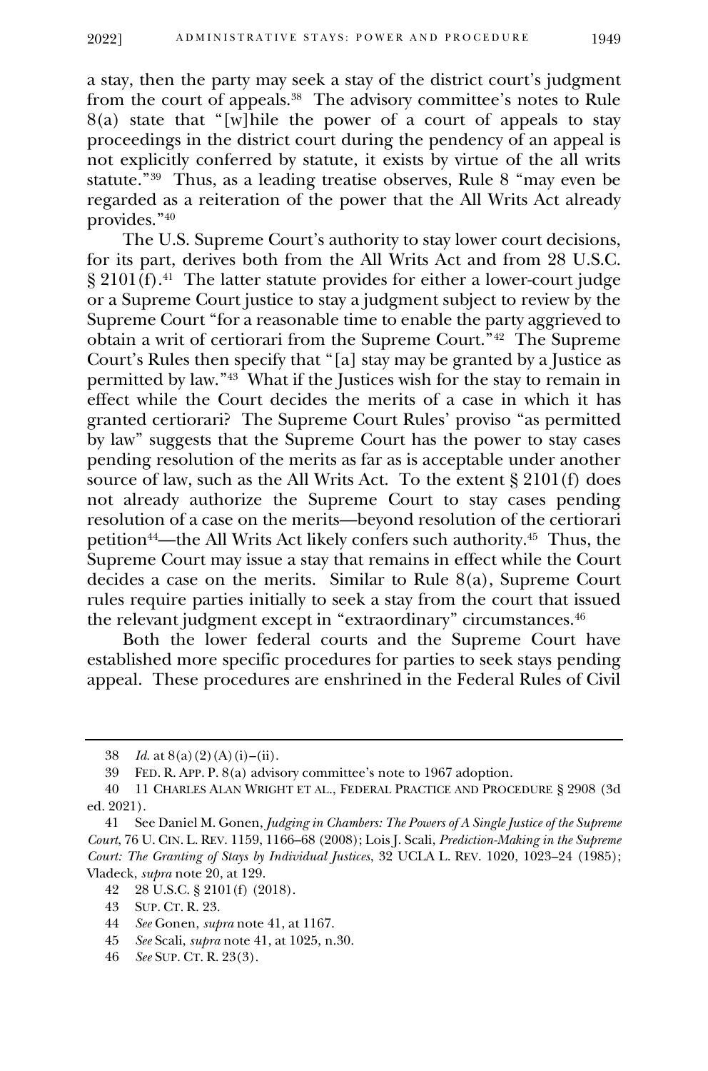a stay, then the party may seek a stay of the district court's judgment from the court of appeals.[38] The advisory committee's notes to Rule 8(a) state that "[w]hile the power of a court of appeals to stay proceedings in the district court during the pendency of an appeal is not explicitly conferred by statute, it exists by virtue of the all writs statute."[39] Thus, as a leading treatise observes, Rule 8 "may even be regarded as a reiteration of the power that the All Writs Act already provides."[40]

The U.S. Supreme Court's authority to stay lower court decisions, for its part, derives both from the All Writs Act and from 28 U.S.C. § 2101(f).[41] The latter statute provides for either a lower-court judge or a Supreme Court justice to stay a judgment subject to review by the Supreme Court "for a reasonable time to enable the party aggrieved to obtain a writ of certiorari from the Supreme Court."[42] The Supreme Court's Rules then specify that "[a] stay may be granted by a Justice as permitted by law."[43] What if the Justices wish for the stay to remain in effect while the Court decides the merits of a case in which it has granted certiorari? The Supreme Court Rules' proviso "as permitted by law" suggests that the Supreme Court has the power to stay cases pending resolution of the merits as far as is acceptable under another source of law, such as the All Writs Act. To the extent § 2101(f) does not already authorize the Supreme Court to stay cases pending resolution of a case on the merits—beyond resolution of the certiorari petition[44]—the All Writs Act likely confers such authority.[45] Thus, the Supreme Court may issue a stay that remains in effect while the Court decides a case on the merits. Similar to Rule 8(a), Supreme Court rules require parties initially to seek a stay from the court that issued the relevant judgment except in "extraordinary" circumstances.[46]

Both the lower federal courts and the Supreme Court have established more specific procedures for parties to seek stays pending appeal. These procedures are enshrined in the Federal Rules of Civil

---

38 *Id.* at 8(a)(2)(A)(i)–(ii).

39 FED. R. APP. P. 8(a) advisory committee's note to 1967 adoption.

40 11 CHARLES ALAN WRIGHT ET AL., FEDERAL PRACTICE AND PROCEDURE § 2908 (3d ed. 2021).

41 See Daniel M. Gonen, *Judging in Chambers: The Powers of A Single Justice of the Supreme Court*, 76 U. CIN. L. REV. 1159, 1166–68 (2008); Lois J. Scali, *Prediction-Making in the Supreme Court: The Granting of Stays by Individual Justices*, 32 UCLA L. REV. 1020, 1023–24 (1985); Vladeck, *supra* note 20, at 129.

42 28 U.S.C. § 2101(f) (2018).

43 SUP. CT. R. 23.

44 *See* Gonen, *supra* note 41, at 1167.

45 *See* Scali, *supra* note 41, at 1025, n.30.

46 *See* SUP. CT. R. 23(3).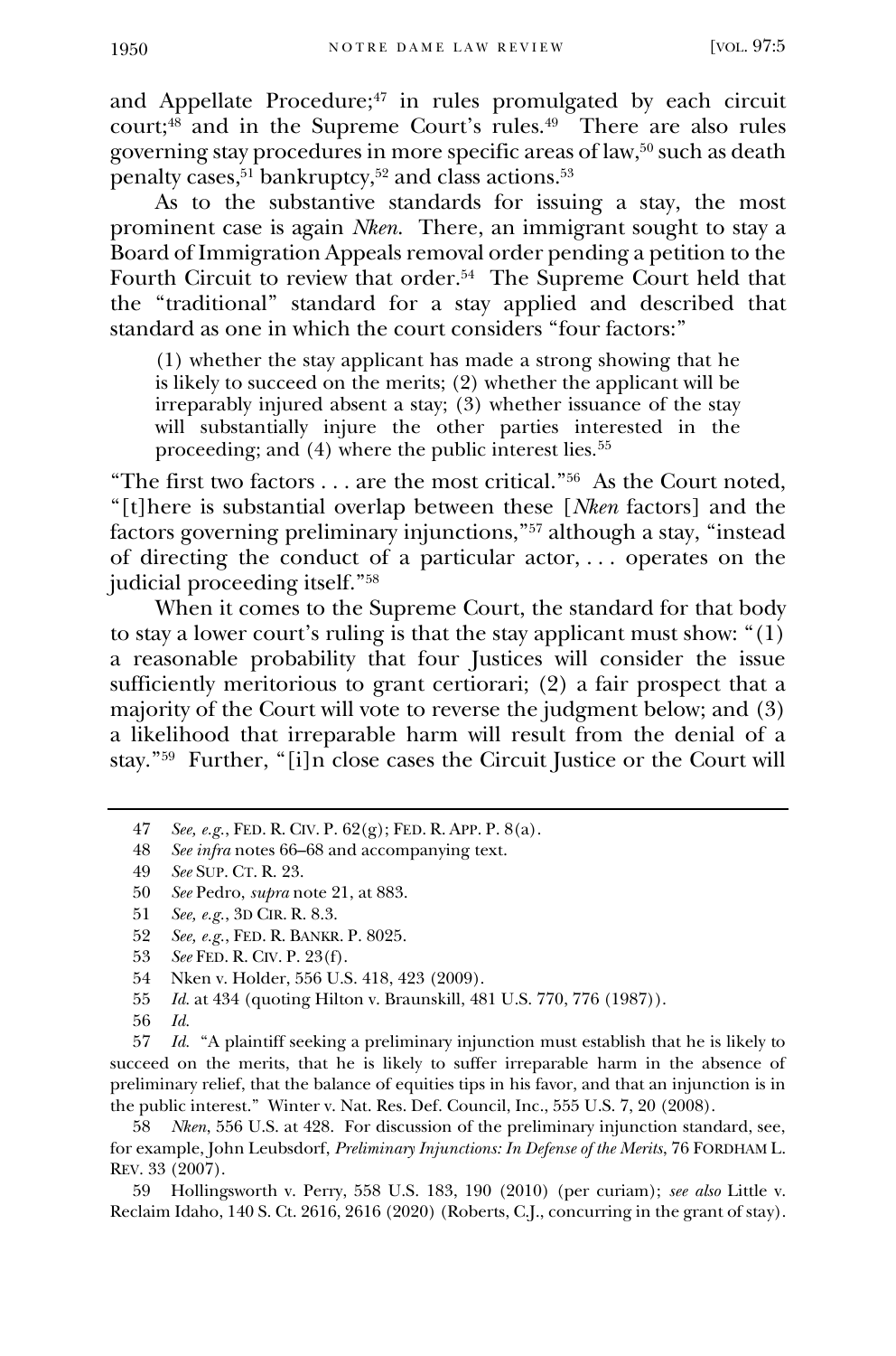and Appellate Procedure;[47] in rules promulgated by each circuit court;[48] and in the Supreme Court's rules.[49] There are also rules governing stay procedures in more specific areas of law,[50] such as death penalty cases,[51] bankruptcy,[52] and class actions.[53]

As to the substantive standards for issuing a stay, the most prominent case is again *Nken*. There, an immigrant sought to stay a Board of Immigration Appeals removal order pending a petition to the Fourth Circuit to review that order.[54] The Supreme Court held that the "traditional" standard for a stay applied and described that standard as one in which the court considers "four factors:"

> (1) whether the stay applicant has made a strong showing that he is likely to succeed on the merits; (2) whether the applicant will be irreparably injured absent a stay; (3) whether issuance of the stay will substantially injure the other parties interested in the proceeding; and (4) where the public interest lies.[55]

"The first two factors . . . are the most critical."[56] As the Court noted, "[t]here is substantial overlap between these [*Nken* factors] and the factors governing preliminary injunctions,"[57] although a stay, "instead of directing the conduct of a particular actor, . . . operates on the judicial proceeding itself."[58]

When it comes to the Supreme Court, the standard for that body to stay a lower court's ruling is that the stay applicant must show: "(1) a reasonable probability that four Justices will consider the issue sufficiently meritorious to grant certiorari; (2) a fair prospect that a majority of the Court will vote to reverse the judgment below; and (3) a likelihood that irreparable harm will result from the denial of a stay."[59] Further, "[i]n close cases the Circuit Justice or the Court will

---

47 *See, e.g.*, FED. R. CIV. P. 62(g); FED. R. APP. P. 8(a).

48 *See infra* notes 66–68 and accompanying text.

49 *See* SUP. CT. R. 23.

50 *See* Pedro, *supra* note 21, at 883.

51 *See, e.g.*, 3D CIR. R. 8.3.

52 *See, e.g.*, FED. R. BANKR. P. 8025.

53 *See* FED. R. CIV. P. 23(f).

54 Nken v. Holder, 556 U.S. 418, 423 (2009).

55 *Id.* at 434 (quoting Hilton v. Braunskill, 481 U.S. 770, 776 (1987)).

56 *Id.*

57 *Id.* "A plaintiff seeking a preliminary injunction must establish that he is likely to succeed on the merits, that he is likely to suffer irreparable harm in the absence of preliminary relief, that the balance of equities tips in his favor, and that an injunction is in the public interest." Winter v. Nat. Res. Def. Council, Inc., 555 U.S. 7, 20 (2008).

58 *Nken*, 556 U.S. at 428. For discussion of the preliminary injunction standard, see, for example, John Leubsdorf, *Preliminary Injunctions: In Defense of the Merits*, 76 FORDHAM L. REV. 33 (2007).

59 Hollingsworth v. Perry, 558 U.S. 183, 190 (2010) (per curiam); *see also* Little v. Reclaim Idaho, 140 S. Ct. 2616, 2616 (2020) (Roberts, C.J., concurring in the grant of stay).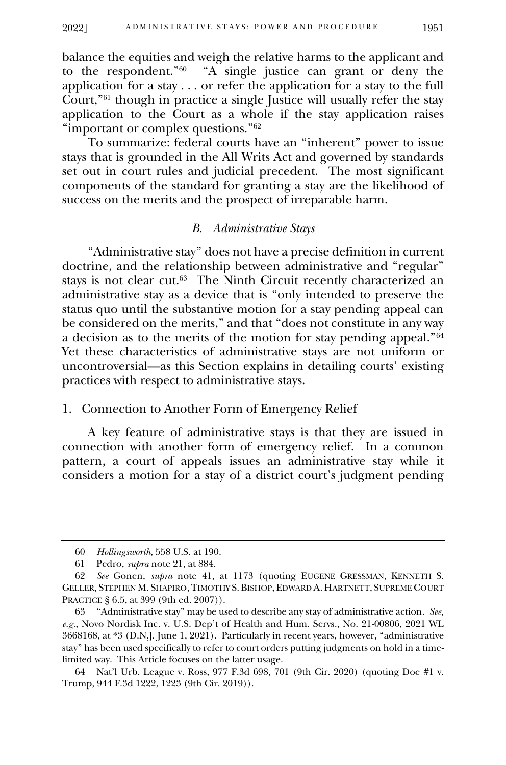balance the equities and weigh the relative harms to the applicant and to the respondent."[60] "A single justice can grant or deny the application for a stay . . . or refer the application for a stay to the full Court,"[61] though in practice a single Justice will usually refer the stay application to the Court as a whole if the stay application raises "important or complex questions."[62]

To summarize: federal courts have an "inherent" power to issue stays that is grounded in the All Writs Act and governed by standards set out in court rules and judicial precedent. The most significant components of the standard for granting a stay are the likelihood of success on the merits and the prospect of irreparable harm.

### *B. Administrative Stays*

"Administrative stay" does not have a precise definition in current doctrine, and the relationship between administrative and "regular" stays is not clear cut.[63] The Ninth Circuit recently characterized an administrative stay as a device that is "only intended to preserve the status quo until the substantive motion for a stay pending appeal can be considered on the merits," and that "does not constitute in any way a decision as to the merits of the motion for stay pending appeal."[64] Yet these characteristics of administrative stays are not uniform or uncontroversial—as this Section explains in detailing courts' existing practices with respect to administrative stays.

#### 1. Connection to Another Form of Emergency Relief

A key feature of administrative stays is that they are issued in connection with another form of emergency relief. In a common pattern, a court of appeals issues an administrative stay while it considers a motion for a stay of a district court's judgment pending

---

60 *Hollingsworth*, 558 U.S. at 190.

61 Pedro, *supra* note 21, at 884.

62 *See* Gonen, *supra* note 41, at 1173 (quoting EUGENE GRESSMAN, KENNETH S. GELLER, STEPHEN M. SHAPIRO, TIMOTHY S. BISHOP, EDWARD A. HARTNETT, SUPREME COURT PRACTICE § 6.5, at 399 (9th ed. 2007)).

63 "Administrative stay" may be used to describe any stay of administrative action. *See, e.g.*, Novo Nordisk Inc. v. U.S. Dep't of Health and Hum. Servs., No. 21-00806, 2021 WL 3668168, at *3 (D.N.J. June 1, 2021). Particularly in recent years, however, "administrative stay" has been used specifically to refer to court orders putting judgments on hold in a time-limited way. This Article focuses on the latter usage.

64 Nat'l Urb. League v. Ross, 977 F.3d 698, 701 (9th Cir. 2020) (quoting Doe #1 v. Trump, 944 F.3d 1222, 1223 (9th Cir. 2019)).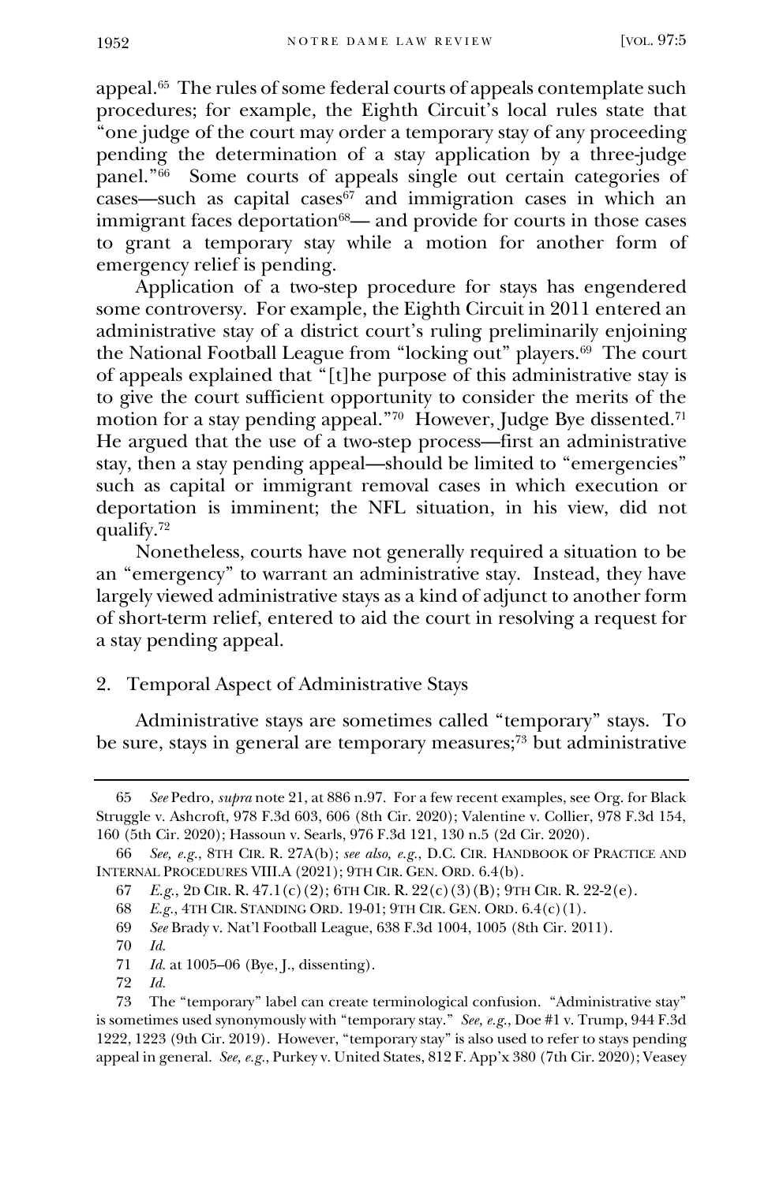appeal.[65] The rules of some federal courts of appeals contemplate such procedures; for example, the Eighth Circuit's local rules state that "one judge of the court may order a temporary stay of any proceeding pending the determination of a stay application by a three-judge panel."[66] Some courts of appeals single out certain categories of cases—such as capital cases[67] and immigration cases in which an immigrant faces deportation[68]— and provide for courts in those cases to grant a temporary stay while a motion for another form of emergency relief is pending.

Application of a two-step procedure for stays has engendered some controversy. For example, the Eighth Circuit in 2011 entered an administrative stay of a district court's ruling preliminarily enjoining the National Football League from "locking out" players.[69] The court of appeals explained that "[t]he purpose of this administrative stay is to give the court sufficient opportunity to consider the merits of the motion for a stay pending appeal."[70] However, Judge Bye dissented.[71] He argued that the use of a two-step process—first an administrative stay, then a stay pending appeal—should be limited to "emergencies" such as capital or immigrant removal cases in which execution or deportation is imminent; the NFL situation, in his view, did not qualify.[72]

Nonetheless, courts have not generally required a situation to be an "emergency" to warrant an administrative stay. Instead, they have largely viewed administrative stays as a kind of adjunct to another form of short-term relief, entered to aid the court in resolving a request for a stay pending appeal.

### 2. Temporal Aspect of Administrative Stays

Administrative stays are sometimes called "temporary" stays. To be sure, stays in general are temporary measures;[73] but administrative

---

65 *See* Pedro, *supra* note 21, at 886 n.97. For a few recent examples, see Org. for Black Struggle v. Ashcroft, 978 F.3d 603, 606 (8th Cir. 2020); Valentine v. Collier, 978 F.3d 154, 160 (5th Cir. 2020); Hassoun v. Searls, 976 F.3d 121, 130 n.5 (2d Cir. 2020).

66 *See, e.g.*, 8TH CIR. R. 27A(b); *see also, e.g.*, D.C. CIR. HANDBOOK OF PRACTICE AND INTERNAL PROCEDURES VIII.A (2021); 9TH CIR. GEN. ORD. 6.4(b).

67 *E.g.*, 2D CIR. R. 47.1(c)(2); 6TH CIR. R. 22(c)(3)(B); 9TH CIR. R. 22-2(e).

68 *E.g.*, 4TH CIR. STANDING ORD. 19-01; 9TH CIR. GEN. ORD. 6.4(c)(1).

69 *See* Brady v. Nat'l Football League, 638 F.3d 1004, 1005 (8th Cir. 2011).

70 *Id.*

71 *Id.* at 1005–06 (Bye, J., dissenting).

72 *Id.*

73 The "temporary" label can create terminological confusion. "Administrative stay" is sometimes used synonymously with "temporary stay." *See, e.g.*, Doe #1 v. Trump, 944 F.3d 1222, 1223 (9th Cir. 2019). However, "temporary stay" is also used to refer to stays pending appeal in general. *See, e.g.*, Purkey v. United States, 812 F. App'x 380 (7th Cir. 2020); Veasey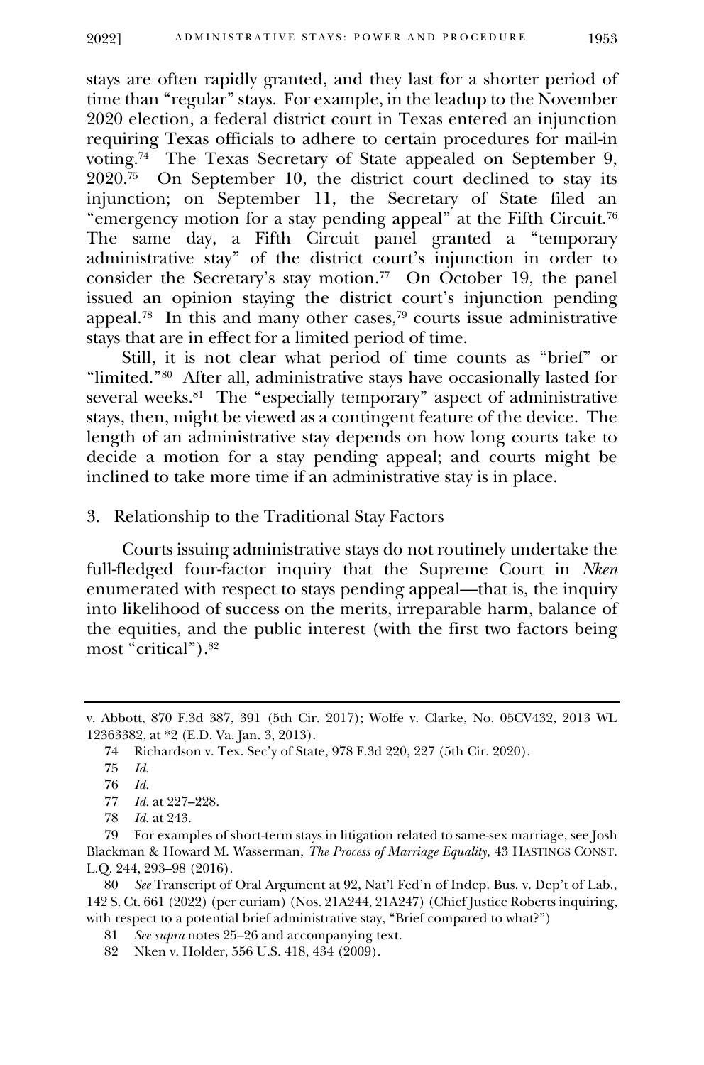stays are often rapidly granted, and they last for a shorter period of time than "regular" stays. For example, in the leadup to the November 2020 election, a federal district court in Texas entered an injunction requiring Texas officials to adhere to certain procedures for mail-in voting.[74] The Texas Secretary of State appealed on September 9, 2020.[75] On September 10, the district court declined to stay its injunction; on September 11, the Secretary of State filed an "emergency motion for a stay pending appeal" at the Fifth Circuit.[76] The same day, a Fifth Circuit panel granted a "temporary administrative stay" of the district court's injunction in order to consider the Secretary's stay motion.[77] On October 19, the panel issued an opinion staying the district court's injunction pending appeal.[78] In this and many other cases,[79] courts issue administrative stays that are in effect for a limited period of time.

Still, it is not clear what period of time counts as "brief" or "limited."[80] After all, administrative stays have occasionally lasted for several weeks.[81] The "especially temporary" aspect of administrative stays, then, might be viewed as a contingent feature of the device. The length of an administrative stay depends on how long courts take to decide a motion for a stay pending appeal; and courts might be inclined to take more time if an administrative stay is in place.

### 3. Relationship to the Traditional Stay Factors

Courts issuing administrative stays do not routinely undertake the full-fledged four-factor inquiry that the Supreme Court in *Nken* enumerated with respect to stays pending appeal—that is, the inquiry into likelihood of success on the merits, irreparable harm, balance of the equities, and the public interest (with the first two factors being most "critical").[82]

---

v. Abbott, 870 F.3d 387, 391 (5th Cir. 2017); Wolfe v. Clarke, No. 05CV432, 2013 WL 12363382, at *2 (E.D. Va. Jan. 3, 2013).

74 Richardson v. Tex. Sec'y of State, 978 F.3d 220, 227 (5th Cir. 2020).

75 *Id.*

76 *Id.*

77 *Id.* at 227–228.

78 *Id.* at 243.

79 For examples of short-term stays in litigation related to same-sex marriage, see Josh Blackman & Howard M. Wasserman, *The Process of Marriage Equality*, 43 HASTINGS CONST. L.Q. 244, 293–98 (2016).

80 *See* Transcript of Oral Argument at 92, Nat'l Fed'n of Indep. Bus. v. Dep't of Lab., 142 S. Ct. 661 (2022) (per curiam) (Nos. 21A244, 21A247) (Chief Justice Roberts inquiring, with respect to a potential brief administrative stay, "Brief compared to what?")

81 *See supra* notes 25–26 and accompanying text.

82 Nken v. Holder, 556 U.S. 418, 434 (2009).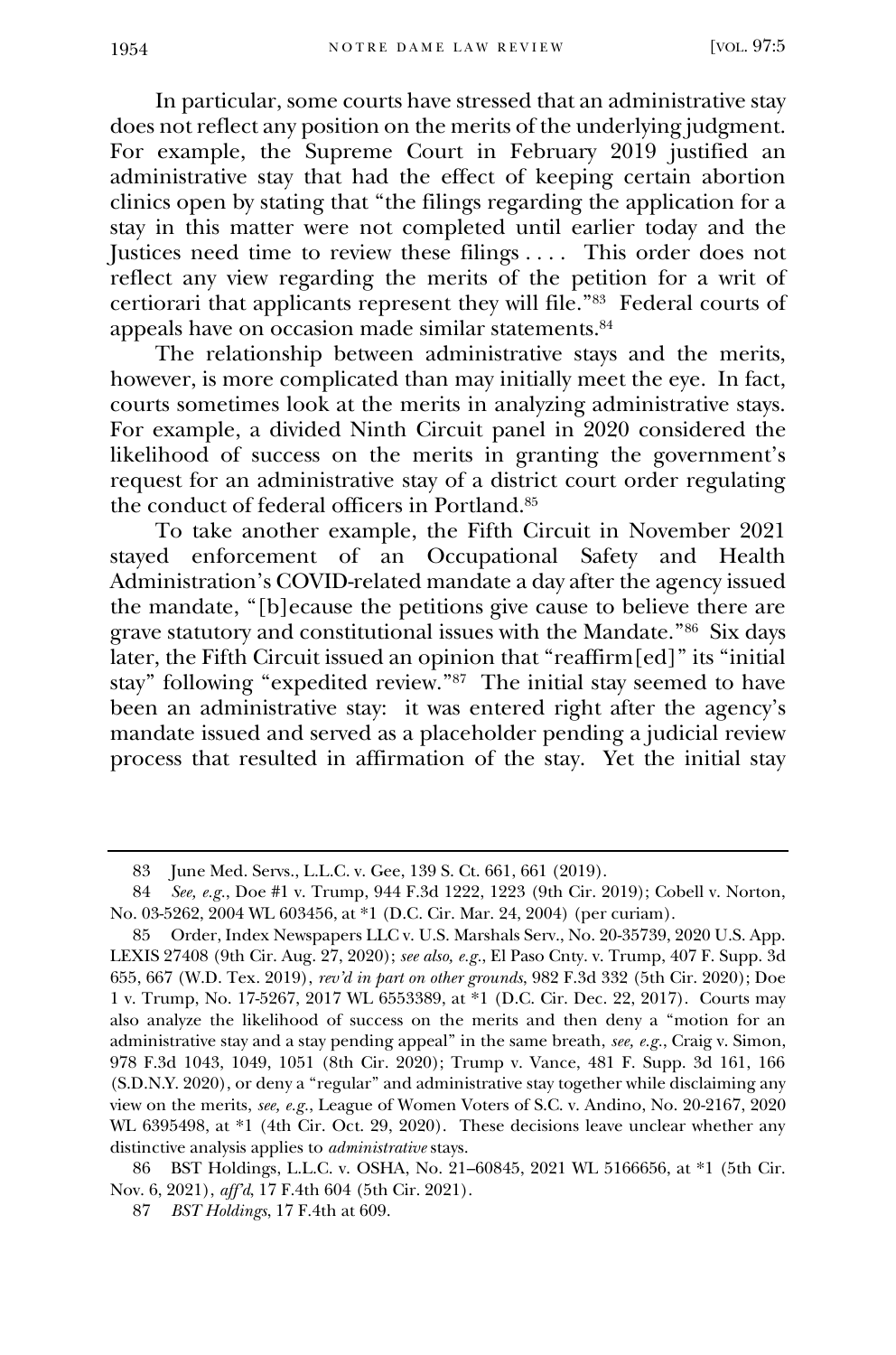In particular, some courts have stressed that an administrative stay does not reflect any position on the merits of the underlying judgment. For example, the Supreme Court in February 2019 justified an administrative stay that had the effect of keeping certain abortion clinics open by stating that "the filings regarding the application for a stay in this matter were not completed until earlier today and the Justices need time to review these filings . . . . This order does not reflect any view regarding the merits of the petition for a writ of certiorari that applicants represent they will file."[83] Federal courts of appeals have on occasion made similar statements.[84]

The relationship between administrative stays and the merits, however, is more complicated than may initially meet the eye. In fact, courts sometimes look at the merits in analyzing administrative stays. For example, a divided Ninth Circuit panel in 2020 considered the likelihood of success on the merits in granting the government's request for an administrative stay of a district court order regulating the conduct of federal officers in Portland.[85]

To take another example, the Fifth Circuit in November 2021 stayed enforcement of an Occupational Safety and Health Administration's COVID-related mandate a day after the agency issued the mandate, "[b]ecause the petitions give cause to believe there are grave statutory and constitutional issues with the Mandate."[86] Six days later, the Fifth Circuit issued an opinion that "reaffirm[ed]" its "initial stay" following "expedited review."[87] The initial stay seemed to have been an administrative stay: it was entered right after the agency's mandate issued and served as a placeholder pending a judicial review process that resulted in affirmation of the stay. Yet the initial stay

---

83 June Med. Servs., L.L.C. v. Gee, 139 S. Ct. 661, 661 (2019).

84 *See, e.g.*, Doe #1 v. Trump, 944 F.3d 1222, 1223 (9th Cir. 2019); Cobell v. Norton, No. 03-5262, 2004 WL 603456, at *1 (D.C. Cir. Mar. 24, 2004) (per curiam).

85 Order, Index Newspapers LLC v. U.S. Marshals Serv., No. 20-35739, 2020 U.S. App. LEXIS 27408 (9th Cir. Aug. 27, 2020); *see also, e.g.*, El Paso Cnty. v. Trump, 407 F. Supp. 3d 655, 667 (W.D. Tex. 2019), *rev'd in part on other grounds*, 982 F.3d 332 (5th Cir. 2020); Doe 1 v. Trump, No. 17-5267, 2017 WL 6553389, at *1 (D.C. Cir. Dec. 22, 2017). Courts may also analyze the likelihood of success on the merits and then deny a "motion for an administrative stay and a stay pending appeal" in the same breath, *see, e.g.*, Craig v. Simon, 978 F.3d 1043, 1049, 1051 (8th Cir. 2020); Trump v. Vance, 481 F. Supp. 3d 161, 166 (S.D.N.Y. 2020), or deny a "regular" and administrative stay together while disclaiming any view on the merits, *see, e.g.*, League of Women Voters of S.C. v. Andino, No. 20-2167, 2020 WL 6395498, at *1 (4th Cir. Oct. 29, 2020). These decisions leave unclear whether any distinctive analysis applies to *administrative* stays.

86 BST Holdings, L.L.C. v. OSHA, No. 21–60845, 2021 WL 5166656, at *1 (5th Cir. Nov. 6, 2021), *aff'd*, 17 F.4th 604 (5th Cir. 2021).

87 *BST Holdings*, 17 F.4th at 609.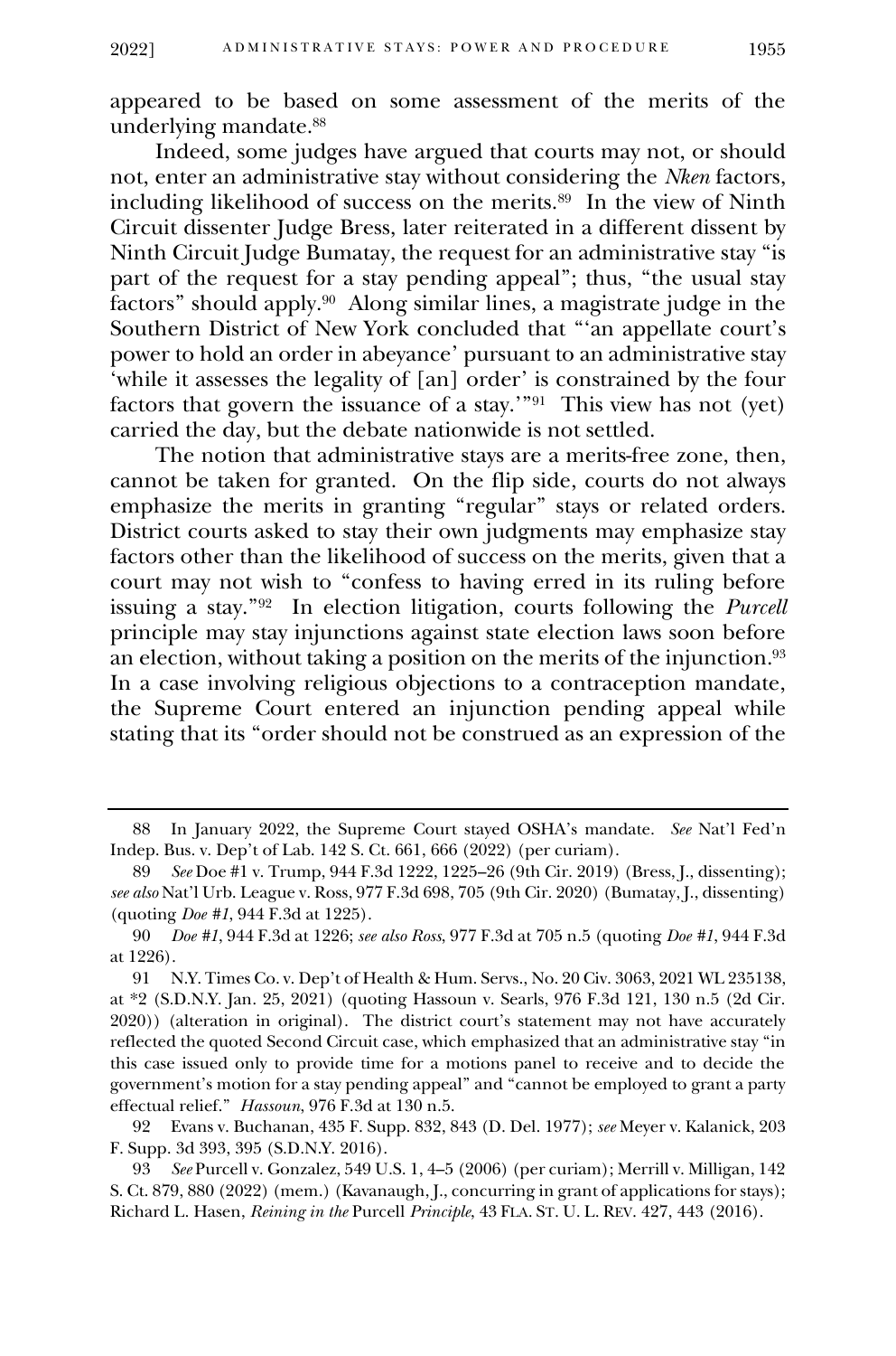appeared to be based on some assessment of the merits of the underlying mandate.[88]

Indeed, some judges have argued that courts may not, or should not, enter an administrative stay without considering the *Nken* factors, including likelihood of success on the merits.[89] In the view of Ninth Circuit dissenter Judge Bress, later reiterated in a different dissent by Ninth Circuit Judge Bumatay, the request for an administrative stay "is part of the request for a stay pending appeal"; thus, "the usual stay factors" should apply.[90] Along similar lines, a magistrate judge in the Southern District of New York concluded that "'an appellate court's power to hold an order in abeyance' pursuant to an administrative stay 'while it assesses the legality of [an] order' is constrained by the four factors that govern the issuance of a stay.'"[91] This view has not (yet) carried the day, but the debate nationwide is not settled.

The notion that administrative stays are a merits-free zone, then, cannot be taken for granted. On the flip side, courts do not always emphasize the merits in granting "regular" stays or related orders. District courts asked to stay their own judgments may emphasize stay factors other than the likelihood of success on the merits, given that a court may not wish to "confess to having erred in its ruling before issuing a stay."[92] In election litigation, courts following the *Purcell* principle may stay injunctions against state election laws soon before an election, without taking a position on the merits of the injunction.[93] In a case involving religious objections to a contraception mandate, the Supreme Court entered an injunction pending appeal while stating that its "order should not be construed as an expression of the

---

88 In January 2022, the Supreme Court stayed OSHA's mandate. *See* Nat'l Fed'n Indep. Bus. v. Dep't of Lab. 142 S. Ct. 661, 666 (2022) (per curiam).

89 *See* Doe #1 v. Trump, 944 F.3d 1222, 1225–26 (9th Cir. 2019) (Bress, J., dissenting); *see also* Nat'l Urb. League v. Ross, 977 F.3d 698, 705 (9th Cir. 2020) (Bumatay, J., dissenting) (quoting *Doe #1*, 944 F.3d at 1225).

90 *Doe #1*, 944 F.3d at 1226; *see also Ross*, 977 F.3d at 705 n.5 (quoting *Doe #1*, 944 F.3d at 1226).

91 N.Y. Times Co. v. Dep't of Health & Hum. Servs., No. 20 Civ. 3063, 2021 WL 235138, at *2 (S.D.N.Y. Jan. 25, 2021) (quoting Hassoun v. Searls, 976 F.3d 121, 130 n.5 (2d Cir. 2020)) (alteration in original). The district court's statement may not have accurately reflected the quoted Second Circuit case, which emphasized that an administrative stay "in this case issued only to provide time for a motions panel to receive and to decide the government's motion for a stay pending appeal" and "cannot be employed to grant a party effectual relief." *Hassoun*, 976 F.3d at 130 n.5.

92 Evans v. Buchanan, 435 F. Supp. 832, 843 (D. Del. 1977); *see* Meyer v. Kalanick, 203 F. Supp. 3d 393, 395 (S.D.N.Y. 2016).

93 *See* Purcell v. Gonzalez, 549 U.S. 1, 4–5 (2006) (per curiam); Merrill v. Milligan, 142 S. Ct. 879, 880 (2022) (mem.) (Kavanaugh, J., concurring in grant of applications for stays); Richard L. Hasen, *Reining in the* Purcell *Principle*, 43 FLA. ST. U. L. REV. 427, 443 (2016).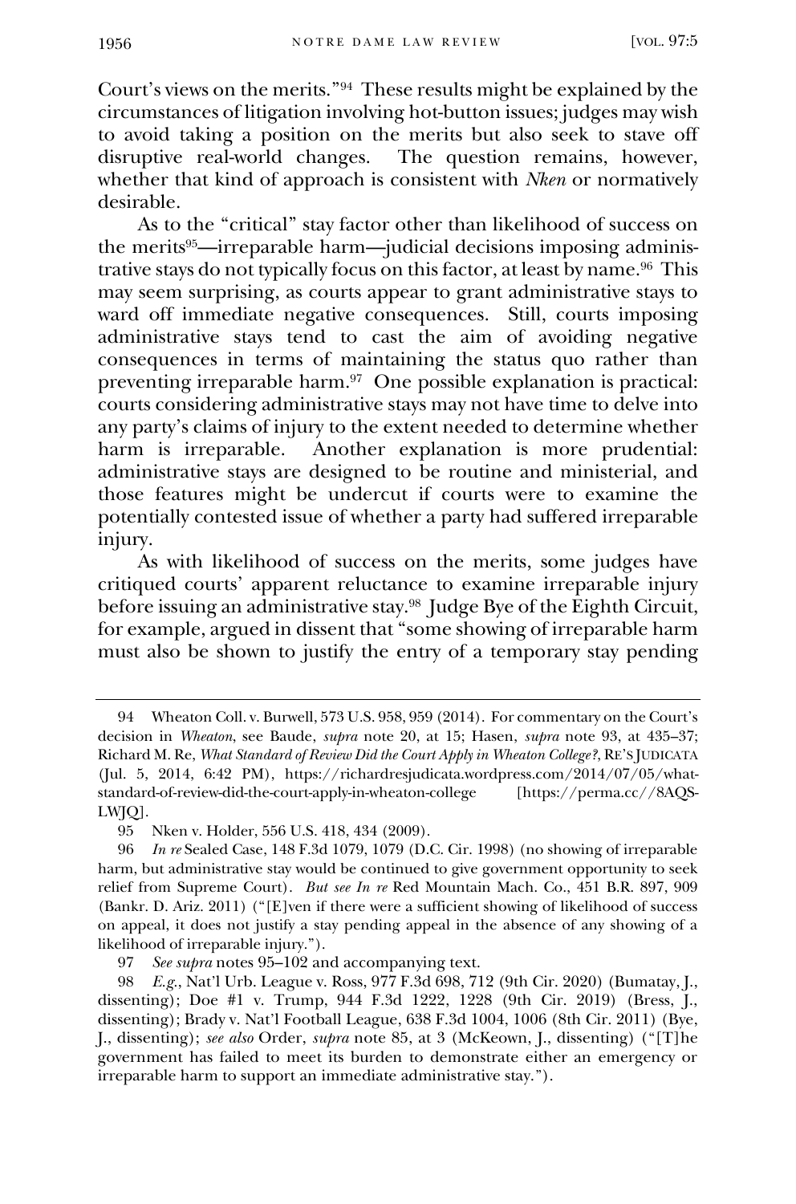Court's views on the merits."[94] These results might be explained by the circumstances of litigation involving hot-button issues; judges may wish to avoid taking a position on the merits but also seek to stave off disruptive real-world changes. The question remains, however, whether that kind of approach is consistent with *Nken* or normatively desirable.

As to the "critical" stay factor other than likelihood of success on the merits[95]—irreparable harm—judicial decisions imposing administrative stays do not typically focus on this factor, at least by name.[96] This may seem surprising, as courts appear to grant administrative stays to ward off immediate negative consequences. Still, courts imposing administrative stays tend to cast the aim of avoiding negative consequences in terms of maintaining the status quo rather than preventing irreparable harm.[97] One possible explanation is practical: courts considering administrative stays may not have time to delve into any party's claims of injury to the extent needed to determine whether harm is irreparable. Another explanation is more prudential: administrative stays are designed to be routine and ministerial, and those features might be undercut if courts were to examine the potentially contested issue of whether a party had suffered irreparable injury.

As with likelihood of success on the merits, some judges have critiqued courts' apparent reluctance to examine irreparable injury before issuing an administrative stay.[98] Judge Bye of the Eighth Circuit, for example, argued in dissent that "some showing of irreparable harm must also be shown to justify the entry of a temporary stay pending

---

94 Wheaton Coll. v. Burwell, 573 U.S. 958, 959 (2014). For commentary on the Court's decision in *Wheaton*, see Baude, *supra* note 20, at 15; Hasen, *supra* note 93, at 435–37; Richard M. Re, *What Standard of Review Did the Court Apply in Wheaton College?*, RE'S JUDICATA (Jul. 5, 2014, 6:42 PM), https://richardresjudicata.wordpress.com/2014/07/05/what-standard-of-review-did-the-court-apply-in-wheaton-college [https://perma.cc//8AQS-LWJQ].

95 Nken v. Holder, 556 U.S. 418, 434 (2009).

96 *In re* Sealed Case, 148 F.3d 1079, 1079 (D.C. Cir. 1998) (no showing of irreparable harm, but administrative stay would be continued to give government opportunity to seek relief from Supreme Court). *But see In re* Red Mountain Mach. Co., 451 B.R. 897, 909 (Bankr. D. Ariz. 2011) ("[E]ven if there were a sufficient showing of likelihood of success on appeal, it does not justify a stay pending appeal in the absence of any showing of a likelihood of irreparable injury.").

97 *See supra* notes 95–102 and accompanying text.

98 *E.g.*, Nat'l Urb. League v. Ross, 977 F.3d 698, 712 (9th Cir. 2020) (Bumatay, J., dissenting); Doe #1 v. Trump, 944 F.3d 1222, 1228 (9th Cir. 2019) (Bress, J., dissenting); Brady v. Nat'l Football League, 638 F.3d 1004, 1006 (8th Cir. 2011) (Bye, J., dissenting); *see also* Order, *supra* note 85, at 3 (McKeown, J., dissenting) ("[T]he government has failed to meet its burden to demonstrate either an emergency or irreparable harm to support an immediate administrative stay.").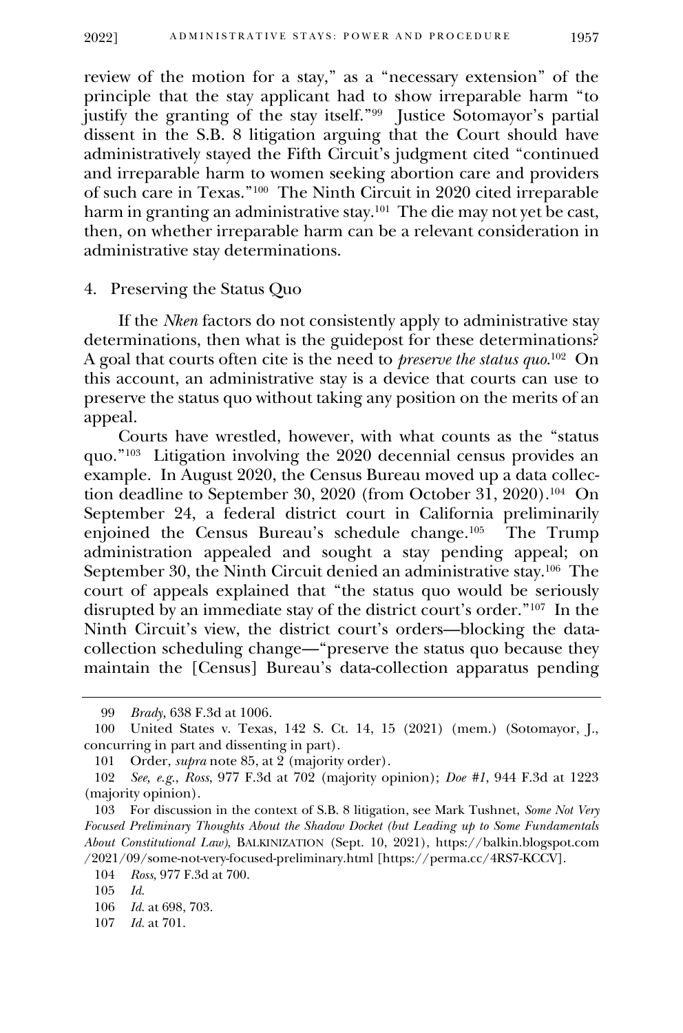review of the motion for a stay," as a "necessary extension" of the principle that the stay applicant had to show irreparable harm "to justify the granting of the stay itself."[99] Justice Sotomayor's partial dissent in the S.B. 8 litigation arguing that the Court should have administratively stayed the Fifth Circuit's judgment cited "continued and irreparable harm to women seeking abortion care and providers of such care in Texas."[100] The Ninth Circuit in 2020 cited irreparable harm in granting an administrative stay.[101] The die may not yet be cast, then, on whether irreparable harm can be a relevant consideration in administrative stay determinations.

### 4. Preserving the Status Quo

If the *Nken* factors do not consistently apply to administrative stay determinations, then what is the guidepost for these determinations? A goal that courts often cite is the need to *preserve the status quo*.[102] On this account, an administrative stay is a device that courts can use to preserve the status quo without taking any position on the merits of an appeal.

Courts have wrestled, however, with what counts as the "status quo."[103] Litigation involving the 2020 decennial census provides an example. In August 2020, the Census Bureau moved up a data collection deadline to September 30, 2020 (from October 31, 2020).[104] On September 24, a federal district court in California preliminarily enjoined the Census Bureau's schedule change.[105] The Trump administration appealed and sought a stay pending appeal; on September 30, the Ninth Circuit denied an administrative stay.[106] The court of appeals explained that "the status quo would be seriously disrupted by an immediate stay of the district court's order."[107] In the Ninth Circuit's view, the district court's orders—blocking the data-collection scheduling change—"preserve the status quo because they maintain the [Census] Bureau's data-collection apparatus pending

---

99 *Brady*, 638 F.3d at 1006.

100 United States v. Texas, 142 S. Ct. 14, 15 (2021) (mem.) (Sotomayor, J., concurring in part and dissenting in part).

101 Order, *supra* note 85, at 2 (majority order).

102 *See, e.g.*, *Ross*, 977 F.3d at 702 (majority opinion); *Doe #1*, 944 F.3d at 1223 (majority opinion).

103 For discussion in the context of S.B. 8 litigation, see Mark Tushnet, *Some Not Very Focused Preliminary Thoughts About the Shadow Docket (but Leading up to Some Fundamentals About Constitutional Law)*, BALKINIZATION (Sept. 10, 2021), https://balkin.blogspot.com/2021/09/some-not-very-focused-preliminary.html [https://perma.cc/4RS7-KCCV].

104 *Ross*, 977 F.3d at 700.

105 *Id.*

106 *Id.* at 698, 703.

107 *Id.* at 701.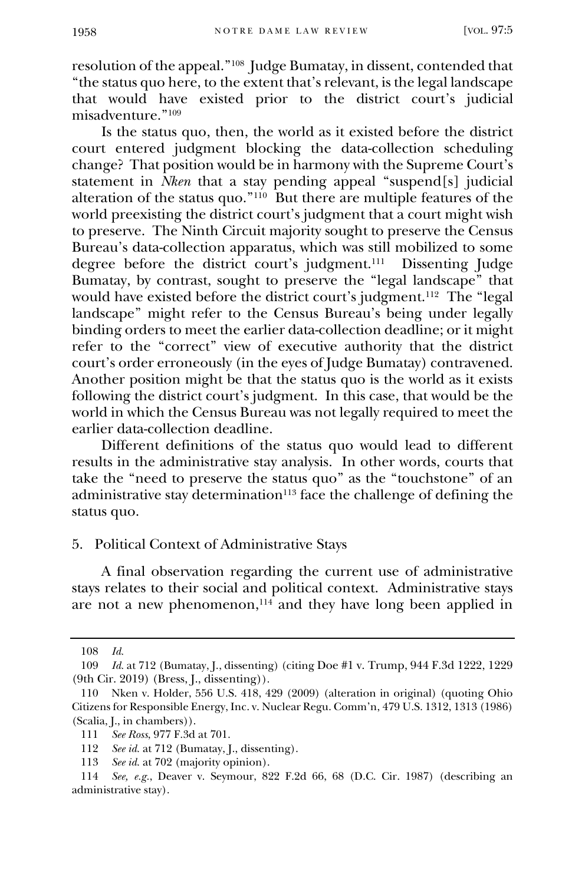resolution of the appeal."[108] Judge Bumatay, in dissent, contended that "the status quo here, to the extent that's relevant, is the legal landscape that would have existed prior to the district court's judicial misadventure."[109]

Is the status quo, then, the world as it existed before the district court entered judgment blocking the data-collection scheduling change? That position would be in harmony with the Supreme Court's statement in *Nken* that a stay pending appeal "suspend[s] judicial alteration of the status quo."[110] But there are multiple features of the world preexisting the district court's judgment that a court might wish to preserve. The Ninth Circuit majority sought to preserve the Census Bureau's data-collection apparatus, which was still mobilized to some degree before the district court's judgment.[111] Dissenting Judge Bumatay, by contrast, sought to preserve the "legal landscape" that would have existed before the district court's judgment.[112] The "legal landscape" might refer to the Census Bureau's being under legally binding orders to meet the earlier data-collection deadline; or it might refer to the "correct" view of executive authority that the district court's order erroneously (in the eyes of Judge Bumatay) contravened. Another position might be that the status quo is the world as it exists following the district court's judgment. In this case, that would be the world in which the Census Bureau was not legally required to meet the earlier data-collection deadline.

Different definitions of the status quo would lead to different results in the administrative stay analysis. In other words, courts that take the "need to preserve the status quo" as the "touchstone" of an administrative stay determination[113] face the challenge of defining the status quo.

### 5. Political Context of Administrative Stays

A final observation regarding the current use of administrative stays relates to their social and political context. Administrative stays are not a new phenomenon,[114] and they have long been applied in

---

108 *Id.*

109 *Id.* at 712 (Bumatay, J., dissenting) (citing Doe #1 v. Trump, 944 F.3d 1222, 1229 (9th Cir. 2019) (Bress, J., dissenting)).

110 Nken v. Holder, 556 U.S. 418, 429 (2009) (alteration in original) (quoting Ohio Citizens for Responsible Energy, Inc. v. Nuclear Regu. Comm'n, 479 U.S. 1312, 1313 (1986) (Scalia, J., in chambers)).

111 *See Ross*, 977 F.3d at 701.

112 *See id.* at 712 (Bumatay, J., dissenting).

113 *See id.* at 702 (majority opinion).

114 *See, e.g.*, Deaver v. Seymour, 822 F.2d 66, 68 (D.C. Cir. 1987) (describing an administrative stay).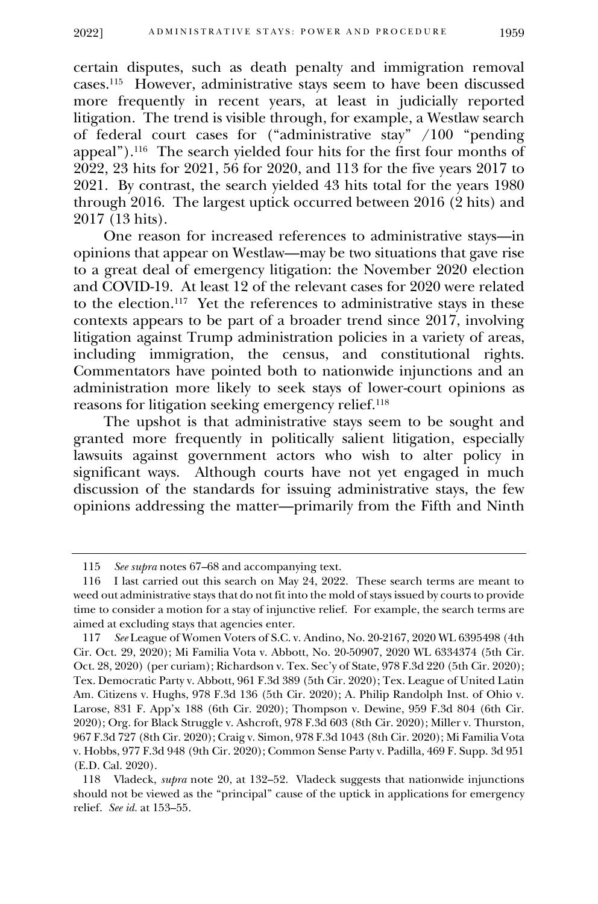certain disputes, such as death penalty and immigration removal cases.[115] However, administrative stays seem to have been discussed more frequently in recent years, at least in judicially reported litigation. The trend is visible through, for example, a Westlaw search of federal court cases for ("administrative stay" /100 "pending appeal").[116] The search yielded four hits for the first four months of 2022, 23 hits for 2021, 56 for 2020, and 113 for the five years 2017 to 2021. By contrast, the search yielded 43 hits total for the years 1980 through 2016. The largest uptick occurred between 2016 (2 hits) and 2017 (13 hits).

One reason for increased references to administrative stays—in opinions that appear on Westlaw—may be two situations that gave rise to a great deal of emergency litigation: the November 2020 election and COVID-19. At least 12 of the relevant cases for 2020 were related to the election.[117] Yet the references to administrative stays in these contexts appears to be part of a broader trend since 2017, involving litigation against Trump administration policies in a variety of areas, including immigration, the census, and constitutional rights. Commentators have pointed both to nationwide injunctions and an administration more likely to seek stays of lower-court opinions as reasons for litigation seeking emergency relief.[118]

The upshot is that administrative stays seem to be sought and granted more frequently in politically salient litigation, especially lawsuits against government actors who wish to alter policy in significant ways. Although courts have not yet engaged in much discussion of the standards for issuing administrative stays, the few opinions addressing the matter—primarily from the Fifth and Ninth

---

115 *See supra* notes 67–68 and accompanying text.

116 I last carried out this search on May 24, 2022. These search terms are meant to weed out administrative stays that do not fit into the mold of stays issued by courts to provide time to consider a motion for a stay of injunctive relief. For example, the search terms are aimed at excluding stays that agencies enter.

117 *See* League of Women Voters of S.C. v. Andino, No. 20-2167, 2020 WL 6395498 (4th Cir. Oct. 29, 2020); Mi Familia Vota v. Abbott, No. 20-50907, 2020 WL 6334374 (5th Cir. Oct. 28, 2020) (per curiam); Richardson v. Tex. Sec'y of State, 978 F.3d 220 (5th Cir. 2020); Tex. Democratic Party v. Abbott, 961 F.3d 389 (5th Cir. 2020); Tex. League of United Latin Am. Citizens v. Hughs, 978 F.3d 136 (5th Cir. 2020); A. Philip Randolph Inst. of Ohio v. Larose, 831 F. App'x 188 (6th Cir. 2020); Thompson v. Dewine, 959 F.3d 804 (6th Cir. 2020); Org. for Black Struggle v. Ashcroft, 978 F.3d 603 (8th Cir. 2020); Miller v. Thurston, 967 F.3d 727 (8th Cir. 2020); Craig v. Simon, 978 F.3d 1043 (8th Cir. 2020); Mi Familia Vota v. Hobbs, 977 F.3d 948 (9th Cir. 2020); Common Sense Party v. Padilla, 469 F. Supp. 3d 951 (E.D. Cal. 2020).

118 Vladeck, *supra* note 20, at 132–52. Vladeck suggests that nationwide injunctions should not be viewed as the "principal" cause of the uptick in applications for emergency relief. *See id.* at 153–55.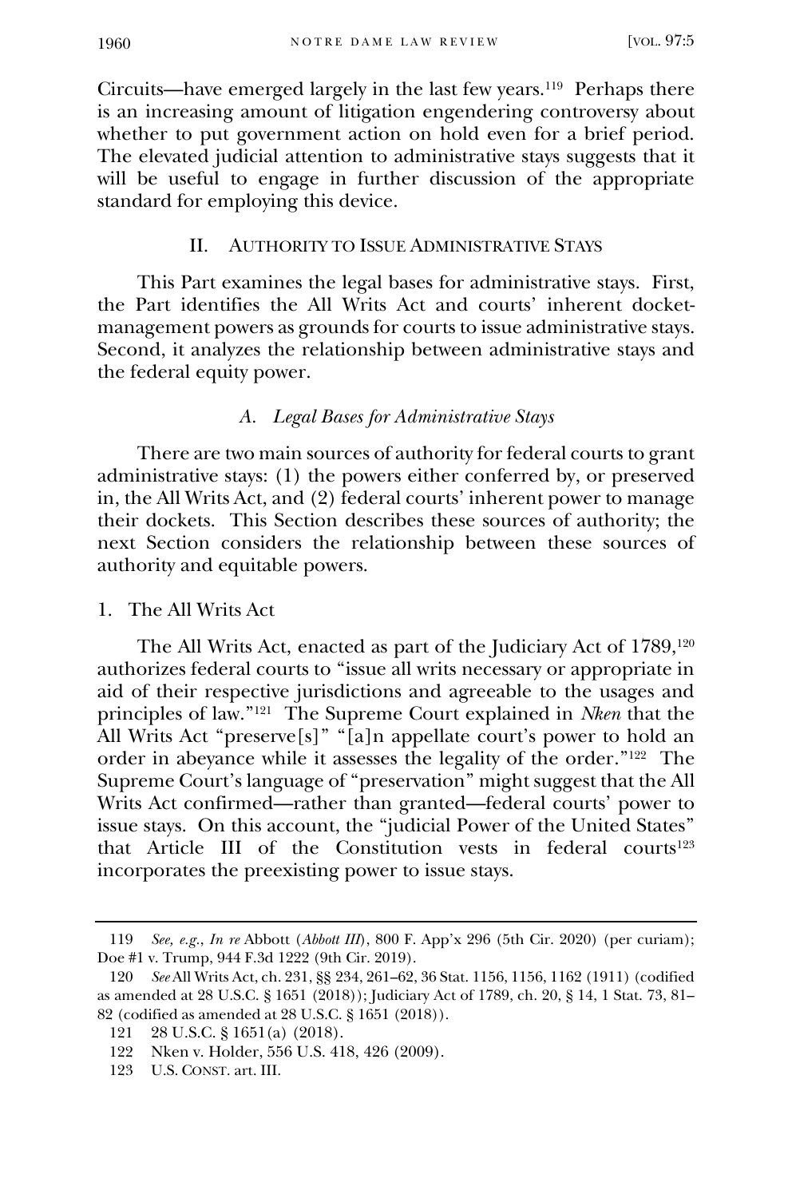Circuits—have emerged largely in the last few years.[119] Perhaps there is an increasing amount of litigation engendering controversy about whether to put government action on hold even for a brief period. The elevated judicial attention to administrative stays suggests that it will be useful to engage in further discussion of the appropriate standard for employing this device.

## II. Authority to Issue Administrative Stays

This Part examines the legal bases for administrative stays. First, the Part identifies the All Writs Act and courts' inherent docket-management powers as grounds for courts to issue administrative stays. Second, it analyzes the relationship between administrative stays and the federal equity power.

### *A. Legal Bases for Administrative Stays*

There are two main sources of authority for federal courts to grant administrative stays: (1) the powers either conferred by, or preserved in, the All Writs Act, and (2) federal courts' inherent power to manage their dockets. This Section describes these sources of authority; the next Section considers the relationship between these sources of authority and equitable powers.

#### 1. The All Writs Act

The All Writs Act, enacted as part of the Judiciary Act of 1789,[120] authorizes federal courts to "issue all writs necessary or appropriate in aid of their respective jurisdictions and agreeable to the usages and principles of law."[121] The Supreme Court explained in *Nken* that the All Writs Act "preserve[s]" "[a]n appellate court's power to hold an order in abeyance while it assesses the legality of the order."[122] The Supreme Court's language of "preservation" might suggest that the All Writs Act confirmed—rather than granted—federal courts' power to issue stays. On this account, the "judicial Power of the United States" that Article III of the Constitution vests in federal courts[123] incorporates the preexisting power to issue stays.

---

119 *See, e.g.*, *In re* Abbott (*Abbott III*), 800 F. App'x 296 (5th Cir. 2020) (per curiam); Doe #1 v. Trump, 944 F.3d 1222 (9th Cir. 2019).

120 *See* All Writs Act, ch. 231, §§ 234, 261–62, 36 Stat. 1156, 1156, 1162 (1911) (codified as amended at 28 U.S.C. § 1651 (2018)); Judiciary Act of 1789, ch. 20, § 14, 1 Stat. 73, 81–82 (codified as amended at 28 U.S.C. § 1651 (2018)).

121 28 U.S.C. § 1651(a) (2018).

122 Nken v. Holder, 556 U.S. 418, 426 (2009).

123 U.S. Const. art. III.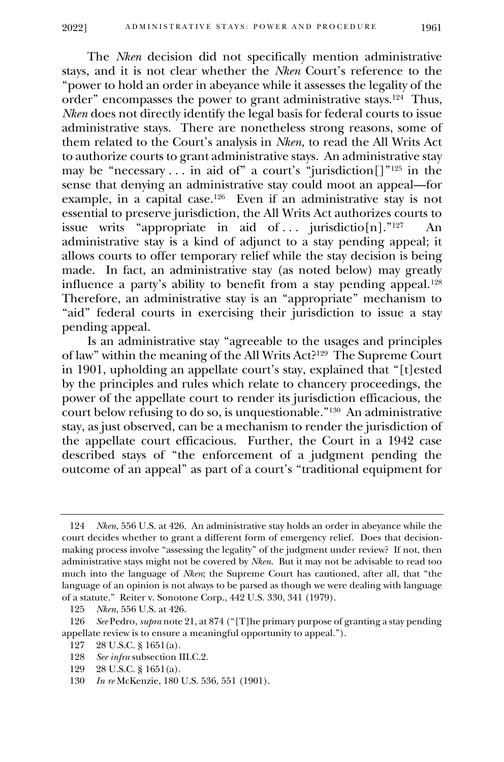The *Nken* decision did not specifically mention administrative stays, and it is not clear whether the *Nken* Court's reference to the "power to hold an order in abeyance while it assesses the legality of the order" encompasses the power to grant administrative stays.[124] Thus, *Nken* does not directly identify the legal basis for federal courts to issue administrative stays. There are nonetheless strong reasons, some of them related to the Court's analysis in *Nken*, to read the All Writs Act to authorize courts to grant administrative stays. An administrative stay may be "necessary . . . in aid of" a court's "jurisdiction[]"[125] in the sense that denying an administrative stay could moot an appeal—for example, in a capital case.[126] Even if an administrative stay is not essential to preserve jurisdiction, the All Writs Act authorizes courts to issue writs "appropriate in aid of . . . jurisdictio[n]."[127] An administrative stay is a kind of adjunct to a stay pending appeal; it allows courts to offer temporary relief while the stay decision is being made. In fact, an administrative stay (as noted below) may greatly influence a party's ability to benefit from a stay pending appeal.[128] Therefore, an administrative stay is an "appropriate" mechanism to "aid" federal courts in exercising their jurisdiction to issue a stay pending appeal.

Is an administrative stay "agreeable to the usages and principles of law" within the meaning of the All Writs Act?[129] The Supreme Court in 1901, upholding an appellate court's stay, explained that "[t]ested by the principles and rules which relate to chancery proceedings, the power of the appellate court to render its jurisdiction efficacious, the court below refusing to do so, is unquestionable."[130] An administrative stay, as just observed, can be a mechanism to render the jurisdiction of the appellate court efficacious. Further, the Court in a 1942 case described stays of "the enforcement of a judgment pending the outcome of an appeal" as part of a court's "traditional equipment for

---

124 *Nken*, 556 U.S. at 426. An administrative stay holds an order in abeyance while the court decides whether to grant a different form of emergency relief. Does that decision-making process involve "assessing the legality" of the judgment under review? If not, then administrative stays might not be covered by *Nken*. But it may not be advisable to read too much into the language of *Nken*; the Supreme Court has cautioned, after all, that "the language of an opinion is not always to be parsed as though we were dealing with language of a statute." Reiter v. Sonotone Corp., 442 U.S. 330, 341 (1979).

125 *Nken*, 556 U.S. at 426.

126 *See* Pedro, *supra* note 21, at 874 ("[T]he primary purpose of granting a stay pending appellate review is to ensure a meaningful opportunity to appeal.").

127 28 U.S.C. § 1651(a).

128 *See infra* subsection III.C.2.

129 28 U.S.C. § 1651(a).

130 *In re* McKenzie, 180 U.S. 536, 551 (1901).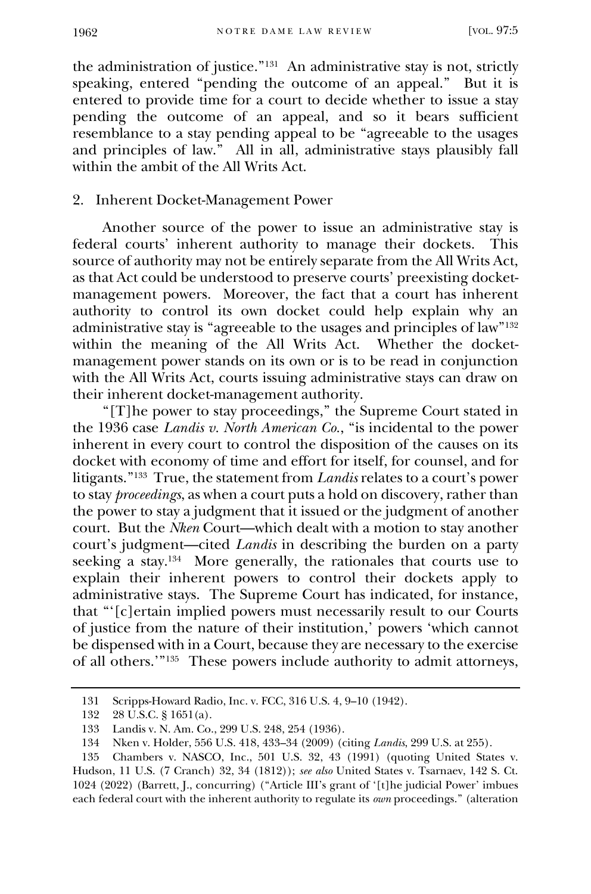the administration of justice."[131] An administrative stay is not, strictly speaking, entered "pending the outcome of an appeal." But it is entered to provide time for a court to decide whether to issue a stay pending the outcome of an appeal, and so it bears sufficient resemblance to a stay pending appeal to be "agreeable to the usages and principles of law." All in all, administrative stays plausibly fall within the ambit of the All Writs Act.

### 2. Inherent Docket-Management Power

Another source of the power to issue an administrative stay is federal courts' inherent authority to manage their dockets. This source of authority may not be entirely separate from the All Writs Act, as that Act could be understood to preserve courts' preexisting docket-management powers. Moreover, the fact that a court has inherent authority to control its own docket could help explain why an administrative stay is "agreeable to the usages and principles of law"[132] within the meaning of the All Writs Act. Whether the docket-management power stands on its own or is to be read in conjunction with the All Writs Act, courts issuing administrative stays can draw on their inherent docket-management authority.

"[T]he power to stay proceedings," the Supreme Court stated in the 1936 case *Landis v. North American Co.*, "is incidental to the power inherent in every court to control the disposition of the causes on its docket with economy of time and effort for itself, for counsel, and for litigants."[133] True, the statement from *Landis* relates to a court's power to stay *proceedings*, as when a court puts a hold on discovery, rather than the power to stay a judgment that it issued or the judgment of another court. But the *Nken* Court—which dealt with a motion to stay another court's judgment—cited *Landis* in describing the burden on a party seeking a stay.[134] More generally, the rationales that courts use to explain their inherent powers to control their dockets apply to administrative stays. The Supreme Court has indicated, for instance, that "'[c]ertain implied powers must necessarily result to our Courts of justice from the nature of their institution,' powers 'which cannot be dispensed with in a Court, because they are necessary to the exercise of all others.'"[135] These powers include authority to admit attorneys,

---

131 Scripps-Howard Radio, Inc. v. FCC, 316 U.S. 4, 9–10 (1942).

132 28 U.S.C. § 1651(a).

133 Landis v. N. Am. Co., 299 U.S. 248, 254 (1936).

134 Nken v. Holder, 556 U.S. 418, 433–34 (2009) (citing *Landis*, 299 U.S. at 255).

135 Chambers v. NASCO, Inc., 501 U.S. 32, 43 (1991) (quoting United States v. Hudson, 11 U.S. (7 Cranch) 32, 34 (1812)); *see also* United States v. Tsarnaev, 142 S. Ct. 1024 (2022) (Barrett, J., concurring) ("Article III's grant of '[t]he judicial Power' imbues each federal court with the inherent authority to regulate its *own* proceedings." (alteration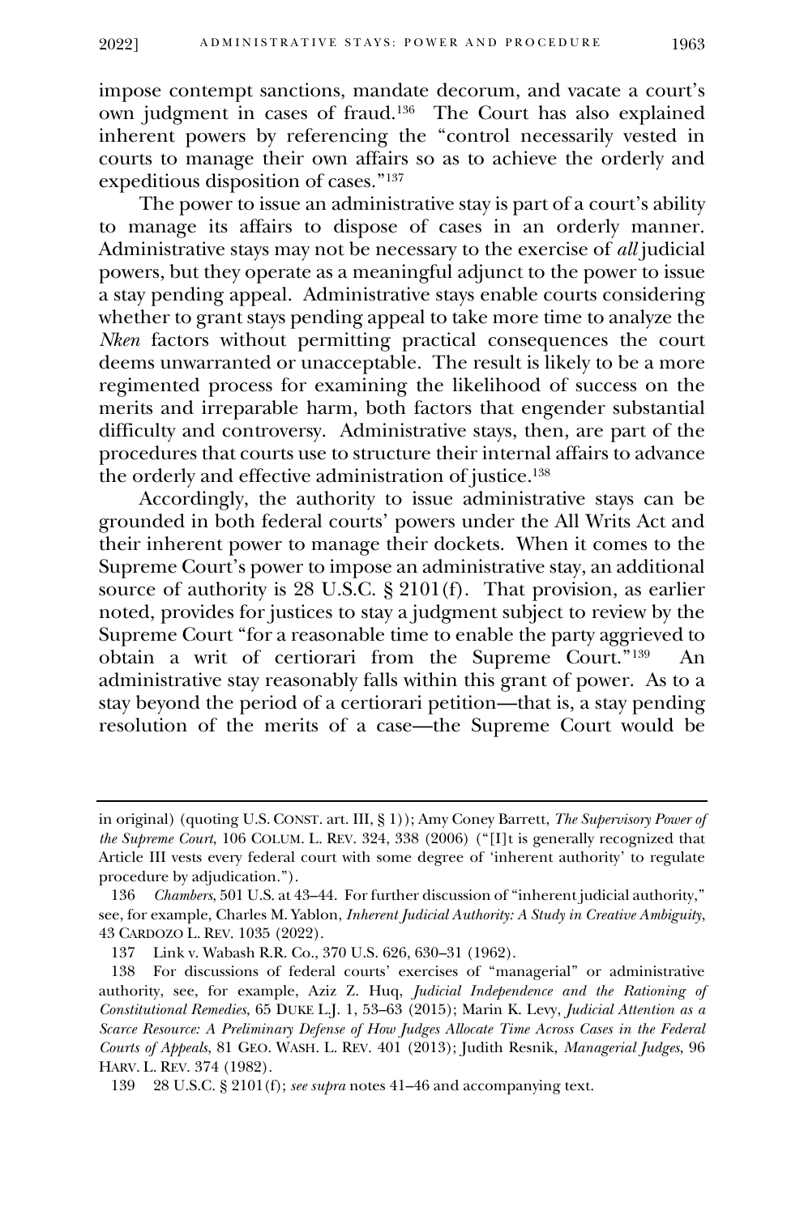impose contempt sanctions, mandate decorum, and vacate a court's own judgment in cases of fraud.[136] The Court has also explained inherent powers by referencing the "control necessarily vested in courts to manage their own affairs so as to achieve the orderly and expeditious disposition of cases."[137]

The power to issue an administrative stay is part of a court's ability to manage its affairs to dispose of cases in an orderly manner. Administrative stays may not be necessary to the exercise of *all* judicial powers, but they operate as a meaningful adjunct to the power to issue a stay pending appeal. Administrative stays enable courts considering whether to grant stays pending appeal to take more time to analyze the *Nken* factors without permitting practical consequences the court deems unwarranted or unacceptable. The result is likely to be a more regimented process for examining the likelihood of success on the merits and irreparable harm, both factors that engender substantial difficulty and controversy. Administrative stays, then, are part of the procedures that courts use to structure their internal affairs to advance the orderly and effective administration of justice.[138]

Accordingly, the authority to issue administrative stays can be grounded in both federal courts' powers under the All Writs Act and their inherent power to manage their dockets. When it comes to the Supreme Court's power to impose an administrative stay, an additional source of authority is 28 U.S.C. § 2101(f). That provision, as earlier noted, provides for justices to stay a judgment subject to review by the Supreme Court "for a reasonable time to enable the party aggrieved to obtain a writ of certiorari from the Supreme Court."[139] An administrative stay reasonably falls within this grant of power. As to a stay beyond the period of a certiorari petition—that is, a stay pending resolution of the merits of a case—the Supreme Court would be

---

in original) (quoting U.S. CONST. art. III, § 1)); Amy Coney Barrett, *The Supervisory Power of the Supreme Court*, 106 COLUM. L. REV. 324, 338 (2006) ("[I]t is generally recognized that Article III vests every federal court with some degree of 'inherent authority' to regulate procedure by adjudication.").

136 *Chambers*, 501 U.S. at 43–44. For further discussion of "inherent judicial authority," see, for example, Charles M. Yablon, *Inherent Judicial Authority: A Study in Creative Ambiguity*, 43 CARDOZO L. REV. 1035 (2022).

137 Link v. Wabash R.R. Co., 370 U.S. 626, 630–31 (1962).

138 For discussions of federal courts' exercises of "managerial" or administrative authority, see, for example, Aziz Z. Huq, *Judicial Independence and the Rationing of Constitutional Remedies*, 65 DUKE L.J. 1, 53–63 (2015); Marin K. Levy, *Judicial Attention as a Scarce Resource: A Preliminary Defense of How Judges Allocate Time Across Cases in the Federal Courts of Appeals*, 81 GEO. WASH. L. REV. 401 (2013); Judith Resnik, *Managerial Judges*, 96 HARV. L. REV. 374 (1982).

139 28 U.S.C. § 2101(f); *see supra* notes 41–46 and accompanying text.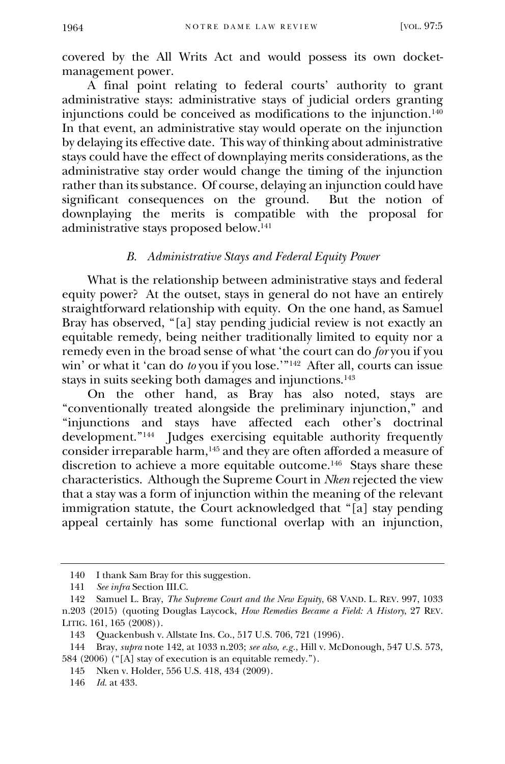covered by the All Writs Act and would possess its own docket-management power.

A final point relating to federal courts' authority to grant administrative stays: administrative stays of judicial orders granting injunctions could be conceived as modifications to the injunction.[140] In that event, an administrative stay would operate on the injunction by delaying its effective date. This way of thinking about administrative stays could have the effect of downplaying merits considerations, as the administrative stay order would change the timing of the injunction rather than its substance. Of course, delaying an injunction could have significant consequences on the ground. But the notion of downplaying the merits is compatible with the proposal for administrative stays proposed below.[141]

### *B. Administrative Stays and Federal Equity Power*

What is the relationship between administrative stays and federal equity power? At the outset, stays in general do not have an entirely straightforward relationship with equity. On the one hand, as Samuel Bray has observed, "[a] stay pending judicial review is not exactly an equitable remedy, being neither traditionally limited to equity nor a remedy even in the broad sense of what 'the court can do *for* you if you win' or what it 'can do *to* you if you lose.'"[142] After all, courts can issue stays in suits seeking both damages and injunctions.[143]

On the other hand, as Bray has also noted, stays are "conventionally treated alongside the preliminary injunction," and "injunctions and stays have affected each other's doctrinal development."[144] Judges exercising equitable authority frequently consider irreparable harm,[145] and they are often afforded a measure of discretion to achieve a more equitable outcome.[146] Stays share these characteristics. Although the Supreme Court in *Nken* rejected the view that a stay was a form of injunction within the meaning of the relevant immigration statute, the Court acknowledged that "[a] stay pending appeal certainly has some functional overlap with an injunction,

---

140 I thank Sam Bray for this suggestion.

141 *See infra* Section III.C.

142 Samuel L. Bray, *The Supreme Court and the New Equity*, 68 VAND. L. REV. 997, 1033 n.203 (2015) (quoting Douglas Laycock, *How Remedies Became a Field: A History*, 27 REV. LITIG. 161, 165 (2008)).

143 Quackenbush v. Allstate Ins. Co., 517 U.S. 706, 721 (1996).

144 Bray, *supra* note 142, at 1033 n.203; *see also, e.g.*, Hill v. McDonough, 547 U.S. 573, 584 (2006) ("[A] stay of execution is an equitable remedy.").

145 Nken v. Holder, 556 U.S. 418, 434 (2009).

146 *Id.* at 433.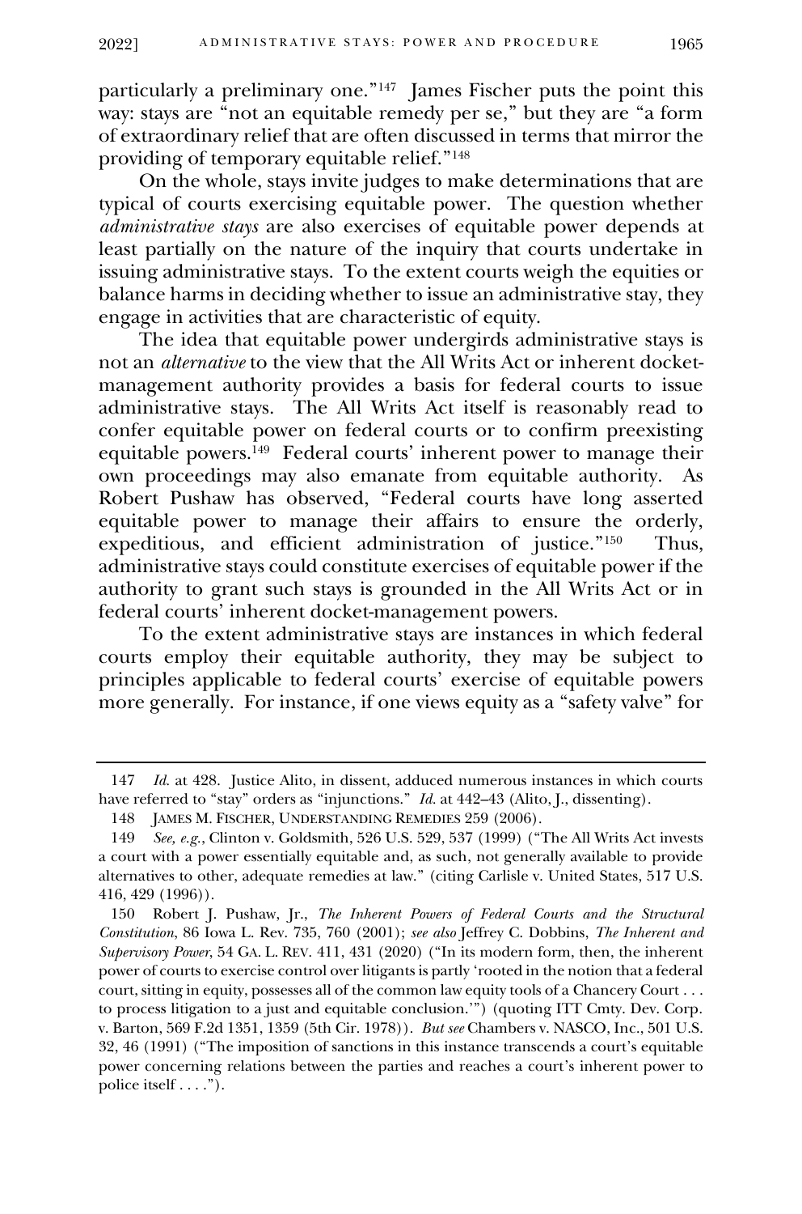particularly a preliminary one."[147] James Fischer puts the point this way: stays are "not an equitable remedy per se," but they are "a form of extraordinary relief that are often discussed in terms that mirror the providing of temporary equitable relief."[148]

On the whole, stays invite judges to make determinations that are typical of courts exercising equitable power. The question whether *administrative stays* are also exercises of equitable power depends at least partially on the nature of the inquiry that courts undertake in issuing administrative stays. To the extent courts weigh the equities or balance harms in deciding whether to issue an administrative stay, they engage in activities that are characteristic of equity.

The idea that equitable power undergirds administrative stays is not an *alternative* to the view that the All Writs Act or inherent docket-management authority provides a basis for federal courts to issue administrative stays. The All Writs Act itself is reasonably read to confer equitable power on federal courts or to confirm preexisting equitable powers.[149] Federal courts' inherent power to manage their own proceedings may also emanate from equitable authority. As Robert Pushaw has observed, "Federal courts have long asserted equitable power to manage their affairs to ensure the orderly, expeditious, and efficient administration of justice."[150] Thus, administrative stays could constitute exercises of equitable power if the authority to grant such stays is grounded in the All Writs Act or in federal courts' inherent docket-management powers.

To the extent administrative stays are instances in which federal courts employ their equitable authority, they may be subject to principles applicable to federal courts' exercise of equitable powers more generally. For instance, if one views equity as a "safety valve" for

---

147 *Id.* at 428. Justice Alito, in dissent, adduced numerous instances in which courts have referred to "stay" orders as "injunctions." *Id.* at 442–43 (Alito, J., dissenting).

148 JAMES M. FISCHER, UNDERSTANDING REMEDIES 259 (2006).

149 *See, e.g.*, Clinton v. Goldsmith, 526 U.S. 529, 537 (1999) ("The All Writs Act invests a court with a power essentially equitable and, as such, not generally available to provide alternatives to other, adequate remedies at law." (citing Carlisle v. United States, 517 U.S. 416, 429 (1996)).

150 Robert J. Pushaw, Jr., *The Inherent Powers of Federal Courts and the Structural Constitution*, 86 Iowa L. Rev. 735, 760 (2001); *see also* Jeffrey C. Dobbins, *The Inherent and Supervisory Power*, 54 GA. L. REV. 411, 431 (2020) ("In its modern form, then, the inherent power of courts to exercise control over litigants is partly 'rooted in the notion that a federal court, sitting in equity, possesses all of the common law equity tools of a Chancery Court . . . to process litigation to a just and equitable conclusion.'") (quoting ITT Cmty. Dev. Corp. v. Barton, 569 F.2d 1351, 1359 (5th Cir. 1978)). *But see* Chambers v. NASCO, Inc., 501 U.S. 32, 46 (1991) ("The imposition of sanctions in this instance transcends a court's equitable power concerning relations between the parties and reaches a court's inherent power to police itself . . . .").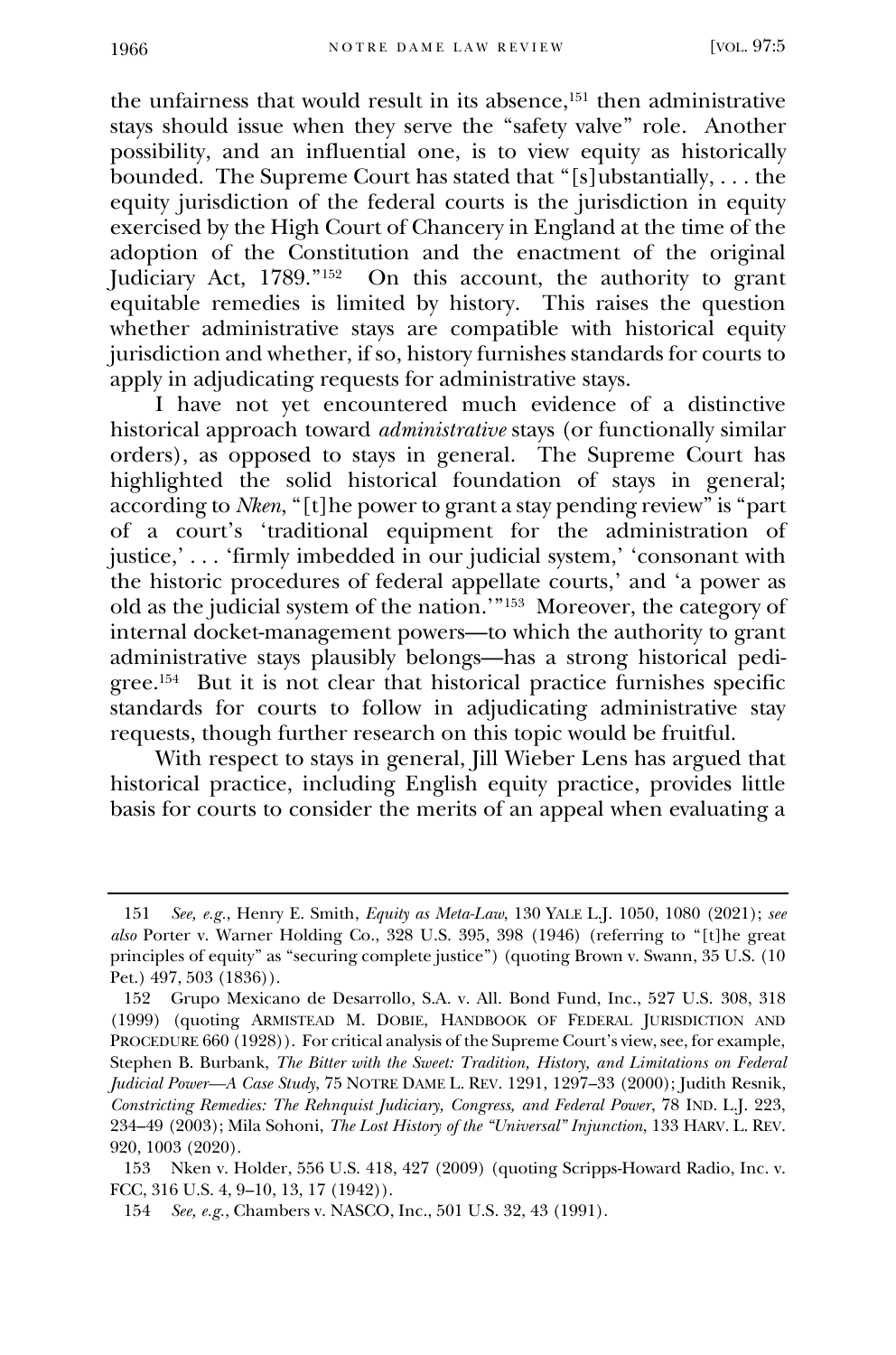the unfairness that would result in its absence,[151] then administrative stays should issue when they serve the "safety valve" role. Another possibility, and an influential one, is to view equity as historically bounded. The Supreme Court has stated that "[s]ubstantially, . . . the equity jurisdiction of the federal courts is the jurisdiction in equity exercised by the High Court of Chancery in England at the time of the adoption of the Constitution and the enactment of the original Judiciary Act, 1789."[152] On this account, the authority to grant equitable remedies is limited by history. This raises the question whether administrative stays are compatible with historical equity jurisdiction and whether, if so, history furnishes standards for courts to apply in adjudicating requests for administrative stays.

I have not yet encountered much evidence of a distinctive historical approach toward *administrative* stays (or functionally similar orders), as opposed to stays in general. The Supreme Court has highlighted the solid historical foundation of stays in general; according to *Nken*, "[t]he power to grant a stay pending review" is "part of a court's 'traditional equipment for the administration of justice,' . . . 'firmly imbedded in our judicial system,' 'consonant with the historic procedures of federal appellate courts,' and 'a power as old as the judicial system of the nation.'"[153] Moreover, the category of internal docket-management powers—to which the authority to grant administrative stays plausibly belongs—has a strong historical pedigree.[154] But it is not clear that historical practice furnishes specific standards for courts to follow in adjudicating administrative stay requests, though further research on this topic would be fruitful.

With respect to stays in general, Jill Wieber Lens has argued that historical practice, including English equity practice, provides little basis for courts to consider the merits of an appeal when evaluating a

---

151 *See, e.g.*, Henry E. Smith, *Equity as Meta-Law*, 130 YALE L.J. 1050, 1080 (2021); *see also* Porter v. Warner Holding Co., 328 U.S. 395, 398 (1946) (referring to "[t]he great principles of equity" as "securing complete justice") (quoting Brown v. Swann, 35 U.S. (10 Pet.) 497, 503 (1836)).

152 Grupo Mexicano de Desarrollo, S.A. v. All. Bond Fund, Inc., 527 U.S. 308, 318 (1999) (quoting ARMISTEAD M. DOBIE, HANDBOOK OF FEDERAL JURISDICTION AND PROCEDURE 660 (1928)). For critical analysis of the Supreme Court's view, see, for example, Stephen B. Burbank, *The Bitter with the Sweet: Tradition, History, and Limitations on Federal Judicial Power—A Case Study*, 75 NOTRE DAME L. REV. 1291, 1297–33 (2000); Judith Resnik, *Constricting Remedies: The Rehnquist Judiciary, Congress, and Federal Power*, 78 IND. L.J. 223, 234–49 (2003); Mila Sohoni, *The Lost History of the "Universal" Injunction*, 133 HARV. L. REV. 920, 1003 (2020).

153 Nken v. Holder, 556 U.S. 418, 427 (2009) (quoting Scripps-Howard Radio, Inc. v. FCC, 316 U.S. 4, 9–10, 13, 17 (1942)).

154 *See, e.g.*, Chambers v. NASCO, Inc., 501 U.S. 32, 43 (1991).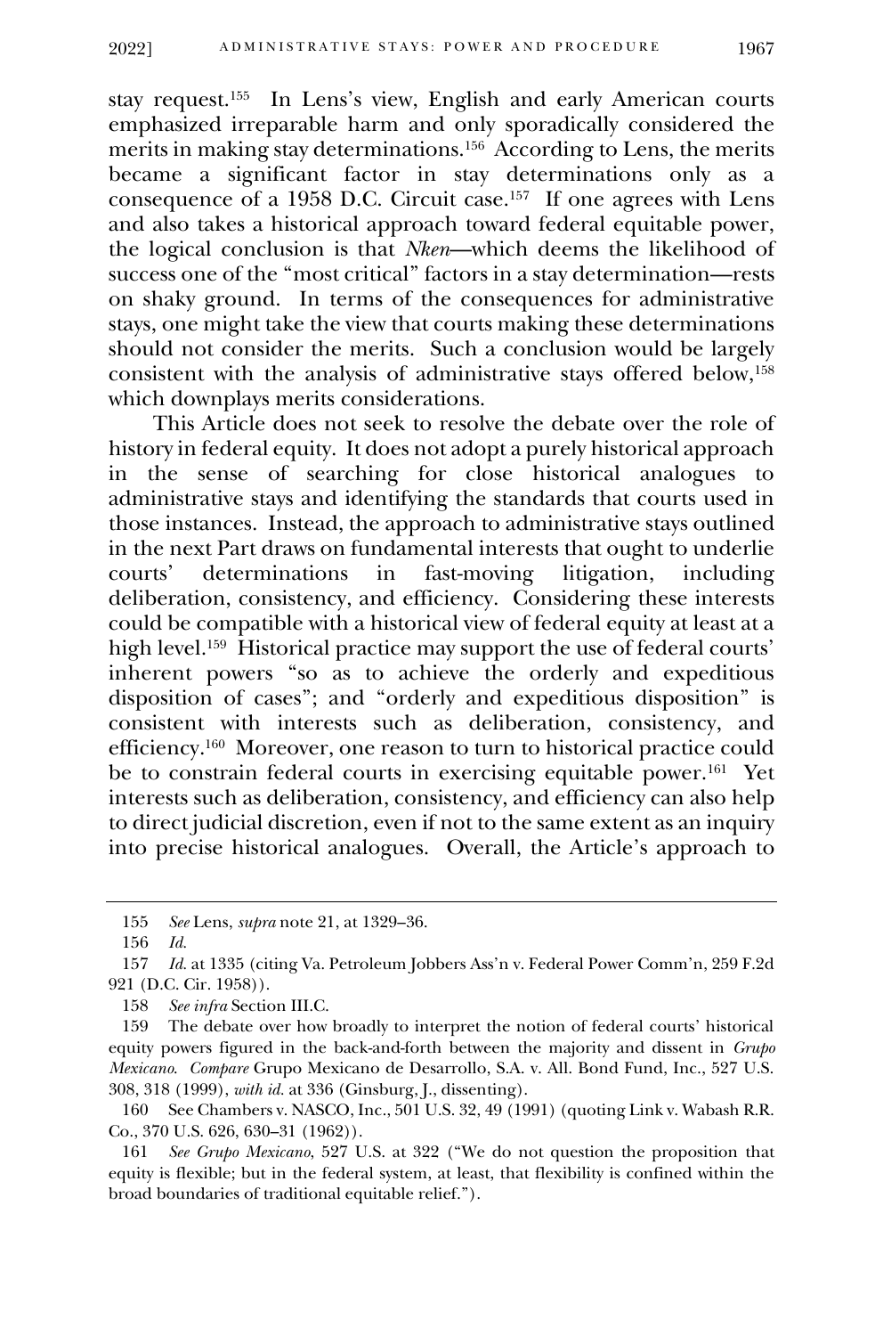stay request.[155] In Lens's view, English and early American courts emphasized irreparable harm and only sporadically considered the merits in making stay determinations.[156] According to Lens, the merits became a significant factor in stay determinations only as a consequence of a 1958 D.C. Circuit case.[157] If one agrees with Lens and also takes a historical approach toward federal equitable power, the logical conclusion is that *Nken*—which deems the likelihood of success one of the "most critical" factors in a stay determination—rests on shaky ground. In terms of the consequences for administrative stays, one might take the view that courts making these determinations should not consider the merits. Such a conclusion would be largely consistent with the analysis of administrative stays offered below,[158] which downplays merits considerations.

This Article does not seek to resolve the debate over the role of history in federal equity. It does not adopt a purely historical approach in the sense of searching for close historical analogues to administrative stays and identifying the standards that courts used in those instances. Instead, the approach to administrative stays outlined in the next Part draws on fundamental interests that ought to underlie courts' determinations in fast-moving litigation, including deliberation, consistency, and efficiency. Considering these interests could be compatible with a historical view of federal equity at least at a high level.[159] Historical practice may support the use of federal courts' inherent powers "so as to achieve the orderly and expeditious disposition of cases"; and "orderly and expeditious disposition" is consistent with interests such as deliberation, consistency, and efficiency.[160] Moreover, one reason to turn to historical practice could be to constrain federal courts in exercising equitable power.[161] Yet interests such as deliberation, consistency, and efficiency can also help to direct judicial discretion, even if not to the same extent as an inquiry into precise historical analogues. Overall, the Article's approach to

---

155 *See* Lens, *supra* note 21, at 1329–36.

156 *Id.*

157 *Id.* at 1335 (citing Va. Petroleum Jobbers Ass'n v. Federal Power Comm'n, 259 F.2d 921 (D.C. Cir. 1958)).

158 *See infra* Section III.C.

159 The debate over how broadly to interpret the notion of federal courts' historical equity powers figured in the back-and-forth between the majority and dissent in *Grupo Mexicano*. *Compare* Grupo Mexicano de Desarrollo, S.A. v. All. Bond Fund, Inc., 527 U.S. 308, 318 (1999), *with id.* at 336 (Ginsburg, J., dissenting).

160 See Chambers v. NASCO, Inc., 501 U.S. 32, 49 (1991) (quoting Link v. Wabash R.R. Co., 370 U.S. 626, 630–31 (1962)).

161 *See Grupo Mexicano*, 527 U.S. at 322 ("We do not question the proposition that equity is flexible; but in the federal system, at least, that flexibility is confined within the broad boundaries of traditional equitable relief.").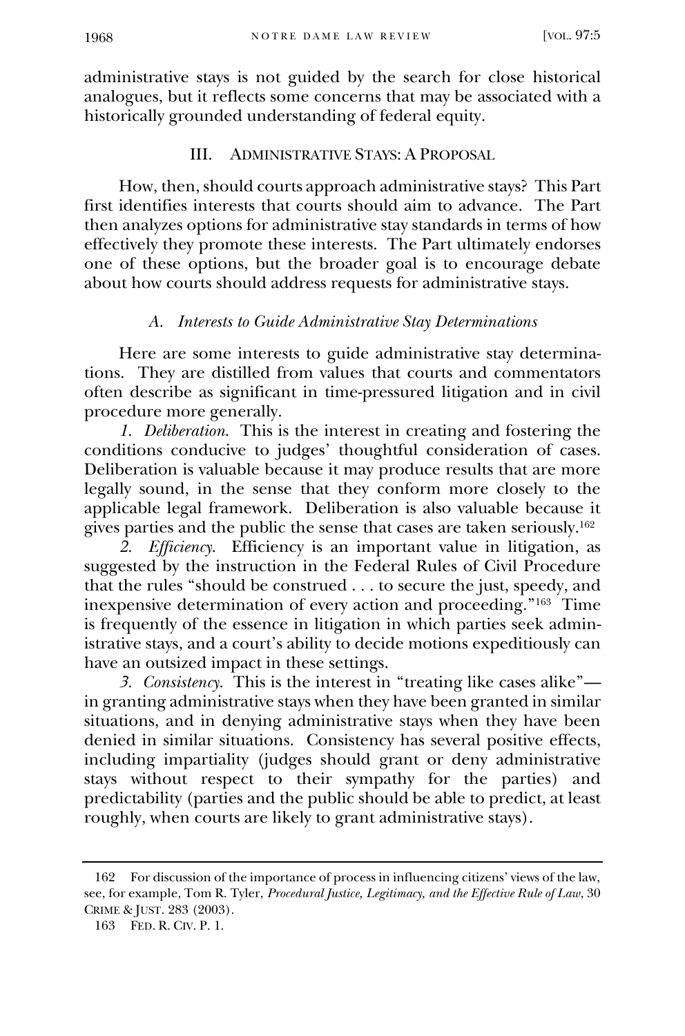administrative stays is not guided by the search for close historical analogues, but it reflects some concerns that may be associated with a historically grounded understanding of federal equity.

## III. ADMINISTRATIVE STAYS: A PROPOSAL

How, then, should courts approach administrative stays? This Part first identifies interests that courts should aim to advance. The Part then analyzes options for administrative stay standards in terms of how effectively they promote these interests. The Part ultimately endorses one of these options, but the broader goal is to encourage debate about how courts should address requests for administrative stays.

### *A. Interests to Guide Administrative Stay Determinations*

Here are some interests to guide administrative stay determinations. They are distilled from values that courts and commentators often describe as significant in time-pressured litigation and in civil procedure more generally.

*1. Deliberation.* This is the interest in creating and fostering the conditions conducive to judges' thoughtful consideration of cases. Deliberation is valuable because it may produce results that are more legally sound, in the sense that they conform more closely to the applicable legal framework. Deliberation is also valuable because it gives parties and the public the sense that cases are taken seriously.[162]

*2. Efficiency.* Efficiency is an important value in litigation, as suggested by the instruction in the Federal Rules of Civil Procedure that the rules "should be construed . . . to secure the just, speedy, and inexpensive determination of every action and proceeding."[163] Time is frequently of the essence in litigation in which parties seek administrative stays, and a court's ability to decide motions expeditiously can have an outsized impact in these settings.

*3. Consistency.* This is the interest in "treating like cases alike"—in granting administrative stays when they have been granted in similar situations, and in denying administrative stays when they have been denied in similar situations. Consistency has several positive effects, including impartiality (judges should grant or deny administrative stays without respect to their sympathy for the parties) and predictability (parties and the public should be able to predict, at least roughly, when courts are likely to grant administrative stays).

---

162 For discussion of the importance of process in influencing citizens' views of the law, see, for example, Tom R. Tyler, *Procedural Justice, Legitimacy, and the Effective Rule of Law*, 30 CRIME & JUST. 283 (2003).

163 FED. R. CIV. P. 1.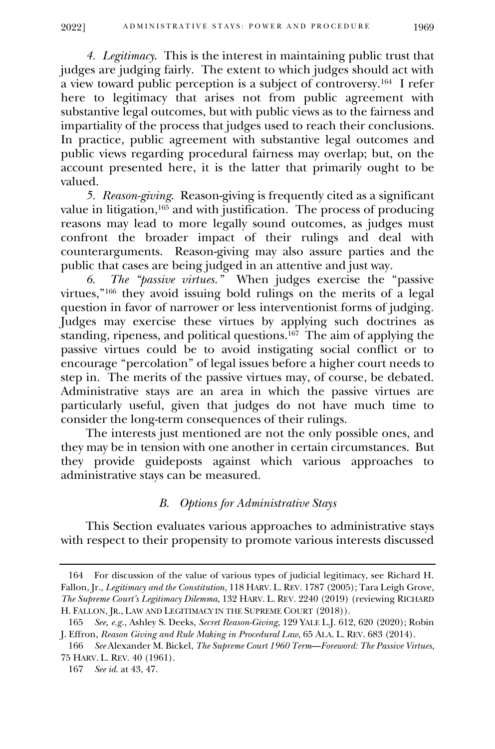*4. Legitimacy.* This is the interest in maintaining public trust that judges are judging fairly. The extent to which judges should act with a view toward public perception is a subject of controversy.[164] I refer here to legitimacy that arises not from public agreement with substantive legal outcomes, but with public views as to the fairness and impartiality of the process that judges used to reach their conclusions. In practice, public agreement with substantive legal outcomes and public views regarding procedural fairness may overlap; but, on the account presented here, it is the latter that primarily ought to be valued.

*5. Reason-giving.* Reason-giving is frequently cited as a significant value in litigation,[165] and with justification. The process of producing reasons may lead to more legally sound outcomes, as judges must confront the broader impact of their rulings and deal with counterarguments. Reason-giving may also assure parties and the public that cases are being judged in an attentive and just way.

*6. The "passive virtues."* When judges exercise the "passive virtues,"[166] they avoid issuing bold rulings on the merits of a legal question in favor of narrower or less interventionist forms of judging. Judges may exercise these virtues by applying such doctrines as standing, ripeness, and political questions.[167] The aim of applying the passive virtues could be to avoid instigating social conflict or to encourage "percolation" of legal issues before a higher court needs to step in. The merits of the passive virtues may, of course, be debated. Administrative stays are an area in which the passive virtues are particularly useful, given that judges do not have much time to consider the long-term consequences of their rulings.

The interests just mentioned are not the only possible ones, and they may be in tension with one another in certain circumstances. But they provide guideposts against which various approaches to administrative stays can be measured.

### *B. Options for Administrative Stays*

This Section evaluates various approaches to administrative stays with respect to their propensity to promote various interests discussed

---

164 For discussion of the value of various types of judicial legitimacy, see Richard H. Fallon, Jr., *Legitimacy and the Constitution*, 118 HARV. L. REV. 1787 (2005); Tara Leigh Grove, *The Supreme Court's Legitimacy Dilemma*, 132 HARV. L. REV. 2240 (2019) (reviewing RICHARD H. FALLON, JR., LAW AND LEGITIMACY IN THE SUPREME COURT (2018)).

165 *See, e.g.*, Ashley S. Deeks, *Secret Reason-Giving*, 129 YALE L.J. 612, 620 (2020); Robin J. Effron, *Reason Giving and Rule Making in Procedural Law*, 65 ALA. L. REV. 683 (2014).

166 *See* Alexander M. Bickel, *The Supreme Court 1960 Term—Foreword: The Passive Virtues*, 75 HARV. L. REV. 40 (1961).

167 *See id.* at 43, 47.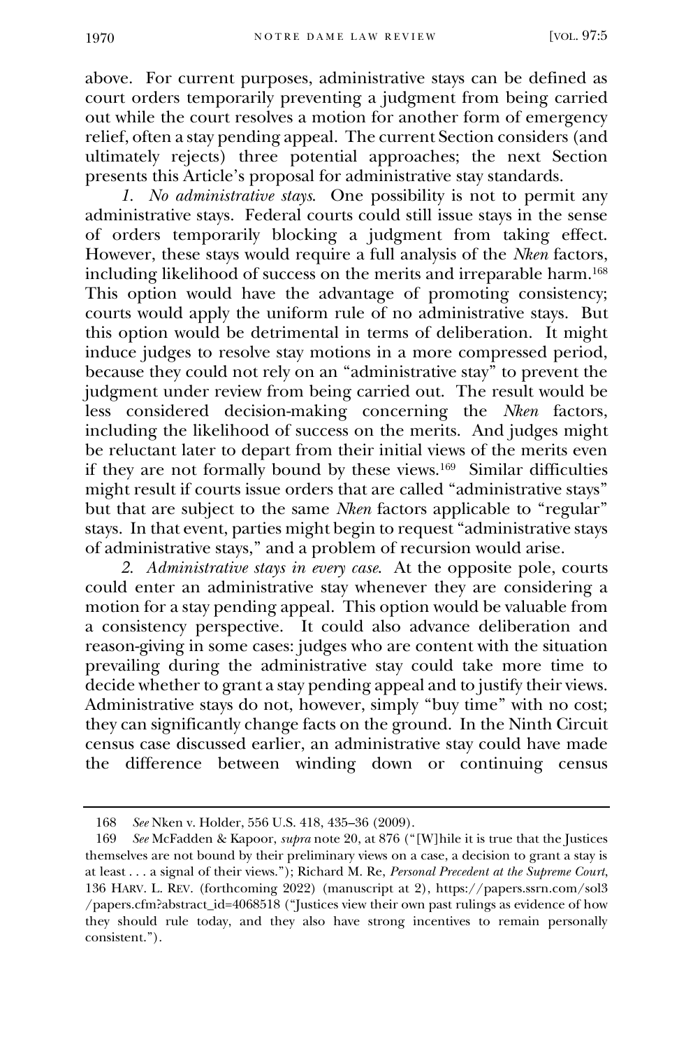above. For current purposes, administrative stays can be defined as court orders temporarily preventing a judgment from being carried out while the court resolves a motion for another form of emergency relief, often a stay pending appeal. The current Section considers (and ultimately rejects) three potential approaches; the next Section presents this Article's proposal for administrative stay standards.

*1. No administrative stays.* One possibility is not to permit any administrative stays. Federal courts could still issue stays in the sense of orders temporarily blocking a judgment from taking effect. However, these stays would require a full analysis of the *Nken* factors, including likelihood of success on the merits and irreparable harm.[168] This option would have the advantage of promoting consistency; courts would apply the uniform rule of no administrative stays. But this option would be detrimental in terms of deliberation. It might induce judges to resolve stay motions in a more compressed period, because they could not rely on an "administrative stay" to prevent the judgment under review from being carried out. The result would be less considered decision-making concerning the *Nken* factors, including the likelihood of success on the merits. And judges might be reluctant later to depart from their initial views of the merits even if they are not formally bound by these views.[169] Similar difficulties might result if courts issue orders that are called "administrative stays" but that are subject to the same *Nken* factors applicable to "regular" stays. In that event, parties might begin to request "administrative stays of administrative stays," and a problem of recursion would arise.

*2. Administrative stays in every case.* At the opposite pole, courts could enter an administrative stay whenever they are considering a motion for a stay pending appeal. This option would be valuable from a consistency perspective. It could also advance deliberation and reason-giving in some cases: judges who are content with the situation prevailing during the administrative stay could take more time to decide whether to grant a stay pending appeal and to justify their views. Administrative stays do not, however, simply "buy time" with no cost; they can significantly change facts on the ground. In the Ninth Circuit census case discussed earlier, an administrative stay could have made the difference between winding down or continuing census

168 *See* Nken v. Holder, 556 U.S. 418, 435–36 (2009).

169 *See* McFadden & Kapoor, *supra* note 20, at 876 ("[W]hile it is true that the Justices themselves are not bound by their preliminary views on a case, a decision to grant a stay is at least . . . a signal of their views."); Richard M. Re, *Personal Precedent at the Supreme Court*, 136 HARV. L. REV. (forthcoming 2022) (manuscript at 2), https://papers.ssrn.com/sol3/papers.cfm?abstract_id=4068518 ("Justices view their own past rulings as evidence of how they should rule today, and they also have strong incentives to remain personally consistent.").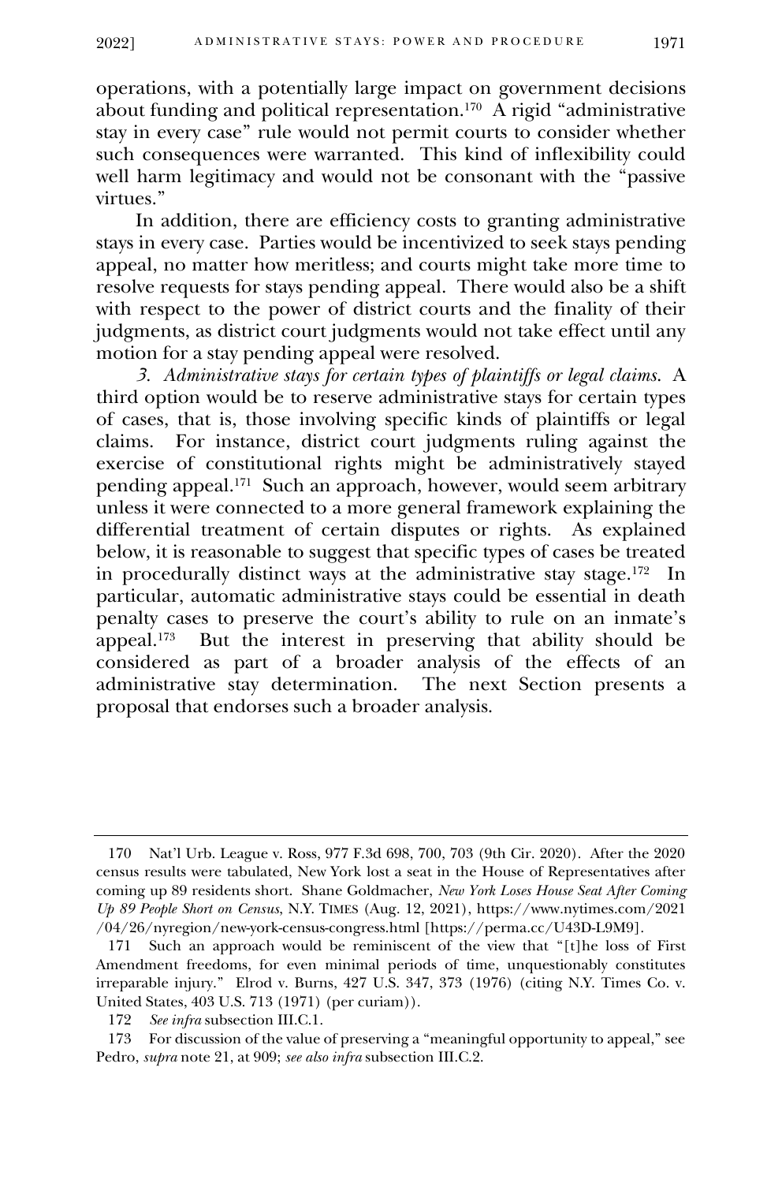operations, with a potentially large impact on government decisions about funding and political representation.[170] A rigid "administrative stay in every case" rule would not permit courts to consider whether such consequences were warranted. This kind of inflexibility could well harm legitimacy and would not be consonant with the "passive virtues."

In addition, there are efficiency costs to granting administrative stays in every case. Parties would be incentivized to seek stays pending appeal, no matter how meritless; and courts might take more time to resolve requests for stays pending appeal. There would also be a shift with respect to the power of district courts and the finality of their judgments, as district court judgments would not take effect until any motion for a stay pending appeal were resolved.

*3. Administrative stays for certain types of plaintiffs or legal claims.* A third option would be to reserve administrative stays for certain types of cases, that is, those involving specific kinds of plaintiffs or legal claims. For instance, district court judgments ruling against the exercise of constitutional rights might be administratively stayed pending appeal.[171] Such an approach, however, would seem arbitrary unless it were connected to a more general framework explaining the differential treatment of certain disputes or rights. As explained below, it is reasonable to suggest that specific types of cases be treated in procedurally distinct ways at the administrative stay stage.[172] In particular, automatic administrative stays could be essential in death penalty cases to preserve the court's ability to rule on an inmate's appeal.[173] But the interest in preserving that ability should be considered as part of a broader analysis of the effects of an administrative stay determination. The next Section presents a proposal that endorses such a broader analysis.

---

170 Nat'l Urb. League v. Ross, 977 F.3d 698, 700, 703 (9th Cir. 2020). After the 2020 census results were tabulated, New York lost a seat in the House of Representatives after coming up 89 residents short. Shane Goldmacher, *New York Loses House Seat After Coming Up 89 People Short on Census*, N.Y. TIMES (Aug. 12, 2021), https://www.nytimes.com/2021/04/26/nyregion/new-york-census-congress.html [https://perma.cc/U43D-L9M9].

171 Such an approach would be reminiscent of the view that "[t]he loss of First Amendment freedoms, for even minimal periods of time, unquestionably constitutes irreparable injury." Elrod v. Burns, 427 U.S. 347, 373 (1976) (citing N.Y. Times Co. v. United States, 403 U.S. 713 (1971) (per curiam)).

172 *See infra* subsection III.C.1.

173 For discussion of the value of preserving a "meaningful opportunity to appeal," see Pedro, *supra* note 21, at 909; *see also infra* subsection III.C.2.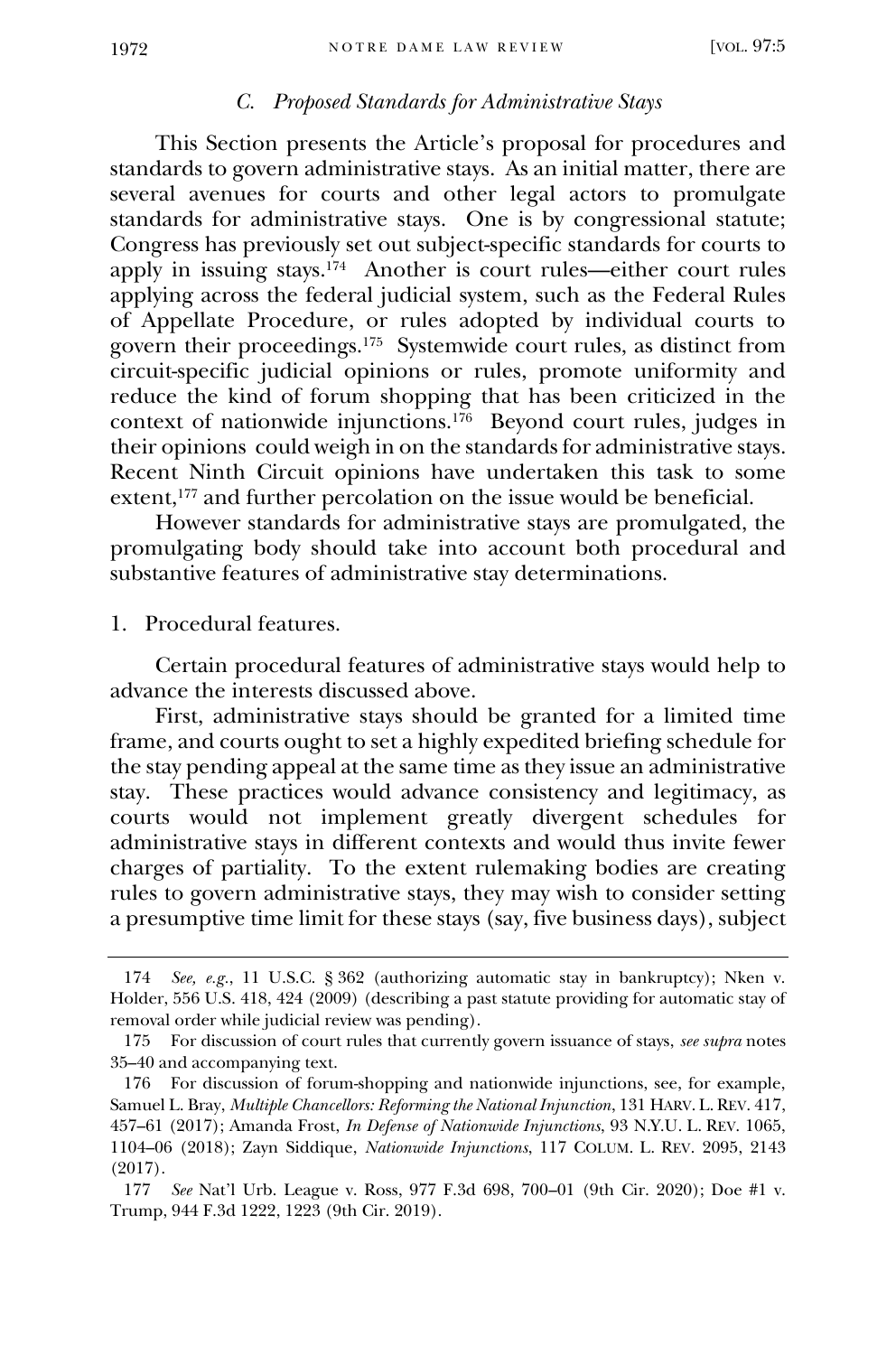### C. *Proposed Standards for Administrative Stays*

This Section presents the Article's proposal for procedures and standards to govern administrative stays. As an initial matter, there are several avenues for courts and other legal actors to promulgate standards for administrative stays. One is by congressional statute; Congress has previously set out subject-specific standards for courts to apply in issuing stays.[174] Another is court rules—either court rules applying across the federal judicial system, such as the Federal Rules of Appellate Procedure, or rules adopted by individual courts to govern their proceedings.[175] Systemwide court rules, as distinct from circuit-specific judicial opinions or rules, promote uniformity and reduce the kind of forum shopping that has been criticized in the context of nationwide injunctions.[176] Beyond court rules, judges in their opinions could weigh in on the standards for administrative stays. Recent Ninth Circuit opinions have undertaken this task to some extent,[177] and further percolation on the issue would be beneficial.

However standards for administrative stays are promulgated, the promulgating body should take into account both procedural and substantive features of administrative stay determinations.

#### 1. Procedural features.

Certain procedural features of administrative stays would help to advance the interests discussed above.

First, administrative stays should be granted for a limited time frame, and courts ought to set a highly expedited briefing schedule for the stay pending appeal at the same time as they issue an administrative stay. These practices would advance consistency and legitimacy, as courts would not implement greatly divergent schedules for administrative stays in different contexts and would thus invite fewer charges of partiality. To the extent rulemaking bodies are creating rules to govern administrative stays, they may wish to consider setting a presumptive time limit for these stays (say, five business days), subject

---

174 *See, e.g.*, 11 U.S.C. § 362 (authorizing automatic stay in bankruptcy); Nken v. Holder, 556 U.S. 418, 424 (2009) (describing a past statute providing for automatic stay of removal order while judicial review was pending).

175 For discussion of court rules that currently govern issuance of stays, *see supra* notes 35–40 and accompanying text.

176 For discussion of forum-shopping and nationwide injunctions, see, for example, Samuel L. Bray, *Multiple Chancellors: Reforming the National Injunction*, 131 HARV. L. REV. 417, 457–61 (2017); Amanda Frost, *In Defense of Nationwide Injunctions*, 93 N.Y.U. L. REV. 1065, 1104–06 (2018); Zayn Siddique, *Nationwide Injunctions*, 117 COLUM. L. REV. 2095, 2143 (2017).

177 *See* Nat'l Urb. League v. Ross, 977 F.3d 698, 700–01 (9th Cir. 2020); Doe #1 v. Trump, 944 F.3d 1222, 1223 (9th Cir. 2019).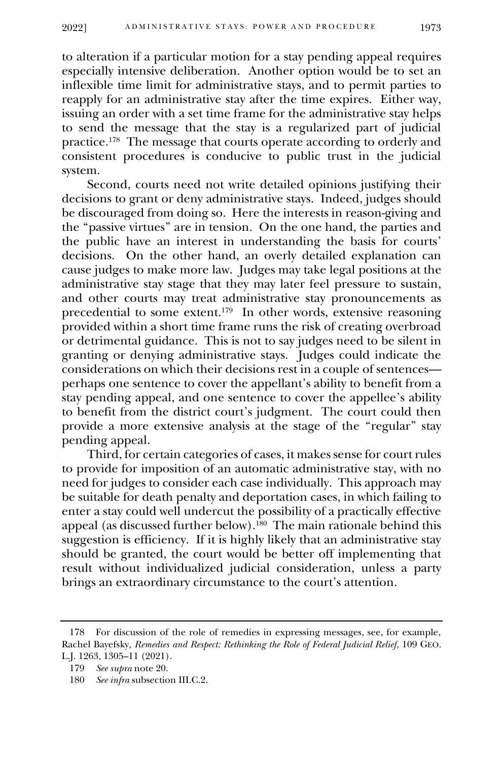to alteration if a particular motion for a stay pending appeal requires especially intensive deliberation. Another option would be to set an inflexible time limit for administrative stays, and to permit parties to reapply for an administrative stay after the time expires. Either way, issuing an order with a set time frame for the administrative stay helps to send the message that the stay is a regularized part of judicial practice.[178] The message that courts operate according to orderly and consistent procedures is conducive to public trust in the judicial system.

Second, courts need not write detailed opinions justifying their decisions to grant or deny administrative stays. Indeed, judges should be discouraged from doing so. Here the interests in reason-giving and the "passive virtues" are in tension. On the one hand, the parties and the public have an interest in understanding the basis for courts' decisions. On the other hand, an overly detailed explanation can cause judges to make more law. Judges may take legal positions at the administrative stay stage that they may later feel pressure to sustain, and other courts may treat administrative stay pronouncements as precedential to some extent.[179] In other words, extensive reasoning provided within a short time frame runs the risk of creating overbroad or detrimental guidance. This is not to say judges need to be silent in granting or denying administrative stays. Judges could indicate the considerations on which their decisions rest in a couple of sentences—perhaps one sentence to cover the appellant's ability to benefit from a stay pending appeal, and one sentence to cover the appellee's ability to benefit from the district court's judgment. The court could then provide a more extensive analysis at the stage of the "regular" stay pending appeal.

Third, for certain categories of cases, it makes sense for court rules to provide for imposition of an automatic administrative stay, with no need for judges to consider each case individually. This approach may be suitable for death penalty and deportation cases, in which failing to enter a stay could well undercut the possibility of a practically effective appeal (as discussed further below).[180] The main rationale behind this suggestion is efficiency. If it is highly likely that an administrative stay should be granted, the court would be better off implementing that result without individualized judicial consideration, unless a party brings an extraordinary circumstance to the court's attention.

---

178 For discussion of the role of remedies in expressing messages, see, for example, Rachel Bayefsky, *Remedies and Respect: Rethinking the Role of Federal Judicial Relief*, 109 GEO. L.J. 1263, 1305–11 (2021).

179 *See supra* note 20.

180 *See infra* subsection III.C.2.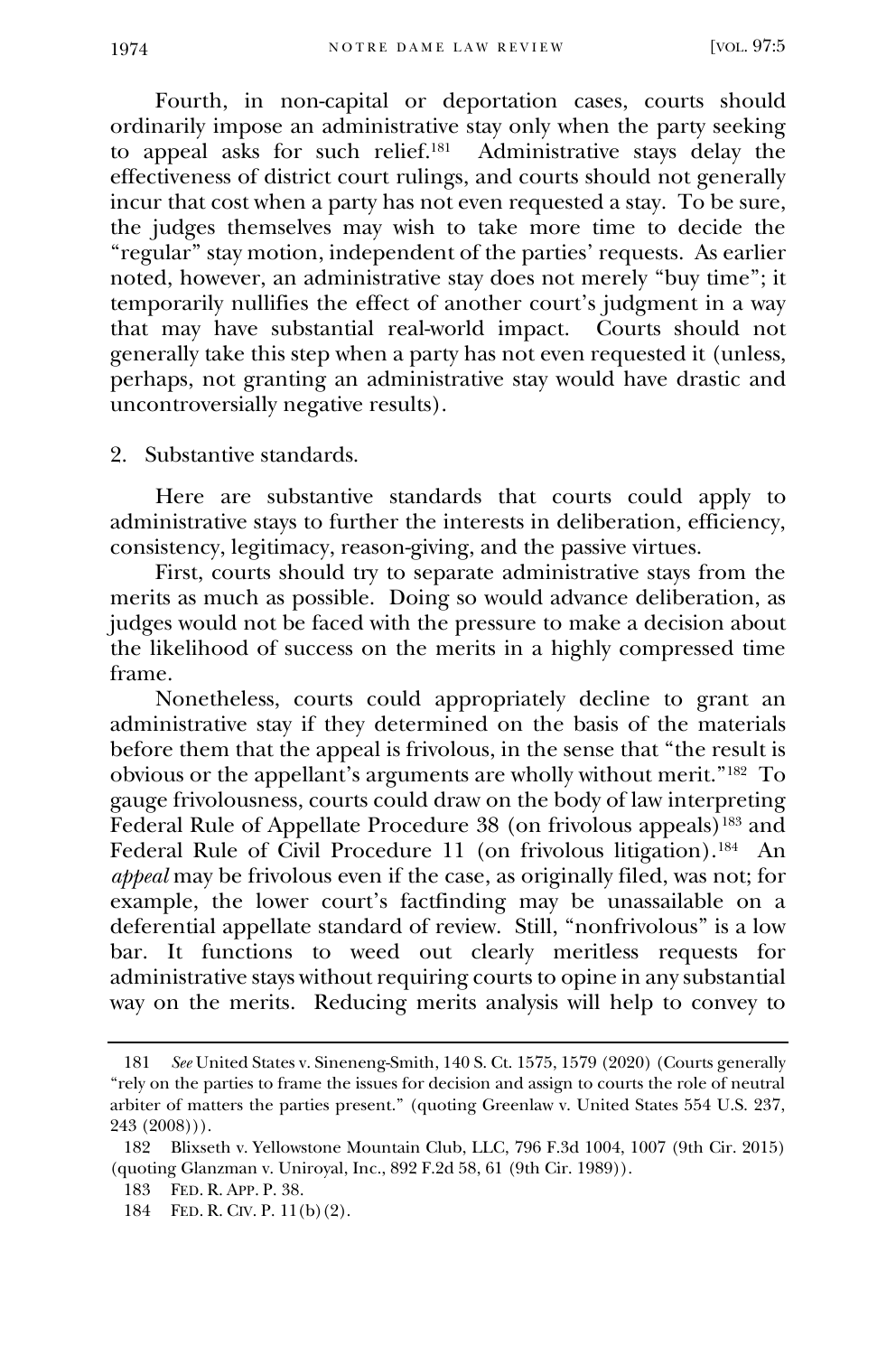Fourth, in non-capital or deportation cases, courts should ordinarily impose an administrative stay only when the party seeking to appeal asks for such relief.[181] Administrative stays delay the effectiveness of district court rulings, and courts should not generally incur that cost when a party has not even requested a stay. To be sure, the judges themselves may wish to take more time to decide the "regular" stay motion, independent of the parties' requests. As earlier noted, however, an administrative stay does not merely "buy time"; it temporarily nullifies the effect of another court's judgment in a way that may have substantial real-world impact. Courts should not generally take this step when a party has not even requested it (unless, perhaps, not granting an administrative stay would have drastic and uncontroversially negative results).

2. Substantive standards.

Here are substantive standards that courts could apply to administrative stays to further the interests in deliberation, efficiency, consistency, legitimacy, reason-giving, and the passive virtues.

First, courts should try to separate administrative stays from the merits as much as possible. Doing so would advance deliberation, as judges would not be faced with the pressure to make a decision about the likelihood of success on the merits in a highly compressed time frame.

Nonetheless, courts could appropriately decline to grant an administrative stay if they determined on the basis of the materials before them that the appeal is frivolous, in the sense that "the result is obvious or the appellant's arguments are wholly without merit."[182] To gauge frivolousness, courts could draw on the body of law interpreting Federal Rule of Appellate Procedure 38 (on frivolous appeals)[183] and Federal Rule of Civil Procedure 11 (on frivolous litigation).[184] An *appeal* may be frivolous even if the case, as originally filed, was not; for example, the lower court's factfinding may be unassailable on a deferential appellate standard of review. Still, "nonfrivolous" is a low bar. It functions to weed out clearly meritless requests for administrative stays without requiring courts to opine in any substantial way on the merits. Reducing merits analysis will help to convey to

---

181 *See* United States v. Sineneng-Smith, 140 S. Ct. 1575, 1579 (2020) (Courts generally "rely on the parties to frame the issues for decision and assign to courts the role of neutral arbiter of matters the parties present." (quoting Greenlaw v. United States 554 U.S. 237, 243 (2008))).

182 Blixseth v. Yellowstone Mountain Club, LLC, 796 F.3d 1004, 1007 (9th Cir. 2015) (quoting Glanzman v. Uniroyal, Inc., 892 F.2d 58, 61 (9th Cir. 1989)).

183 FED. R. APP. P. 38.

184 FED. R. CIV. P. 11(b)(2).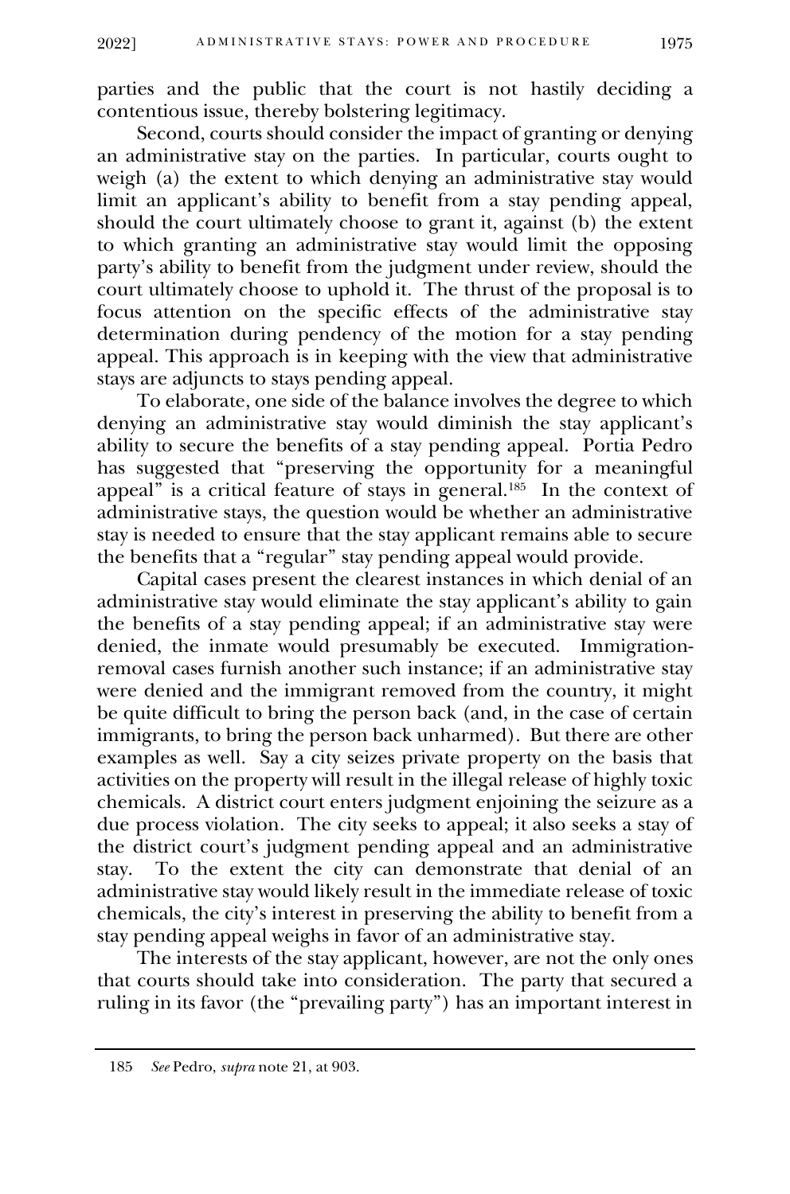parties and the public that the court is not hastily deciding a contentious issue, thereby bolstering legitimacy.

Second, courts should consider the impact of granting or denying an administrative stay on the parties. In particular, courts ought to weigh (a) the extent to which denying an administrative stay would limit an applicant's ability to benefit from a stay pending appeal, should the court ultimately choose to grant it, against (b) the extent to which granting an administrative stay would limit the opposing party's ability to benefit from the judgment under review, should the court ultimately choose to uphold it. The thrust of the proposal is to focus attention on the specific effects of the administrative stay determination during pendency of the motion for a stay pending appeal. This approach is in keeping with the view that administrative stays are adjuncts to stays pending appeal.

To elaborate, one side of the balance involves the degree to which denying an administrative stay would diminish the stay applicant's ability to secure the benefits of a stay pending appeal. Portia Pedro has suggested that "preserving the opportunity for a meaningful appeal" is a critical feature of stays in general.[185] In the context of administrative stays, the question would be whether an administrative stay is needed to ensure that the stay applicant remains able to secure the benefits that a "regular" stay pending appeal would provide.

Capital cases present the clearest instances in which denial of an administrative stay would eliminate the stay applicant's ability to gain the benefits of a stay pending appeal; if an administrative stay were denied, the inmate would presumably be executed. Immigration-removal cases furnish another such instance; if an administrative stay were denied and the immigrant removed from the country, it might be quite difficult to bring the person back (and, in the case of certain immigrants, to bring the person back unharmed). But there are other examples as well. Say a city seizes private property on the basis that activities on the property will result in the illegal release of highly toxic chemicals. A district court enters judgment enjoining the seizure as a due process violation. The city seeks to appeal; it also seeks a stay of the district court's judgment pending appeal and an administrative stay. To the extent the city can demonstrate that denial of an administrative stay would likely result in the immediate release of toxic chemicals, the city's interest in preserving the ability to benefit from a stay pending appeal weighs in favor of an administrative stay.

The interests of the stay applicant, however, are not the only ones that courts should take into consideration. The party that secured a ruling in its favor (the "prevailing party") has an important interest in

185 *See* Pedro, *supra* note 21, at 903.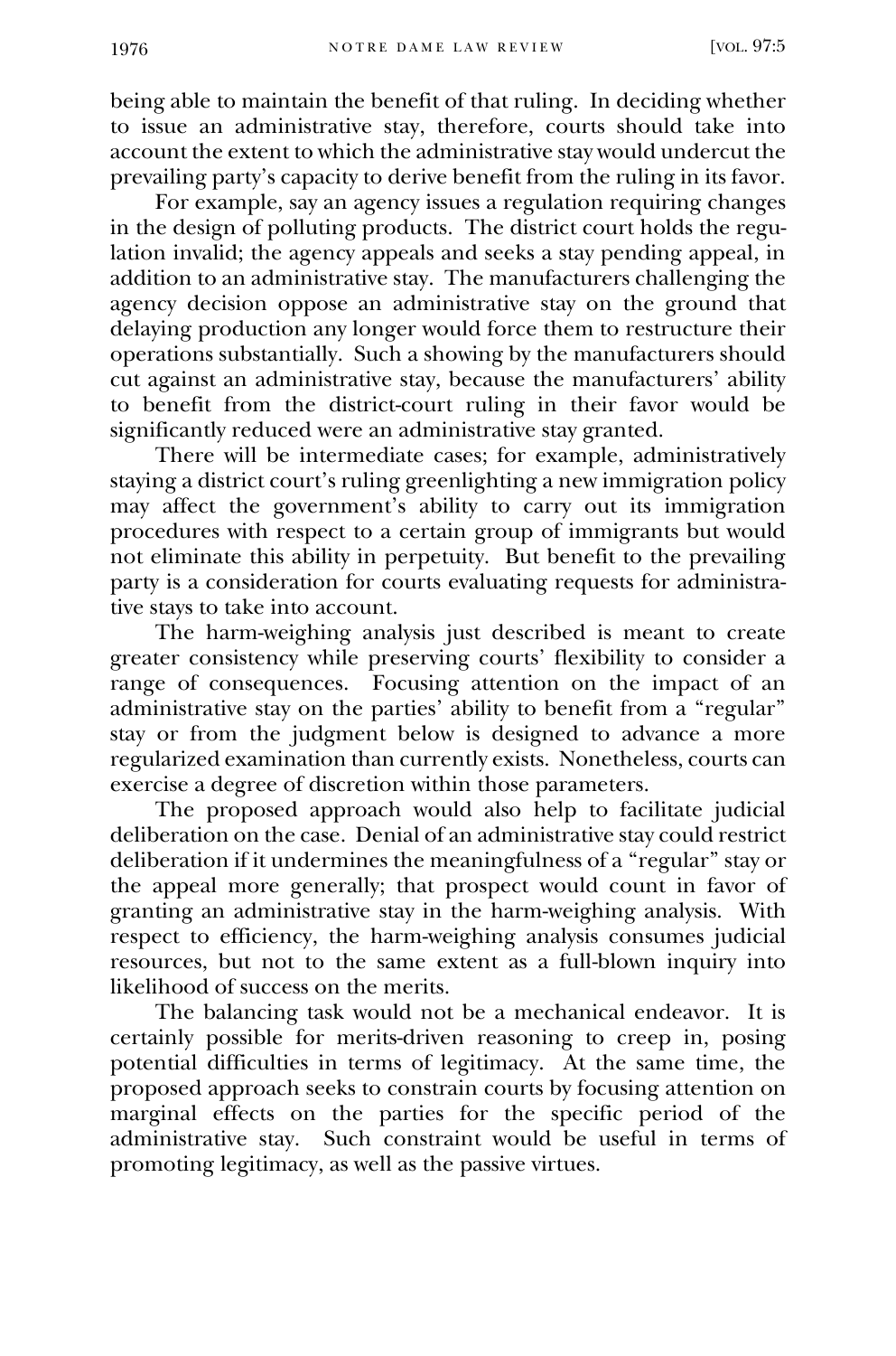being able to maintain the benefit of that ruling. In deciding whether to issue an administrative stay, therefore, courts should take into account the extent to which the administrative stay would undercut the prevailing party's capacity to derive benefit from the ruling in its favor.

For example, say an agency issues a regulation requiring changes in the design of polluting products. The district court holds the regulation invalid; the agency appeals and seeks a stay pending appeal, in addition to an administrative stay. The manufacturers challenging the agency decision oppose an administrative stay on the ground that delaying production any longer would force them to restructure their operations substantially. Such a showing by the manufacturers should cut against an administrative stay, because the manufacturers' ability to benefit from the district-court ruling in their favor would be significantly reduced were an administrative stay granted.

There will be intermediate cases; for example, administratively staying a district court's ruling greenlighting a new immigration policy may affect the government's ability to carry out its immigration procedures with respect to a certain group of immigrants but would not eliminate this ability in perpetuity. But benefit to the prevailing party is a consideration for courts evaluating requests for administrative stays to take into account.

The harm-weighing analysis just described is meant to create greater consistency while preserving courts' flexibility to consider a range of consequences. Focusing attention on the impact of an administrative stay on the parties' ability to benefit from a "regular" stay or from the judgment below is designed to advance a more regularized examination than currently exists. Nonetheless, courts can exercise a degree of discretion within those parameters.

The proposed approach would also help to facilitate judicial deliberation on the case. Denial of an administrative stay could restrict deliberation if it undermines the meaningfulness of a "regular" stay or the appeal more generally; that prospect would count in favor of granting an administrative stay in the harm-weighing analysis. With respect to efficiency, the harm-weighing analysis consumes judicial resources, but not to the same extent as a full-blown inquiry into likelihood of success on the merits.

The balancing task would not be a mechanical endeavor. It is certainly possible for merits-driven reasoning to creep in, posing potential difficulties in terms of legitimacy. At the same time, the proposed approach seeks to constrain courts by focusing attention on marginal effects on the parties for the specific period of the administrative stay. Such constraint would be useful in terms of promoting legitimacy, as well as the passive virtues.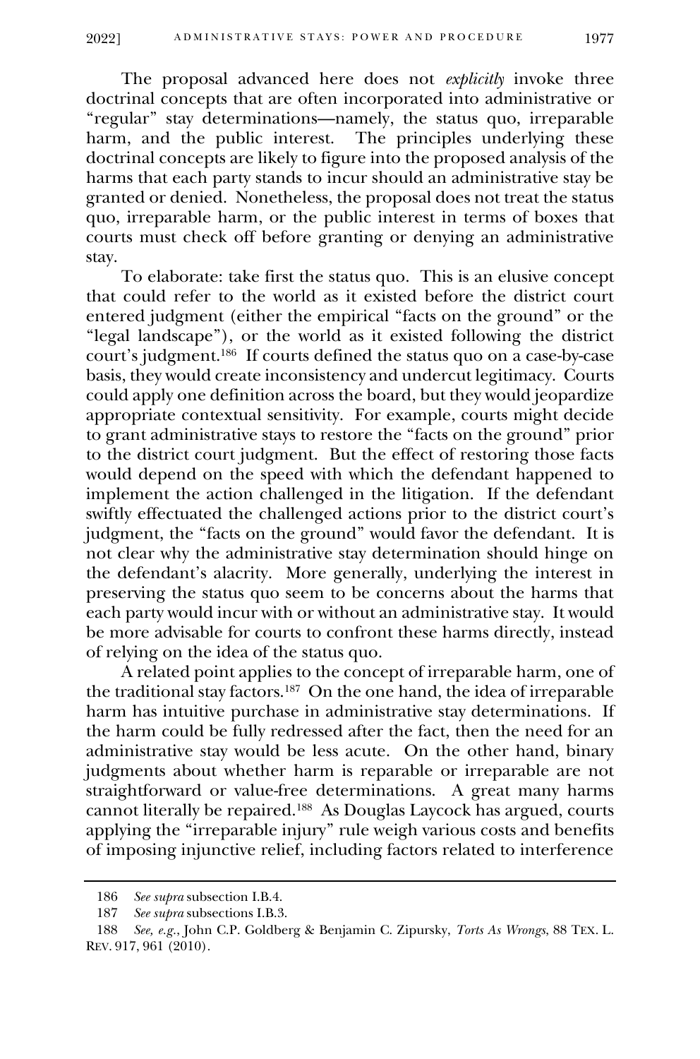The proposal advanced here does not *explicitly* invoke three doctrinal concepts that are often incorporated into administrative or "regular" stay determinations—namely, the status quo, irreparable harm, and the public interest. The principles underlying these doctrinal concepts are likely to figure into the proposed analysis of the harms that each party stands to incur should an administrative stay be granted or denied. Nonetheless, the proposal does not treat the status quo, irreparable harm, or the public interest in terms of boxes that courts must check off before granting or denying an administrative stay.

To elaborate: take first the status quo. This is an elusive concept that could refer to the world as it existed before the district court entered judgment (either the empirical "facts on the ground" or the "legal landscape"), or the world as it existed following the district court's judgment.[186] If courts defined the status quo on a case-by-case basis, they would create inconsistency and undercut legitimacy. Courts could apply one definition across the board, but they would jeopardize appropriate contextual sensitivity. For example, courts might decide to grant administrative stays to restore the "facts on the ground" prior to the district court judgment. But the effect of restoring those facts would depend on the speed with which the defendant happened to implement the action challenged in the litigation. If the defendant swiftly effectuated the challenged actions prior to the district court's judgment, the "facts on the ground" would favor the defendant. It is not clear why the administrative stay determination should hinge on the defendant's alacrity. More generally, underlying the interest in preserving the status quo seem to be concerns about the harms that each party would incur with or without an administrative stay. It would be more advisable for courts to confront these harms directly, instead of relying on the idea of the status quo.

A related point applies to the concept of irreparable harm, one of the traditional stay factors.[187] On the one hand, the idea of irreparable harm has intuitive purchase in administrative stay determinations. If the harm could be fully redressed after the fact, then the need for an administrative stay would be less acute. On the other hand, binary judgments about whether harm is reparable or irreparable are not straightforward or value-free determinations. A great many harms cannot literally be repaired.[188] As Douglas Laycock has argued, courts applying the "irreparable injury" rule weigh various costs and benefits of imposing injunctive relief, including factors related to interference

---

186 *See supra* subsection I.B.4.

187 *See supra* subsections I.B.3.

188 *See, e.g.*, John C.P. Goldberg & Benjamin C. Zipursky, *Torts As Wrongs*, 88 TEX. L. REV. 917, 961 (2010).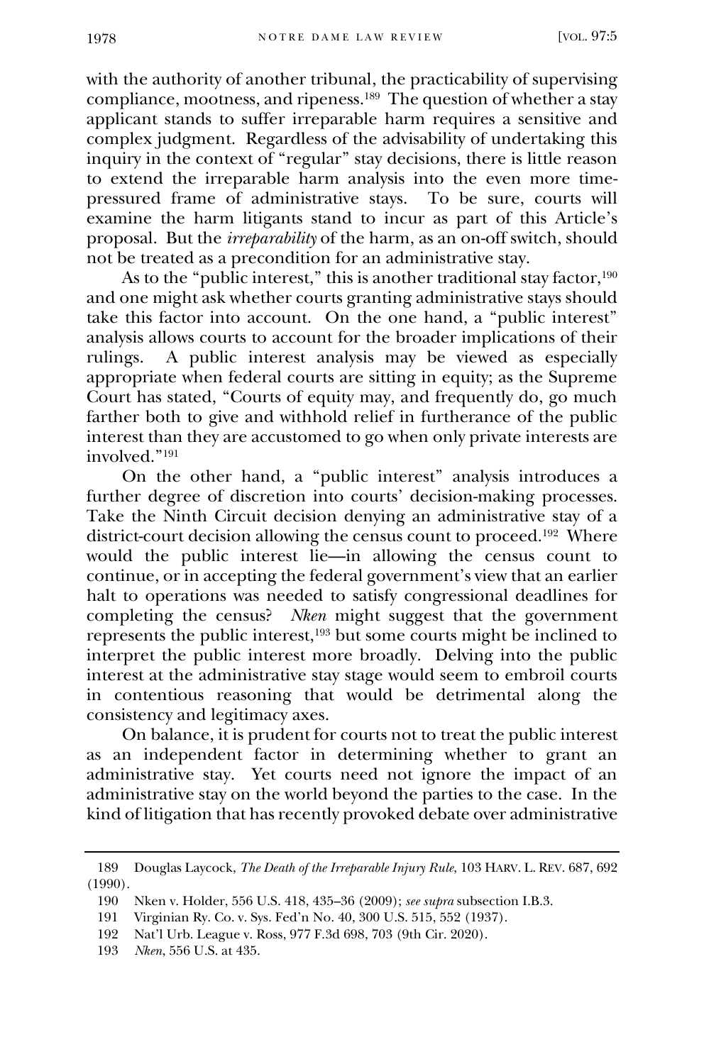with the authority of another tribunal, the practicability of supervising compliance, mootness, and ripeness.[189] The question of whether a stay applicant stands to suffer irreparable harm requires a sensitive and complex judgment. Regardless of the advisability of undertaking this inquiry in the context of "regular" stay decisions, there is little reason to extend the irreparable harm analysis into the even more time-pressured frame of administrative stays. To be sure, courts will examine the harm litigants stand to incur as part of this Article's proposal. But the *irreparability* of the harm, as an on-off switch, should not be treated as a precondition for an administrative stay.

As to the "public interest," this is another traditional stay factor,[190] and one might ask whether courts granting administrative stays should take this factor into account. On the one hand, a "public interest" analysis allows courts to account for the broader implications of their rulings. A public interest analysis may be viewed as especially appropriate when federal courts are sitting in equity; as the Supreme Court has stated, "Courts of equity may, and frequently do, go much farther both to give and withhold relief in furtherance of the public interest than they are accustomed to go when only private interests are involved."[191]

On the other hand, a "public interest" analysis introduces a further degree of discretion into courts' decision-making processes. Take the Ninth Circuit decision denying an administrative stay of a district-court decision allowing the census count to proceed.[192] Where would the public interest lie—in allowing the census count to continue, or in accepting the federal government's view that an earlier halt to operations was needed to satisfy congressional deadlines for completing the census? *Nken* might suggest that the government represents the public interest,[193] but some courts might be inclined to interpret the public interest more broadly. Delving into the public interest at the administrative stay stage would seem to embroil courts in contentious reasoning that would be detrimental along the consistency and legitimacy axes.

On balance, it is prudent for courts not to treat the public interest as an independent factor in determining whether to grant an administrative stay. Yet courts need not ignore the impact of an administrative stay on the world beyond the parties to the case. In the kind of litigation that has recently provoked debate over administrative

---

189 Douglas Laycock, *The Death of the Irreparable Injury Rule*, 103 HARV. L. REV. 687, 692 (1990).

190 Nken v. Holder, 556 U.S. 418, 435–36 (2009); *see supra* subsection I.B.3.

191 Virginian Ry. Co. v. Sys. Fed'n No. 40, 300 U.S. 515, 552 (1937).

192 Nat'l Urb. League v. Ross, 977 F.3d 698, 703 (9th Cir. 2020).

193 *Nken*, 556 U.S. at 435.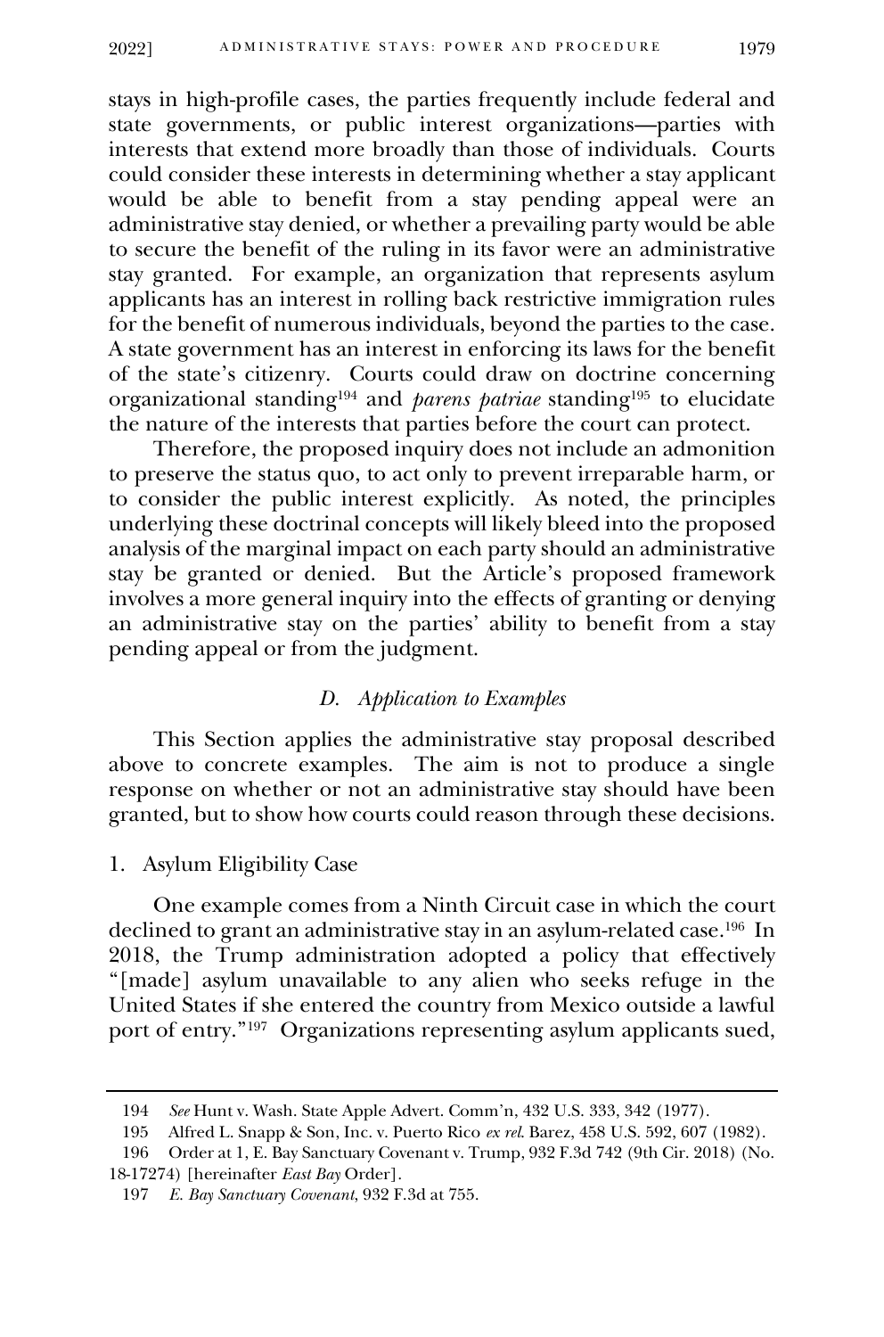stays in high-profile cases, the parties frequently include federal and state governments, or public interest organizations—parties with interests that extend more broadly than those of individuals. Courts could consider these interests in determining whether a stay applicant would be able to benefit from a stay pending appeal were an administrative stay denied, or whether a prevailing party would be able to secure the benefit of the ruling in its favor were an administrative stay granted. For example, an organization that represents asylum applicants has an interest in rolling back restrictive immigration rules for the benefit of numerous individuals, beyond the parties to the case. A state government has an interest in enforcing its laws for the benefit of the state's citizenry. Courts could draw on doctrine concerning organizational standing[194] and *parens patriae* standing[195] to elucidate the nature of the interests that parties before the court can protect.

Therefore, the proposed inquiry does not include an admonition to preserve the status quo, to act only to prevent irreparable harm, or to consider the public interest explicitly. As noted, the principles underlying these doctrinal concepts will likely bleed into the proposed analysis of the marginal impact on each party should an administrative stay be granted or denied. But the Article's proposed framework involves a more general inquiry into the effects of granting or denying an administrative stay on the parties' ability to benefit from a stay pending appeal or from the judgment.

### *D. Application to Examples*

This Section applies the administrative stay proposal described above to concrete examples. The aim is not to produce a single response on whether or not an administrative stay should have been granted, but to show how courts could reason through these decisions.

#### 1. Asylum Eligibility Case

One example comes from a Ninth Circuit case in which the court declined to grant an administrative stay in an asylum-related case.[196] In 2018, the Trump administration adopted a policy that effectively "[made] asylum unavailable to any alien who seeks refuge in the United States if she entered the country from Mexico outside a lawful port of entry."[197] Organizations representing asylum applicants sued,

---

194 *See* Hunt v. Wash. State Apple Advert. Comm'n, 432 U.S. 333, 342 (1977).

195 Alfred L. Snapp & Son, Inc. v. Puerto Rico *ex rel.* Barez, 458 U.S. 592, 607 (1982).

196 Order at 1, E. Bay Sanctuary Covenant v. Trump, 932 F.3d 742 (9th Cir. 2018) (No. 18-17274) [hereinafter *East Bay* Order].

197 *E. Bay Sanctuary Covenant*, 932 F.3d at 755.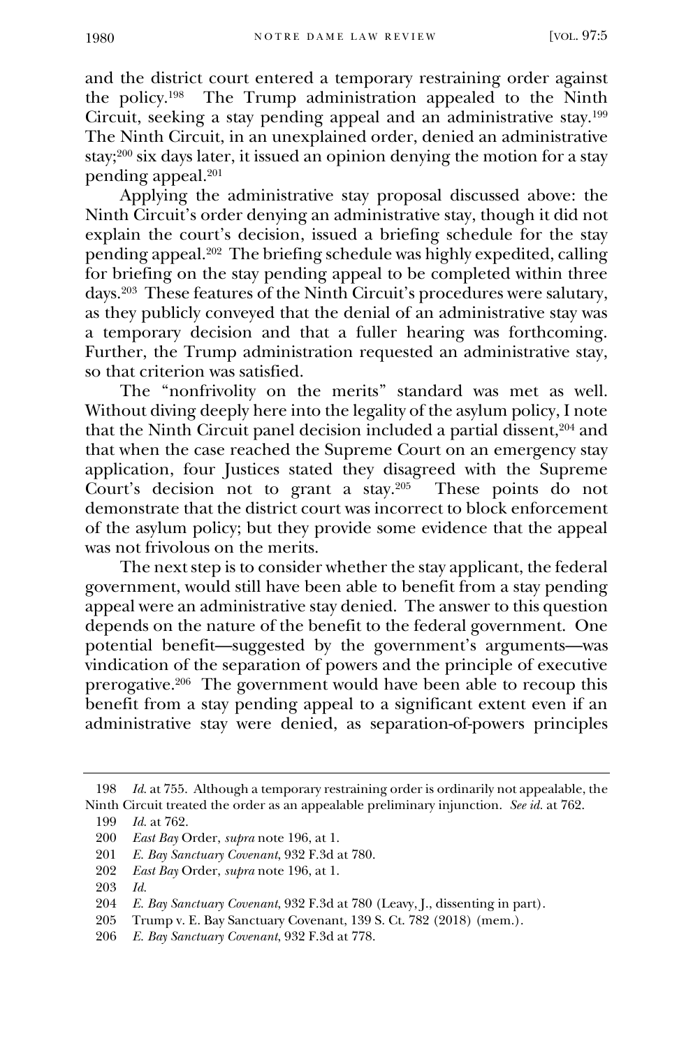and the district court entered a temporary restraining order against the policy.[198] The Trump administration appealed to the Ninth Circuit, seeking a stay pending appeal and an administrative stay.[199] The Ninth Circuit, in an unexplained order, denied an administrative stay;[200] six days later, it issued an opinion denying the motion for a stay pending appeal.[201]

Applying the administrative stay proposal discussed above: the Ninth Circuit's order denying an administrative stay, though it did not explain the court's decision, issued a briefing schedule for the stay pending appeal.[202] The briefing schedule was highly expedited, calling for briefing on the stay pending appeal to be completed within three days.[203] These features of the Ninth Circuit's procedures were salutary, as they publicly conveyed that the denial of an administrative stay was a temporary decision and that a fuller hearing was forthcoming. Further, the Trump administration requested an administrative stay, so that criterion was satisfied.

The "nonfrivolity on the merits" standard was met as well. Without diving deeply here into the legality of the asylum policy, I note that the Ninth Circuit panel decision included a partial dissent,[204] and that when the case reached the Supreme Court on an emergency stay application, four Justices stated they disagreed with the Supreme Court's decision not to grant a stay.[205] These points do not demonstrate that the district court was incorrect to block enforcement of the asylum policy; but they provide some evidence that the appeal was not frivolous on the merits.

The next step is to consider whether the stay applicant, the federal government, would still have been able to benefit from a stay pending appeal were an administrative stay denied. The answer to this question depends on the nature of the benefit to the federal government. One potential benefit—suggested by the government's arguments—was vindication of the separation of powers and the principle of executive prerogative.[206] The government would have been able to recoup this benefit from a stay pending appeal to a significant extent even if an administrative stay were denied, as separation-of-powers principles

---

198 *Id.* at 755. Although a temporary restraining order is ordinarily not appealable, the Ninth Circuit treated the order as an appealable preliminary injunction. *See id.* at 762.

199 *Id.* at 762.

200 *East Bay* Order, *supra* note 196, at 1.

201 *E. Bay Sanctuary Covenant*, 932 F.3d at 780.

202 *East Bay* Order, *supra* note 196, at 1.

203 *Id.*

204 *E. Bay Sanctuary Covenant*, 932 F.3d at 780 (Leavy, J., dissenting in part).

205 Trump v. E. Bay Sanctuary Covenant, 139 S. Ct. 782 (2018) (mem.).

206 *E. Bay Sanctuary Covenant*, 932 F.3d at 778.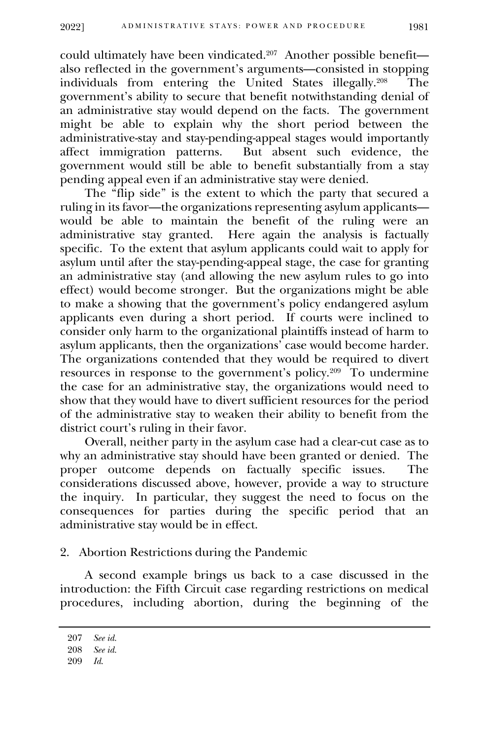could ultimately have been vindicated.[207] Another possible benefit—also reflected in the government's arguments—consisted in stopping individuals from entering the United States illegally.[208] The government's ability to secure that benefit notwithstanding denial of an administrative stay would depend on the facts. The government might be able to explain why the short period between the administrative-stay and stay-pending-appeal stages would importantly affect immigration patterns. But absent such evidence, the government would still be able to benefit substantially from a stay pending appeal even if an administrative stay were denied.

The "flip side" is the extent to which the party that secured a ruling in its favor—the organizations representing asylum applicants—would be able to maintain the benefit of the ruling were an administrative stay granted. Here again the analysis is factually specific. To the extent that asylum applicants could wait to apply for asylum until after the stay-pending-appeal stage, the case for granting an administrative stay (and allowing the new asylum rules to go into effect) would become stronger. But the organizations might be able to make a showing that the government's policy endangered asylum applicants even during a short period. If courts were inclined to consider only harm to the organizational plaintiffs instead of harm to asylum applicants, then the organizations' case would become harder. The organizations contended that they would be required to divert resources in response to the government's policy.[209] To undermine the case for an administrative stay, the organizations would need to show that they would have to divert sufficient resources for the period of the administrative stay to weaken their ability to benefit from the district court's ruling in their favor.

Overall, neither party in the asylum case had a clear-cut case as to why an administrative stay should have been granted or denied. The proper outcome depends on factually specific issues. The considerations discussed above, however, provide a way to structure the inquiry. In particular, they suggest the need to focus on the consequences for parties during the specific period that an administrative stay would be in effect.

### 2. Abortion Restrictions during the Pandemic

A second example brings us back to a case discussed in the introduction: the Fifth Circuit case regarding restrictions on medical procedures, including abortion, during the beginning of the

---

207 *See id.*

208 *See id.*

209 *Id.*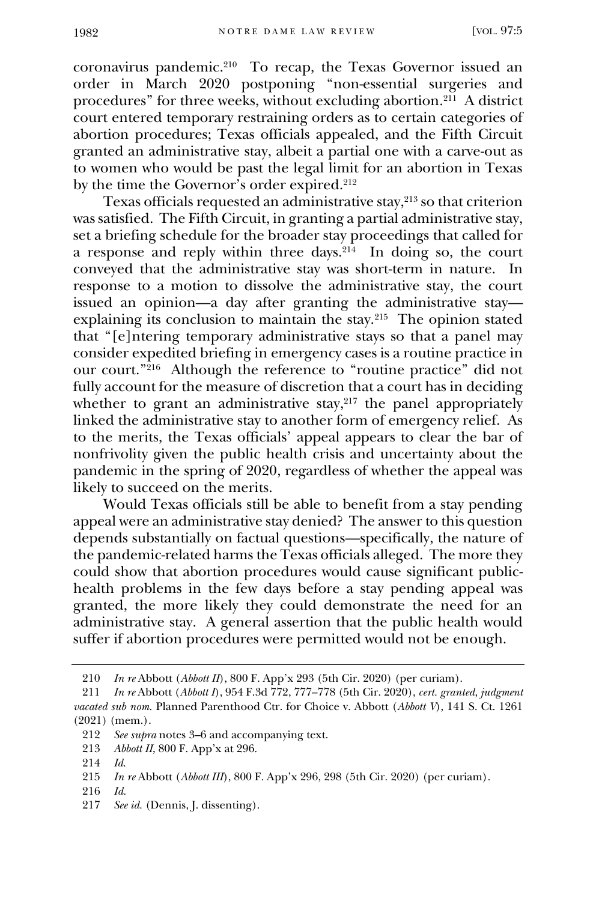coronavirus pandemic.[210] To recap, the Texas Governor issued an order in March 2020 postponing "non-essential surgeries and procedures" for three weeks, without excluding abortion.[211] A district court entered temporary restraining orders as to certain categories of abortion procedures; Texas officials appealed, and the Fifth Circuit granted an administrative stay, albeit a partial one with a carve-out as to women who would be past the legal limit for an abortion in Texas by the time the Governor's order expired.[212]

Texas officials requested an administrative stay,[213] so that criterion was satisfied. The Fifth Circuit, in granting a partial administrative stay, set a briefing schedule for the broader stay proceedings that called for a response and reply within three days.[214] In doing so, the court conveyed that the administrative stay was short-term in nature. In response to a motion to dissolve the administrative stay, the court issued an opinion—a day after granting the administrative stay—explaining its conclusion to maintain the stay.[215] The opinion stated that "[e]ntering temporary administrative stays so that a panel may consider expedited briefing in emergency cases is a routine practice in our court."[216] Although the reference to "routine practice" did not fully account for the measure of discretion that a court has in deciding whether to grant an administrative stay,[217] the panel appropriately linked the administrative stay to another form of emergency relief. As to the merits, the Texas officials' appeal appears to clear the bar of nonfrivolity given the public health crisis and uncertainty about the pandemic in the spring of 2020, regardless of whether the appeal was likely to succeed on the merits.

Would Texas officials still be able to benefit from a stay pending appeal were an administrative stay denied? The answer to this question depends substantially on factual questions—specifically, the nature of the pandemic-related harms the Texas officials alleged. The more they could show that abortion procedures would cause significant public-health problems in the few days before a stay pending appeal was granted, the more likely they could demonstrate the need for an administrative stay. A general assertion that the public health would suffer if abortion procedures were permitted would not be enough.

---

210 *In re* Abbott (*Abbott II*), 800 F. App'x 293 (5th Cir. 2020) (per curiam).

211 *In re* Abbott (*Abbott I*), 954 F.3d 772, 777–778 (5th Cir. 2020), *cert. granted*, *judgment vacated sub nom.* Planned Parenthood Ctr. for Choice v. Abbott (*Abbott V*), 141 S. Ct. 1261 (2021) (mem.).

212 *See supra* notes 3–6 and accompanying text.

213 *Abbott II*, 800 F. App'x at 296.

214 *Id.*

215 *In re* Abbott (*Abbott III*), 800 F. App'x 296, 298 (5th Cir. 2020) (per curiam).

216 *Id.*

217 *See id.* (Dennis, J. dissenting).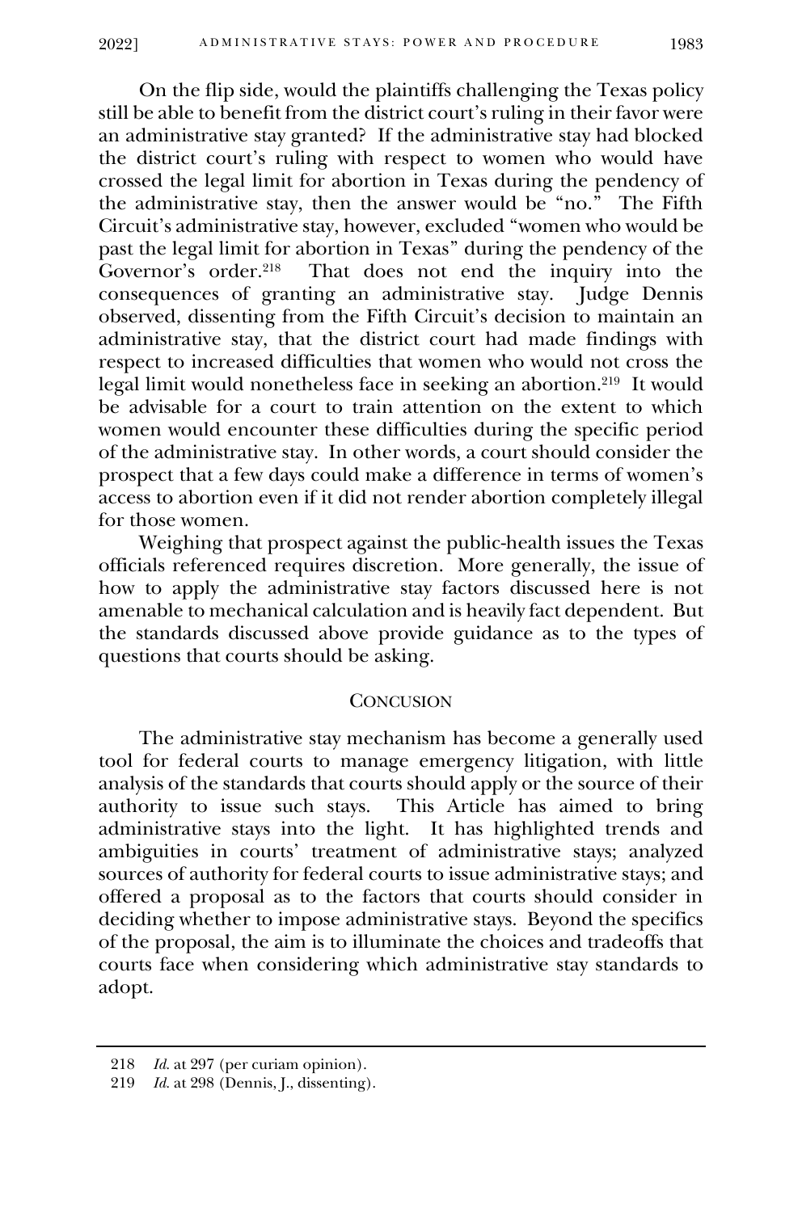On the flip side, would the plaintiffs challenging the Texas policy still be able to benefit from the district court's ruling in their favor were an administrative stay granted? If the administrative stay had blocked the district court's ruling with respect to women who would have crossed the legal limit for abortion in Texas during the pendency of the administrative stay, then the answer would be "no." The Fifth Circuit's administrative stay, however, excluded "women who would be past the legal limit for abortion in Texas" during the pendency of the Governor's order.[218] That does not end the inquiry into the consequences of granting an administrative stay. Judge Dennis observed, dissenting from the Fifth Circuit's decision to maintain an administrative stay, that the district court had made findings with respect to increased difficulties that women who would not cross the legal limit would nonetheless face in seeking an abortion.[219] It would be advisable for a court to train attention on the extent to which women would encounter these difficulties during the specific period of the administrative stay. In other words, a court should consider the prospect that a few days could make a difference in terms of women's access to abortion even if it did not render abortion completely illegal for those women.

Weighing that prospect against the public-health issues the Texas officials referenced requires discretion. More generally, the issue of how to apply the administrative stay factors discussed here is not amenable to mechanical calculation and is heavily fact dependent. But the standards discussed above provide guidance as to the types of questions that courts should be asking.

## CONCUSION

The administrative stay mechanism has become a generally used tool for federal courts to manage emergency litigation, with little analysis of the standards that courts should apply or the source of their authority to issue such stays. This Article has aimed to bring administrative stays into the light. It has highlighted trends and ambiguities in courts' treatment of administrative stays; analyzed sources of authority for federal courts to issue administrative stays; and offered a proposal as to the factors that courts should consider in deciding whether to impose administrative stays. Beyond the specifics of the proposal, the aim is to illuminate the choices and tradeoffs that courts face when considering which administrative stay standards to adopt.

---

218 *Id.* at 297 (per curiam opinion).

219 *Id.* at 298 (Dennis, J., dissenting).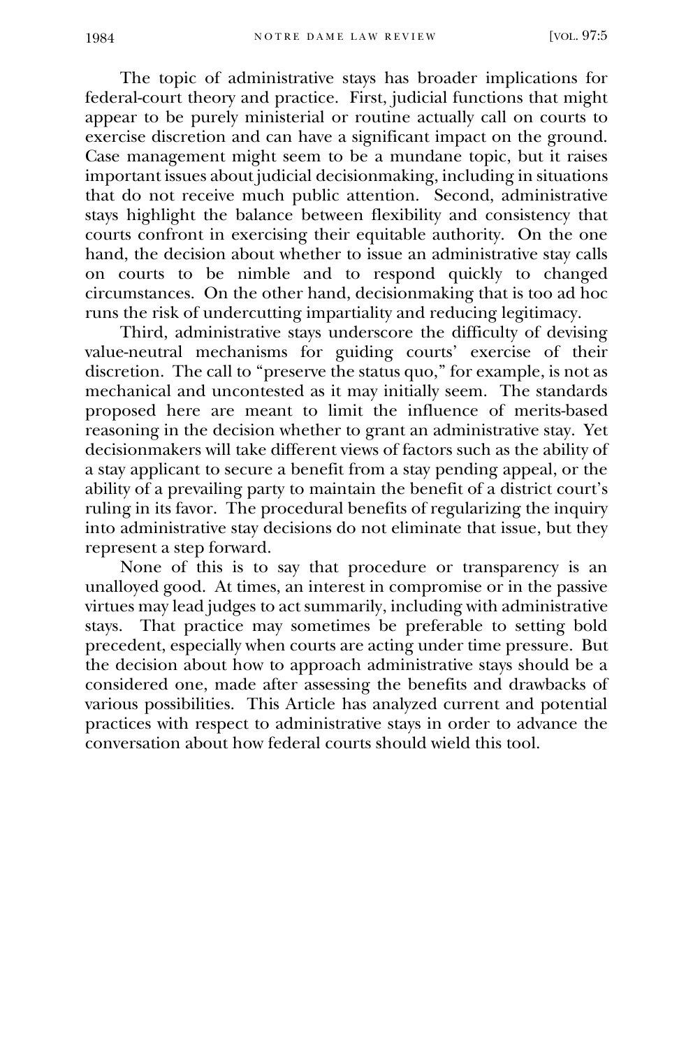The topic of administrative stays has broader implications for federal-court theory and practice. First, judicial functions that might appear to be purely ministerial or routine actually call on courts to exercise discretion and can have a significant impact on the ground. Case management might seem to be a mundane topic, but it raises important issues about judicial decisionmaking, including in situations that do not receive much public attention. Second, administrative stays highlight the balance between flexibility and consistency that courts confront in exercising their equitable authority. On the one hand, the decision about whether to issue an administrative stay calls on courts to be nimble and to respond quickly to changed circumstances. On the other hand, decisionmaking that is too ad hoc runs the risk of undercutting impartiality and reducing legitimacy.

Third, administrative stays underscore the difficulty of devising value-neutral mechanisms for guiding courts' exercise of their discretion. The call to "preserve the status quo," for example, is not as mechanical and uncontested as it may initially seem. The standards proposed here are meant to limit the influence of merits-based reasoning in the decision whether to grant an administrative stay. Yet decisionmakers will take different views of factors such as the ability of a stay applicant to secure a benefit from a stay pending appeal, or the ability of a prevailing party to maintain the benefit of a district court's ruling in its favor. The procedural benefits of regularizing the inquiry into administrative stay decisions do not eliminate that issue, but they represent a step forward.

None of this is to say that procedure or transparency is an unalloyed good. At times, an interest in compromise or in the passive virtues may lead judges to act summarily, including with administrative stays. That practice may sometimes be preferable to setting bold precedent, especially when courts are acting under time pressure. But the decision about how to approach administrative stays should be a considered one, made after assessing the benefits and drawbacks of various possibilities. This Article has analyzed current and potential practices with respect to administrative stays in order to advance the conversation about how federal courts should wield this tool.